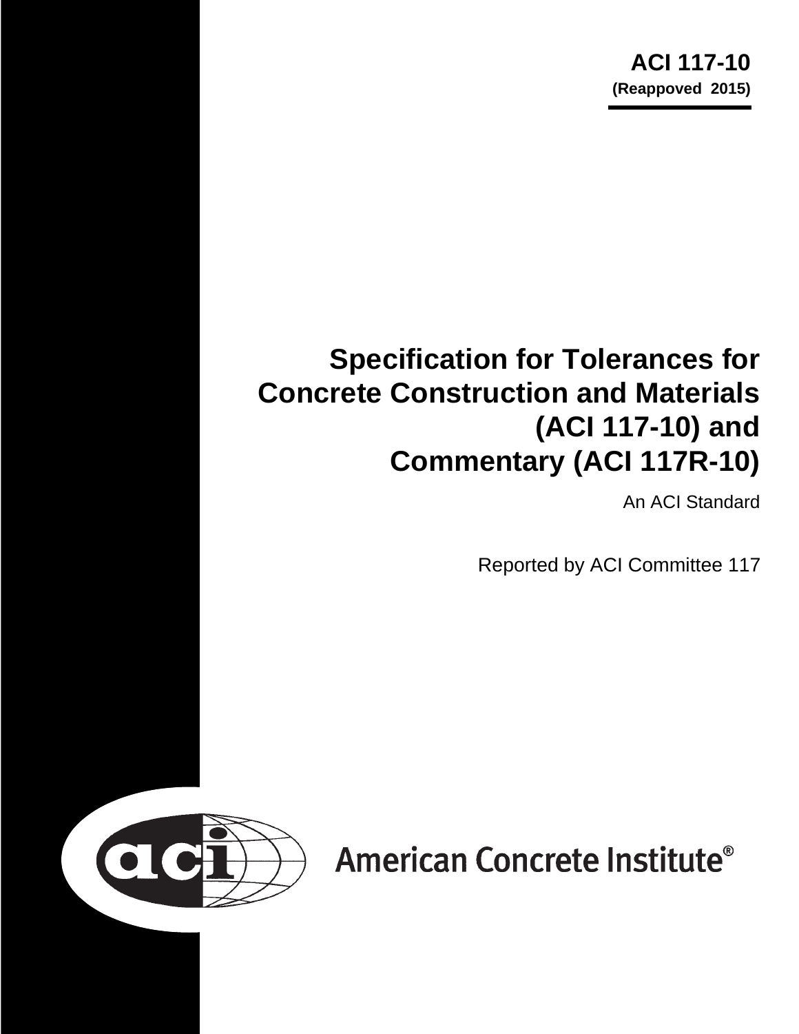**ACI 117-10**
**(Reappoved 2015)**

# Specification for Tolerances for Concrete Construction and Materials (ACI 117-10) and Commentary (ACI 117R-10)

An ACI Standard

Reported by ACI Committee 117

American Concrete Institute®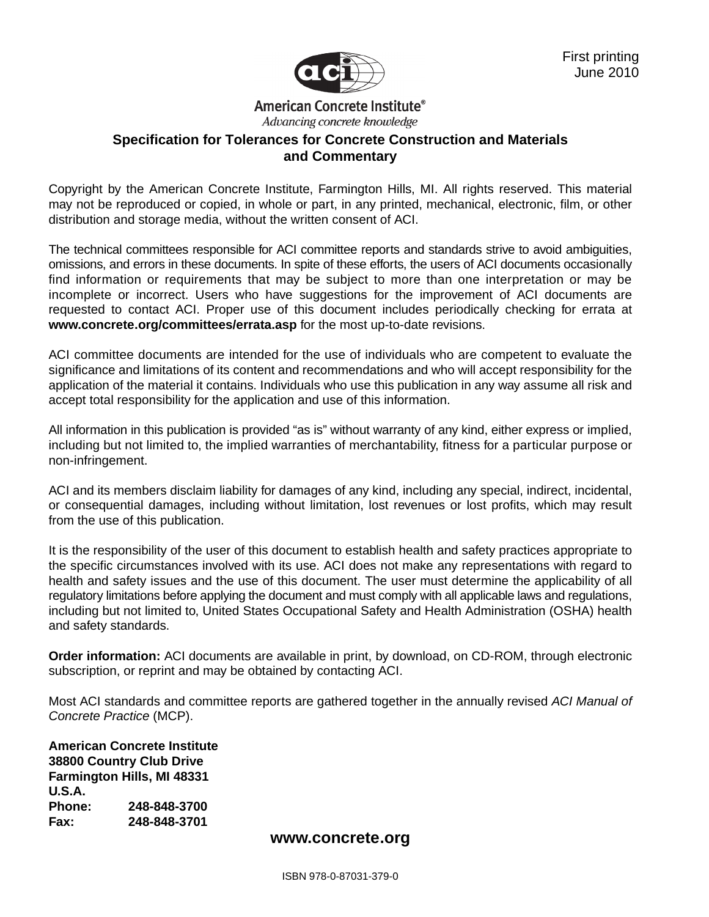First printing
June 2010

American Concrete Institute®
*Advancing concrete knowledge*

**Specification for Tolerances for Concrete Construction and Materials and Commentary**

Copyright by the American Concrete Institute, Farmington Hills, MI. All rights reserved. This material may not be reproduced or copied, in whole or part, in any printed, mechanical, electronic, film, or other distribution and storage media, without the written consent of ACI.

The technical committees responsible for ACI committee reports and standards strive to avoid ambiguities, omissions, and errors in these documents. In spite of these efforts, the users of ACI documents occasionally find information or requirements that may be subject to more than one interpretation or may be incomplete or incorrect. Users who have suggestions for the improvement of ACI documents are requested to contact ACI. Proper use of this document includes periodically checking for errata at **www.concrete.org/committees/errata.asp** for the most up-to-date revisions.

ACI committee documents are intended for the use of individuals who are competent to evaluate the significance and limitations of its content and recommendations and who will accept responsibility for the application of the material it contains. Individuals who use this publication in any way assume all risk and accept total responsibility for the application and use of this information.

All information in this publication is provided "as is" without warranty of any kind, either express or implied, including but not limited to, the implied warranties of merchantability, fitness for a particular purpose or non-infringement.

ACI and its members disclaim liability for damages of any kind, including any special, indirect, incidental, or consequential damages, including without limitation, lost revenues or lost profits, which may result from the use of this publication.

It is the responsibility of the user of this document to establish health and safety practices appropriate to the specific circumstances involved with its use. ACI does not make any representations with regard to health and safety issues and the use of this document. The user must determine the applicability of all regulatory limitations before applying the document and must comply with all applicable laws and regulations, including but not limited to, United States Occupational Safety and Health Administration (OSHA) health and safety standards.

**Order information:** ACI documents are available in print, by download, on CD-ROM, through electronic subscription, or reprint and may be obtained by contacting ACI.

Most ACI standards and committee reports are gathered together in the annually revised *ACI Manual of Concrete Practice* (MCP).

**American Concrete Institute**
**38800 Country Club Drive**
**Farmington Hills, MI 48331**
**U.S.A.**
**Phone: 248-848-3700**
**Fax: 248-848-3701**

**www.concrete.org**

ISBN 978-0-87031-379-0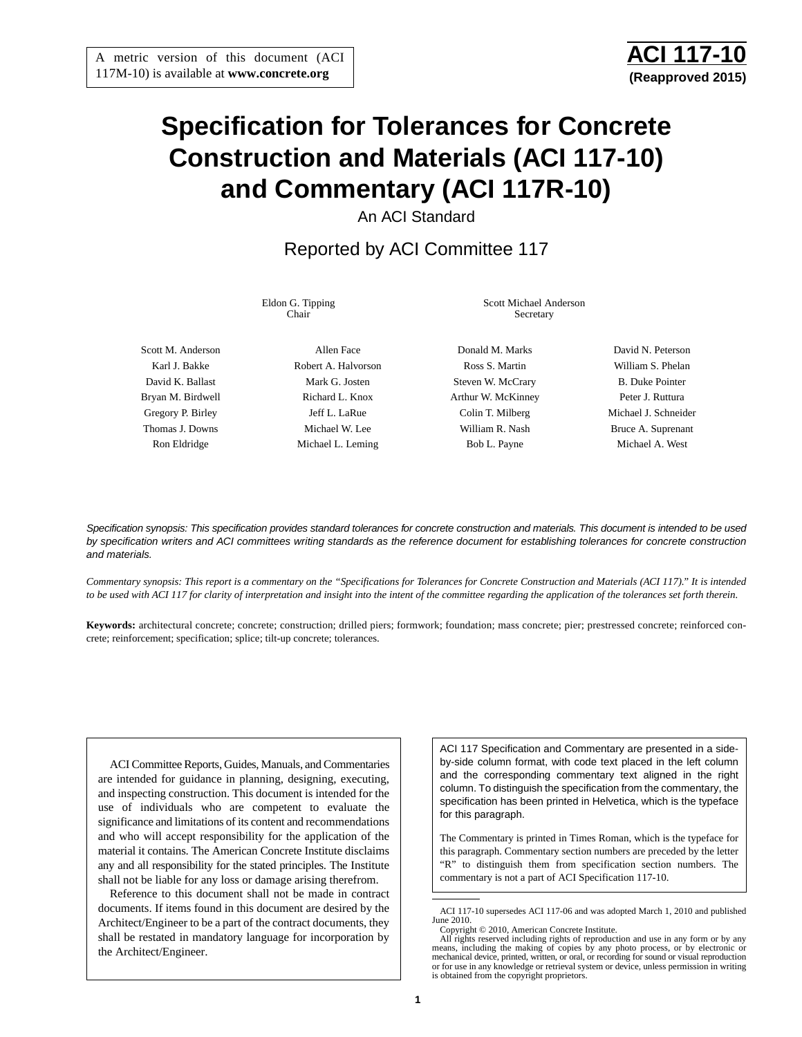A metric version of this document (ACI 117M-10) is available at **www.concrete.org**

**ACI 117-10**
**(Reapproved 2015)**

# Specification for Tolerances for Concrete Construction and Materials (ACI 117-10) and Commentary (ACI 117R-10)

An ACI Standard

## Reported by ACI Committee 117

Eldon G. Tipping
Chair

Scott Michael Anderson
Secretary

| | | | |
|---|---|---|---|
| Scott M. Anderson | Allen Face | Donald M. Marks | David N. Peterson |
| Karl J. Bakke | Robert A. Halvorson | Ross S. Martin | William S. Phelan |
| David K. Ballast | Mark G. Josten | Steven W. McCrary | B. Duke Pointer |
| Bryan M. Birdwell | Richard L. Knox | Arthur W. McKinney | Peter J. Ruttura |
| Gregory P. Birley | Jeff L. LaRue | Colin T. Milberg | Michael J. Schneider |
| Thomas J. Downs | Michael W. Lee | William R. Nash | Bruce A. Suprenant |
| Ron Eldridge | Michael L. Leming | Bob L. Payne | Michael A. West |

*Specification synopsis: This specification provides standard tolerances for concrete construction and materials. This document is intended to be used by specification writers and ACI committees writing standards as the reference document for establishing tolerances for concrete construction and materials.*

*Commentary synopsis: This report is a commentary on the "Specifications for Tolerances for Concrete Construction and Materials (ACI 117)." It is intended to be used with ACI 117 for clarity of interpretation and insight into the intent of the committee regarding the application of the tolerances set forth therein.*

**Keywords:** architectural concrete; concrete; construction; drilled piers; formwork; foundation; mass concrete; pier; prestressed concrete; reinforced concrete; reinforcement; specification; splice; tilt-up concrete; tolerances.

ACI Committee Reports, Guides, Manuals, and Commentaries are intended for guidance in planning, designing, executing, and inspecting construction. This document is intended for the use of individuals who are competent to evaluate the significance and limitations of its content and recommendations and who will accept responsibility for the application of the material it contains. The American Concrete Institute disclaims any and all responsibility for the stated principles. The Institute shall not be liable for any loss or damage arising therefrom.

Reference to this document shall not be made in contract documents. If items found in this document are desired by the Architect/Engineer to be a part of the contract documents, they shall be restated in mandatory language for incorporation by the Architect/Engineer.

ACI 117 Specification and Commentary are presented in a side-by-side column format, with code text placed in the left column and the corresponding commentary text aligned in the right column. To distinguish the specification from the commentary, the specification has been printed in Helvetica, which is the typeface for this paragraph.

The Commentary is printed in Times Roman, which is the typeface for this paragraph. Commentary section numbers are preceded by the letter "R" to distinguish them from specification section numbers. The commentary is not a part of ACI Specification 117-10.

ACI 117-10 supersedes ACI 117-06 and was adopted March 1, 2010 and published June 2010.
Copyright © 2010, American Concrete Institute.
All rights reserved including rights of reproduction and use in any form or by any means, including the making of copies by any photo process, or by electronic or mechanical device, printed, written, or oral, or recording for sound or visual reproduction or for use in any knowledge or retrieval system or device, unless permission in writing is obtained from the copyright proprietors.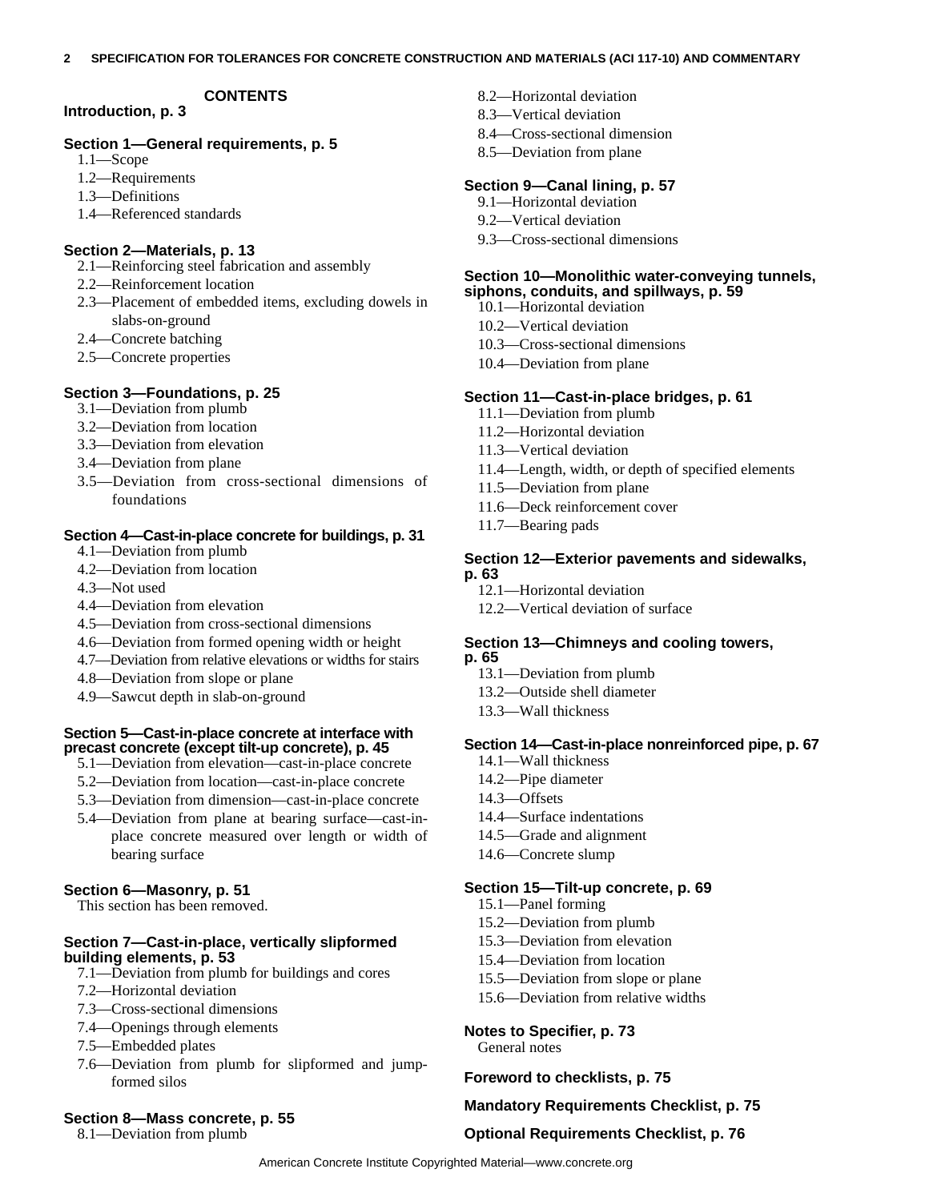## CONTENTS

**Introduction, p. 3**

**Section 1—General requirements, p. 5**

1.1—Scope
1.2—Requirements
1.3—Definitions
1.4—Referenced standards

**Section 2—Materials, p. 13**

2.1—Reinforcing steel fabrication and assembly
2.2—Reinforcement location
2.3—Placement of embedded items, excluding dowels in slabs-on-ground
2.4—Concrete batching
2.5—Concrete properties

**Section 3—Foundations, p. 25**

3.1—Deviation from plumb
3.2—Deviation from location
3.3—Deviation from elevation
3.4—Deviation from plane
3.5—Deviation from cross-sectional dimensions of foundations

**Section 4—Cast-in-place concrete for buildings, p. 31**

4.1—Deviation from plumb
4.2—Deviation from location
4.3—Not used
4.4—Deviation from elevation
4.5—Deviation from cross-sectional dimensions
4.6—Deviation from formed opening width or height
4.7—Deviation from relative elevations or widths for stairs
4.8—Deviation from slope or plane
4.9—Sawcut depth in slab-on-ground

**Section 5—Cast-in-place concrete at interface with precast concrete (except tilt-up concrete), p. 45**

5.1—Deviation from elevation—cast-in-place concrete
5.2—Deviation from location—cast-in-place concrete
5.3—Deviation from dimension—cast-in-place concrete
5.4—Deviation from plane at bearing surface—cast-in-place concrete measured over length or width of bearing surface

**Section 6—Masonry, p. 51**

This section has been removed.

**Section 7—Cast-in-place, vertically slipformed building elements, p. 53**

7.1—Deviation from plumb for buildings and cores
7.2—Horizontal deviation
7.3—Cross-sectional dimensions
7.4—Openings through elements
7.5—Embedded plates
7.6—Deviation from plumb for slipformed and jump-formed silos

**Section 8—Mass concrete, p. 55**

8.1—Deviation from plumb
8.2—Horizontal deviation
8.3—Vertical deviation
8.4—Cross-sectional dimension
8.5—Deviation from plane

**Section 9—Canal lining, p. 57**

9.1—Horizontal deviation
9.2—Vertical deviation
9.3—Cross-sectional dimensions

**Section 10—Monolithic water-conveying tunnels, siphons, conduits, and spillways, p. 59**

10.1—Horizontal deviation
10.2—Vertical deviation
10.3—Cross-sectional dimensions
10.4—Deviation from plane

**Section 11—Cast-in-place bridges, p. 61**

11.1—Deviation from plumb
11.2—Horizontal deviation
11.3—Vertical deviation
11.4—Length, width, or depth of specified elements
11.5—Deviation from plane
11.6—Deck reinforcement cover
11.7—Bearing pads

**Section 12—Exterior pavements and sidewalks, p. 63**

12.1—Horizontal deviation
12.2—Vertical deviation of surface

**Section 13—Chimneys and cooling towers, p. 65**

13.1—Deviation from plumb
13.2—Outside shell diameter
13.3—Wall thickness

**Section 14—Cast-in-place nonreinforced pipe, p. 67**

14.1—Wall thickness
14.2—Pipe diameter
14.3—Offsets
14.4—Surface indentations
14.5—Grade and alignment
14.6—Concrete slump

**Section 15—Tilt-up concrete, p. 69**

15.1—Panel forming
15.2—Deviation from plumb
15.3—Deviation from elevation
15.4—Deviation from location
15.5—Deviation from slope or plane
15.6—Deviation from relative widths

**Notes to Specifier, p. 73**

General notes

**Foreword to checklists, p. 75**

**Mandatory Requirements Checklist, p. 75**

**Optional Requirements Checklist, p. 76**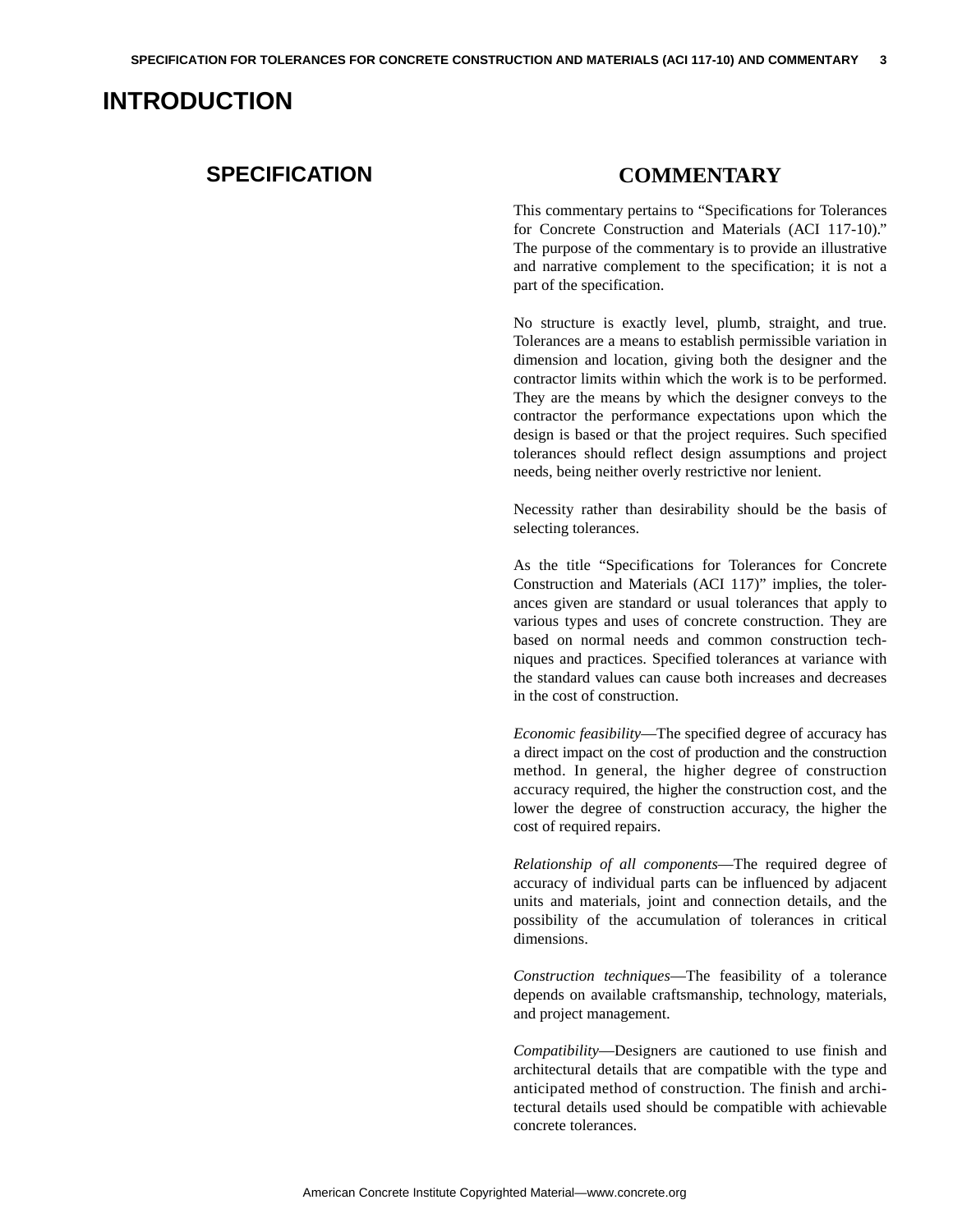# INTRODUCTION

## SPECIFICATION

## COMMENTARY

This commentary pertains to “Specifications for Tolerances for Concrete Construction and Materials (ACI 117-10).” The purpose of the commentary is to provide an illustrative and narrative complement to the specification; it is not a part of the specification.

No structure is exactly level, plumb, straight, and true. Tolerances are a means to establish permissible variation in dimension and location, giving both the designer and the contractor limits within which the work is to be performed. They are the means by which the designer conveys to the contractor the performance expectations upon which the design is based or that the project requires. Such specified tolerances should reflect design assumptions and project needs, being neither overly restrictive nor lenient.

Necessity rather than desirability should be the basis of selecting tolerances.

As the title “Specifications for Tolerances for Concrete Construction and Materials (ACI 117)” implies, the tolerances given are standard or usual tolerances that apply to various types and uses of concrete construction. They are based on normal needs and common construction techniques and practices. Specified tolerances at variance with the standard values can cause both increases and decreases in the cost of construction.

*Economic feasibility*—The specified degree of accuracy has a direct impact on the cost of production and the construction method. In general, the higher degree of construction accuracy required, the higher the construction cost, and the lower the degree of construction accuracy, the higher the cost of required repairs.

*Relationship of all components*—The required degree of accuracy of individual parts can be influenced by adjacent units and materials, joint and connection details, and the possibility of the accumulation of tolerances in critical dimensions.

*Construction techniques*—The feasibility of a tolerance depends on available craftsmanship, technology, materials, and project management.

*Compatibility*—Designers are cautioned to use finish and architectural details that are compatible with the type and anticipated method of construction. The finish and architectural details used should be compatible with achievable concrete tolerances.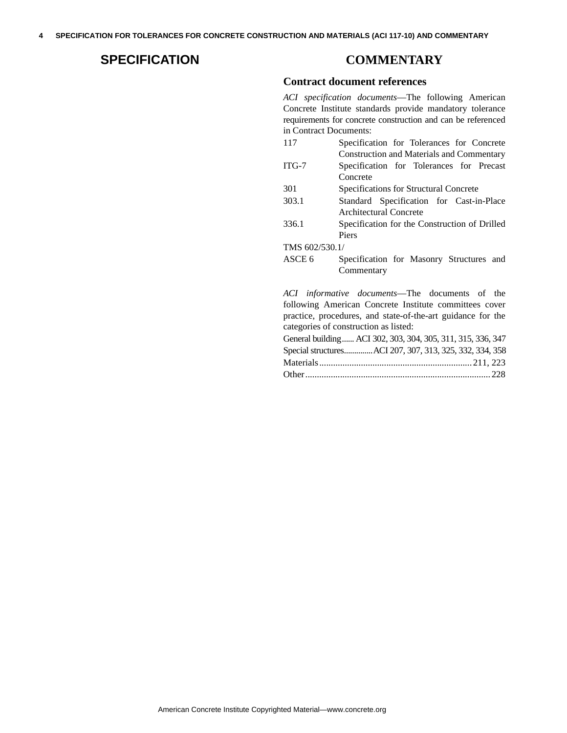## SPECIFICATION

## COMMENTARY

### Contract document references

*ACI specification documents*—The following American Concrete Institute standards provide mandatory tolerance requirements for concrete construction and can be referenced in Contract Documents:

| | |
|---|---|
| 117 | Specification for Tolerances for Concrete Construction and Materials and Commentary |
| ITG-7 | Specification for Tolerances for Precast Concrete |
| 301 | Specifications for Structural Concrete |
| 303.1 | Standard Specification for Cast-in-Place Architectural Concrete |
| 336.1 | Specification for the Construction of Drilled Piers |
| TMS 602/530.1/ ASCE 6 | Specification for Masonry Structures and Commentary |

*ACI informative documents*—The documents of the following American Concrete Institute committees cover practice, procedures, and state-of-the-art guidance for the categories of construction as listed:

General building...... ACI 302, 303, 304, 305, 311, 315, 336, 347
Special structures.............ACI 207, 307, 313, 325, 332, 334, 358
Materials.................................................................211, 223
Other...............................................................................228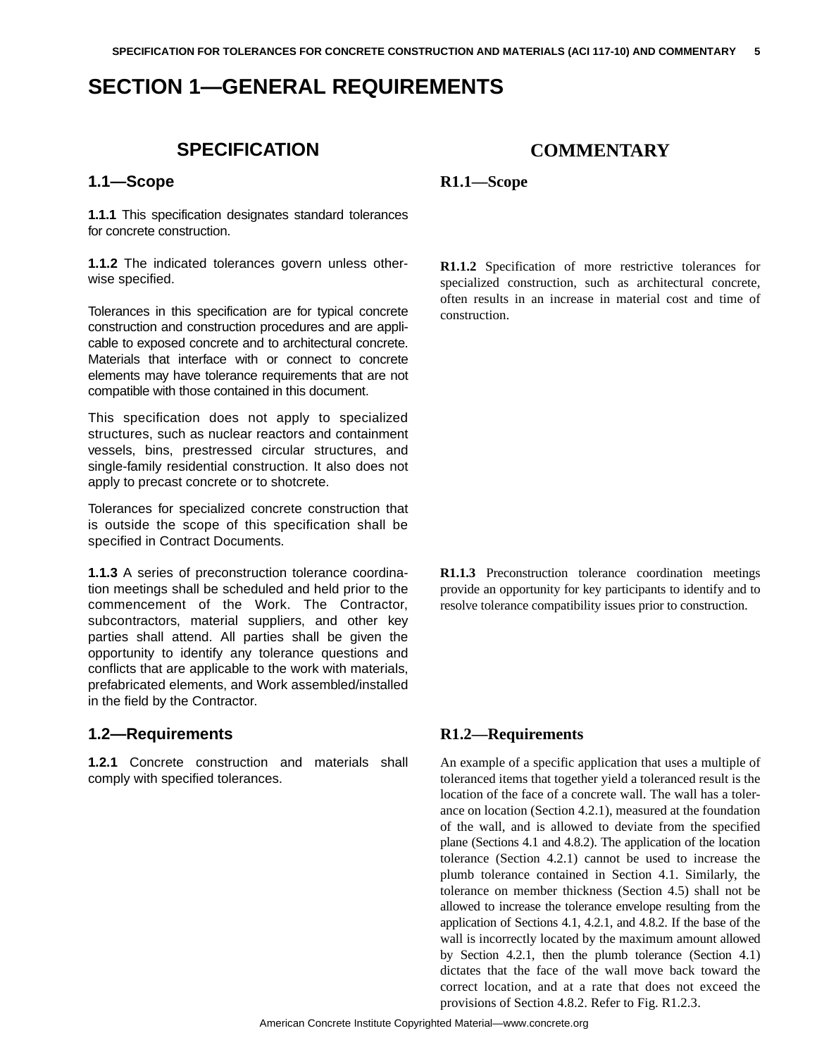# SECTION 1—GENERAL REQUIREMENTS

## SPECIFICATION

### 1.1—Scope

**1.1.1** This specification designates standard tolerances for concrete construction.

**1.1.2** The indicated tolerances govern unless otherwise specified.

Tolerances in this specification are for typical concrete construction and construction procedures and are applicable to exposed concrete and to architectural concrete. Materials that interface with or connect to concrete elements may have tolerance requirements that are not compatible with those contained in this document.

This specification does not apply to specialized structures, such as nuclear reactors and containment vessels, bins, prestressed circular structures, and single-family residential construction. It also does not apply to precast concrete or to shotcrete.

Tolerances for specialized concrete construction that is outside the scope of this specification shall be specified in Contract Documents.

**1.1.3** A series of preconstruction tolerance coordination meetings shall be scheduled and held prior to the commencement of the Work. The Contractor, subcontractors, material suppliers, and other key parties shall attend. All parties shall be given the opportunity to identify any tolerance questions and conflicts that are applicable to the work with materials, prefabricated elements, and Work assembled/installed in the field by the Contractor.

### 1.2—Requirements

**1.2.1** Concrete construction and materials shall comply with specified tolerances.

## COMMENTARY

### R1.1—Scope

**R1.1.2** Specification of more restrictive tolerances for specialized construction, such as architectural concrete, often results in an increase in material cost and time of construction.

**R1.1.3** Preconstruction tolerance coordination meetings provide an opportunity for key participants to identify and to resolve tolerance compatibility issues prior to construction.

### R1.2—Requirements

An example of a specific application that uses a multiple of toleranced items that together yield a toleranced result is the location of the face of a concrete wall. The wall has a tolerance on location (Section 4.2.1), measured at the foundation of the wall, and is allowed to deviate from the specified plane (Sections 4.1 and 4.8.2). The application of the location tolerance (Section 4.2.1) cannot be used to increase the plumb tolerance contained in Section 4.1. Similarly, the tolerance on member thickness (Section 4.5) shall not be allowed to increase the tolerance envelope resulting from the application of Sections 4.1, 4.2.1, and 4.8.2. If the base of the wall is incorrectly located by the maximum amount allowed by Section 4.2.1, then the plumb tolerance (Section 4.1) dictates that the face of the wall move back toward the correct location, and at a rate that does not exceed the provisions of Section 4.8.2. Refer to Fig. R1.2.3.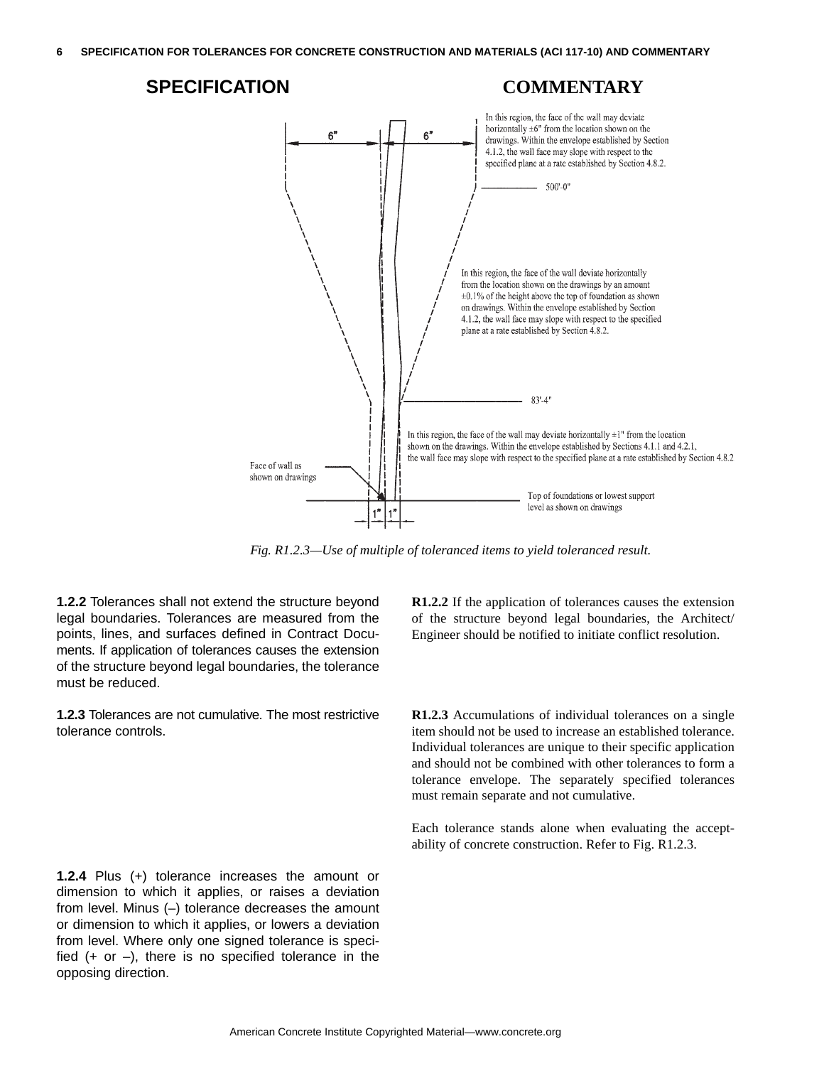## SPECIFICATION

## COMMENTARY

In this region, the face of the wall may deviate horizontally ±6" from the location shown on the drawings. Within the envelope established by Section 4.1.2, the wall face may slope with respect to the specified plane at a rate established by Section 4.8.2.

500'-0"

In this region, the face of the wall deviate horizontally from the location shown on the drawings by an amount ±0.1% of the height above the top of foundation as shown on drawings. Within the envelope established by Section 4.1.2, the wall face may slope with respect to the specified plane at a rate established by Section 4.8.2.

83'-4"

In this region, the face of the wall may deviate horizontally ±1" from the location shown on the drawings. Within the envelope established by Sections 4.1.1 and 4.2.1, the wall face may slope with respect to the specified plane at a rate established by Section 4.8.2

Face of wall as shown on drawings

Top of foundations or lowest support level as shown on drawings

6" 6" 1" 1"

*Fig. R1.2.3—Use of multiple of toleranced items to yield toleranced result.*

**1.2.2** Tolerances shall not extend the structure beyond legal boundaries. Tolerances are measured from the points, lines, and surfaces defined in Contract Documents. If application of tolerances causes the extension of the structure beyond legal boundaries, the tolerance must be reduced.

**R1.2.2** If the application of tolerances causes the extension of the structure beyond legal boundaries, the Architect/Engineer should be notified to initiate conflict resolution.

**1.2.3** Tolerances are not cumulative. The most restrictive tolerance controls.

**R1.2.3** Accumulations of individual tolerances on a single item should not be used to increase an established tolerance. Individual tolerances are unique to their specific application and should not be combined with other tolerances to form a tolerance envelope. The separately specified tolerances must remain separate and not cumulative.

Each tolerance stands alone when evaluating the acceptability of concrete construction. Refer to Fig. R1.2.3.

**1.2.4** Plus (+) tolerance increases the amount or dimension to which it applies, or raises a deviation from level. Minus (–) tolerance decreases the amount or dimension to which it applies, or lowers a deviation from level. Where only one signed tolerance is specified (+ or –), there is no specified tolerance in the opposing direction.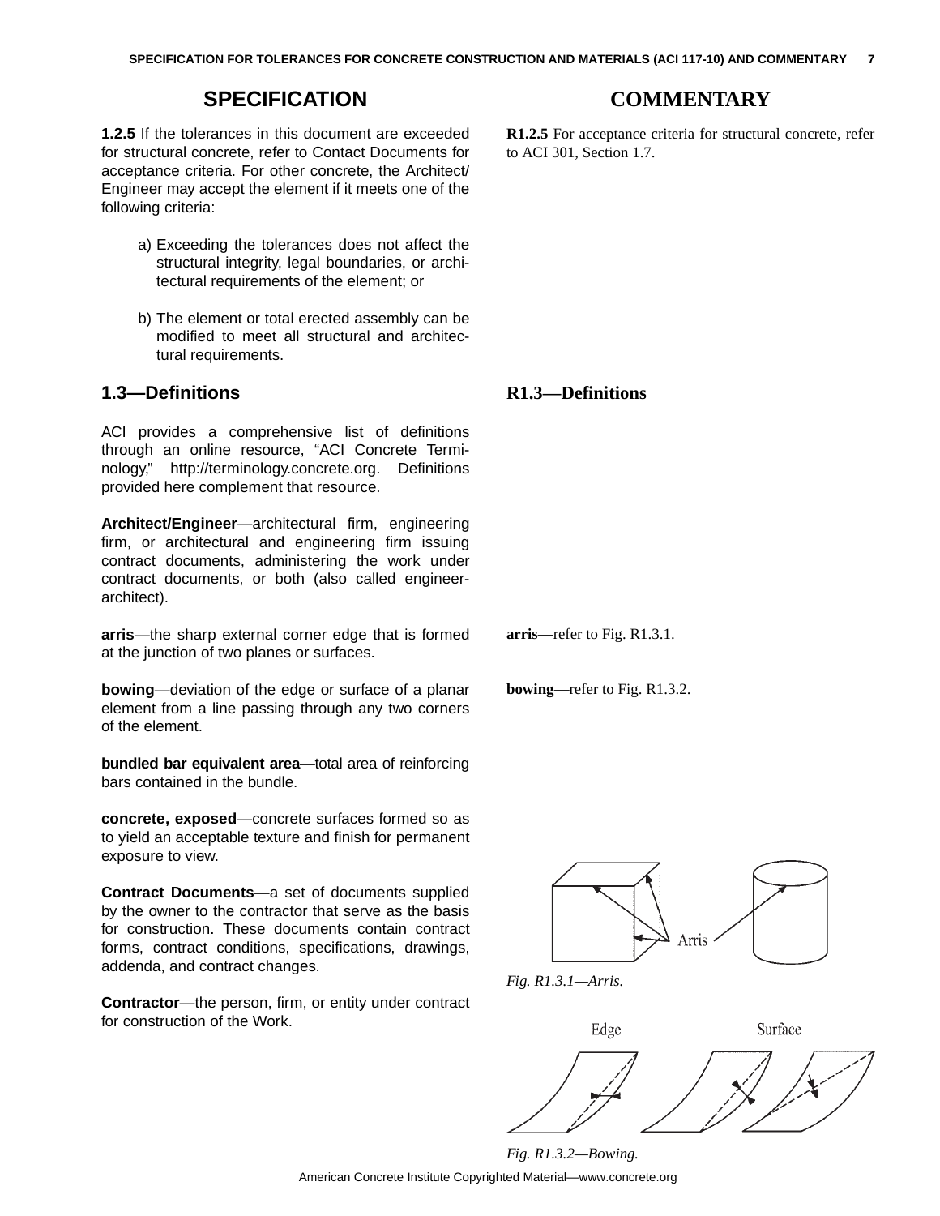## SPECIFICATION

**1.2.5** If the tolerances in this document are exceeded for structural concrete, refer to Contact Documents for acceptance criteria. For other concrete, the Architect/Engineer may accept the element if it meets one of the following criteria:

a) Exceeding the tolerances does not affect the structural integrity, legal boundaries, or architectural requirements of the element; or

b) The element or total erected assembly can be modified to meet all structural and architectural requirements.

## COMMENTARY

**R1.2.5** For acceptance criteria for structural concrete, refer to ACI 301, Section 1.7.

## 1.3—Definitions

ACI provides a comprehensive list of definitions through an online resource, "ACI Concrete Terminology," http://terminology.concrete.org. Definitions provided here complement that resource.

**Architect/Engineer**—architectural firm, engineering firm, or architectural and engineering firm issuing contract documents, administering the work under contract documents, or both (also called engineer-architect).

**arris**—the sharp external corner edge that is formed at the junction of two planes or surfaces.

**bowing**—deviation of the edge or surface of a planar element from a line passing through any two corners of the element.

**bundled bar equivalent area**—total area of reinforcing bars contained in the bundle.

**concrete, exposed**—concrete surfaces formed so as to yield an acceptable texture and finish for permanent exposure to view.

**Contract Documents**—a set of documents supplied by the owner to the contractor that serve as the basis for construction. These documents contain contract forms, contract conditions, specifications, drawings, addenda, and contract changes.

**Contractor**—the person, firm, or entity under contract for construction of the Work.

## R1.3—Definitions

**arris**—refer to Fig. R1.3.1.

**bowing**—refer to Fig. R1.3.2.

*Fig. R1.3.1—Arris.*

*Fig. R1.3.2—Bowing.*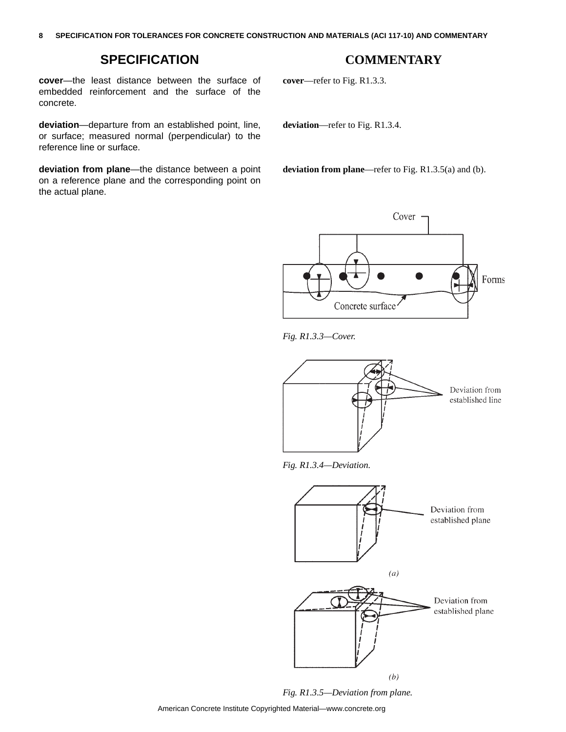## SPECIFICATION

**cover**—the least distance between the surface of embedded reinforcement and the surface of the concrete.

**deviation**—departure from an established point, line, or surface; measured normal (perpendicular) to the reference line or surface.

**deviation from plane**—the distance between a point on a reference plane and the corresponding point on the actual plane.

## COMMENTARY

**cover**—refer to Fig. R1.3.3.

**deviation**—refer to Fig. R1.3.4.

**deviation from plane**—refer to Fig. R1.3.5(a) and (b).

*Fig. R1.3.3—Cover.*

*Fig. R1.3.4—Deviation.*

*Fig. R1.3.5—Deviation from plane.*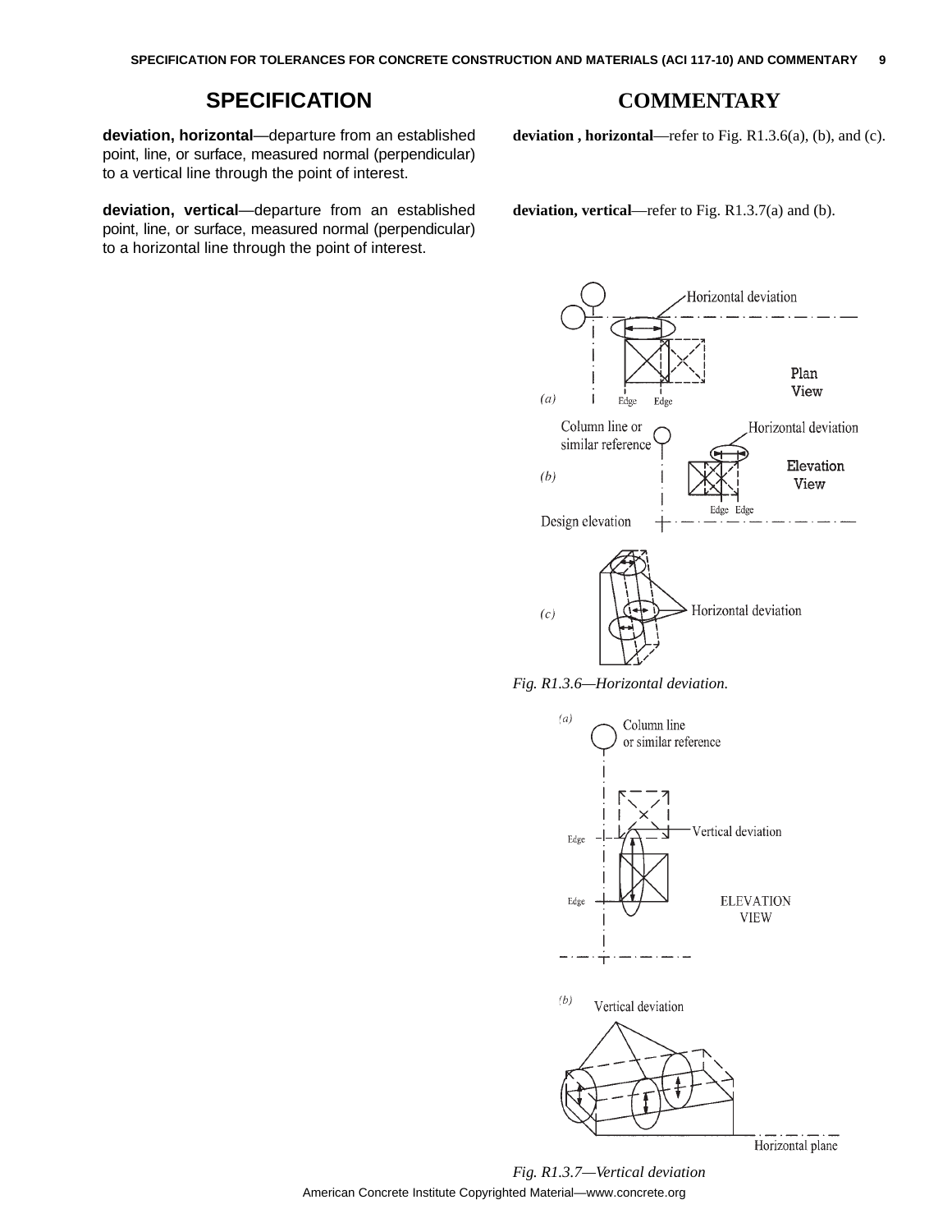## SPECIFICATION

**deviation, horizontal**—departure from an established point, line, or surface, measured normal (perpendicular) to a vertical line through the point of interest.

**deviation, vertical**—departure from an established point, line, or surface, measured normal (perpendicular) to a horizontal line through the point of interest.

## COMMENTARY

**deviation , horizontal**—refer to Fig. R1.3.6(a), (b), and (c).

**deviation, vertical**—refer to Fig. R1.3.7(a) and (b).

*Fig. R1.3.6—Horizontal deviation.*

*Fig. R1.3.7—Vertical deviation*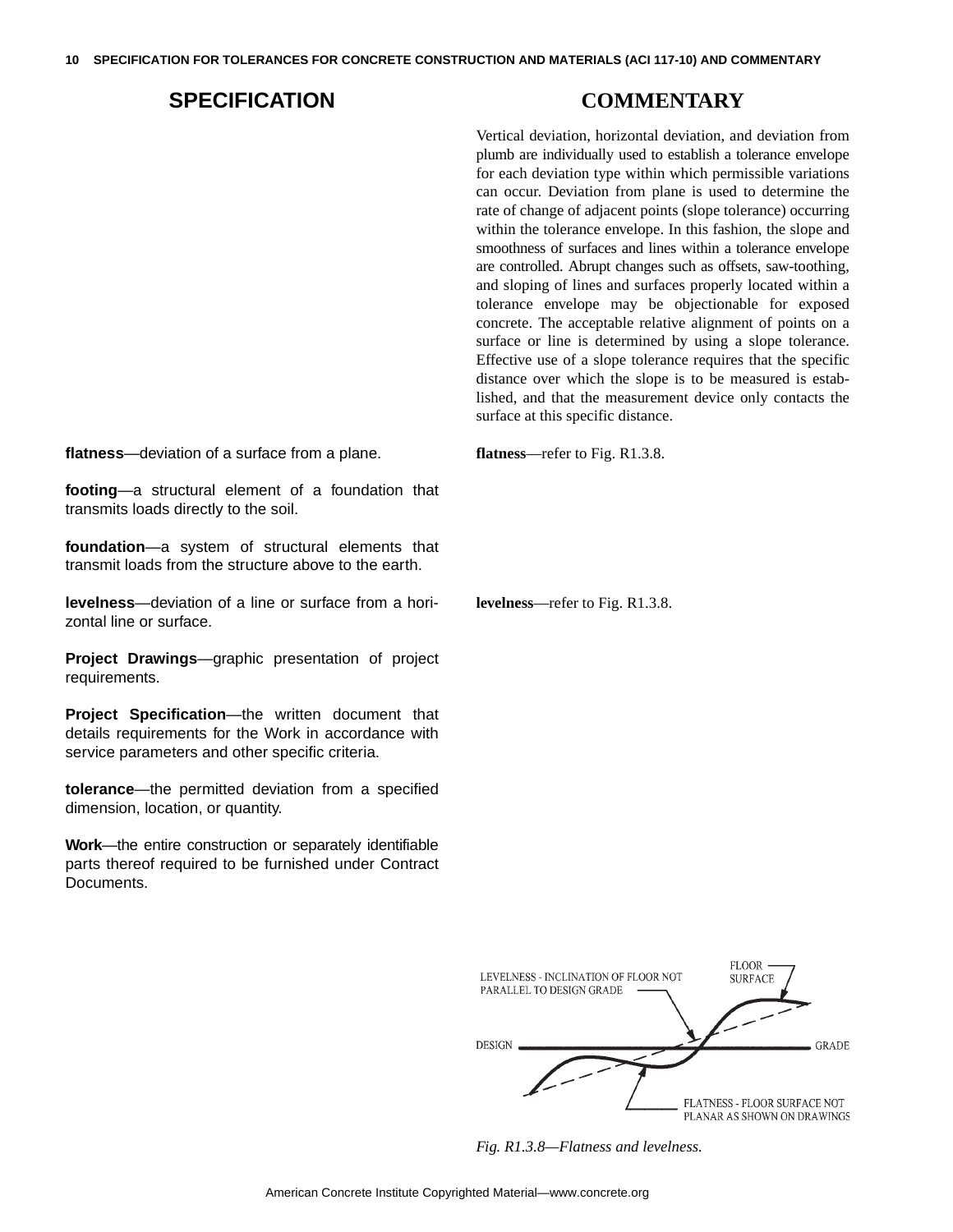## SPECIFICATION

## COMMENTARY

Vertical deviation, horizontal deviation, and deviation from plumb are individually used to establish a tolerance envelope for each deviation type within which permissible variations can occur. Deviation from plane is used to determine the rate of change of adjacent points (slope tolerance) occurring within the tolerance envelope. In this fashion, the slope and smoothness of surfaces and lines within a tolerance envelope are controlled. Abrupt changes such as offsets, saw-toothing, and sloping of lines and surfaces properly located within a tolerance envelope may be objectionable for exposed concrete. The acceptable relative alignment of points on a surface or line is determined by using a slope tolerance. Effective use of a slope tolerance requires that the specific distance over which the slope is to be measured is established, and that the measurement device only contacts the surface at this specific distance.

**flatness**—deviation of a surface from a plane.

**flatness**—refer to Fig. R1.3.8.

**footing**—a structural element of a foundation that transmits loads directly to the soil.

**foundation**—a system of structural elements that transmit loads from the structure above to the earth.

**levelness**—deviation of a line or surface from a horizontal line or surface.

**levelness**—refer to Fig. R1.3.8.

**Project Drawings**—graphic presentation of project requirements.

**Project Specification**—the written document that details requirements for the Work in accordance with service parameters and other specific criteria.

**tolerance**—the permitted deviation from a specified dimension, location, or quantity.

**Work**—the entire construction or separately identifiable parts thereof required to be furnished under Contract Documents.

LEVELNESS - INCLINATION OF FLOOR NOT PARALLEL TO DESIGN GRADE

FLOOR SURFACE

DESIGN GRADE

FLATNESS - FLOOR SURFACE NOT PLANAR AS SHOWN ON DRAWINGS

*Fig. R1.3.8—Flatness and levelness.*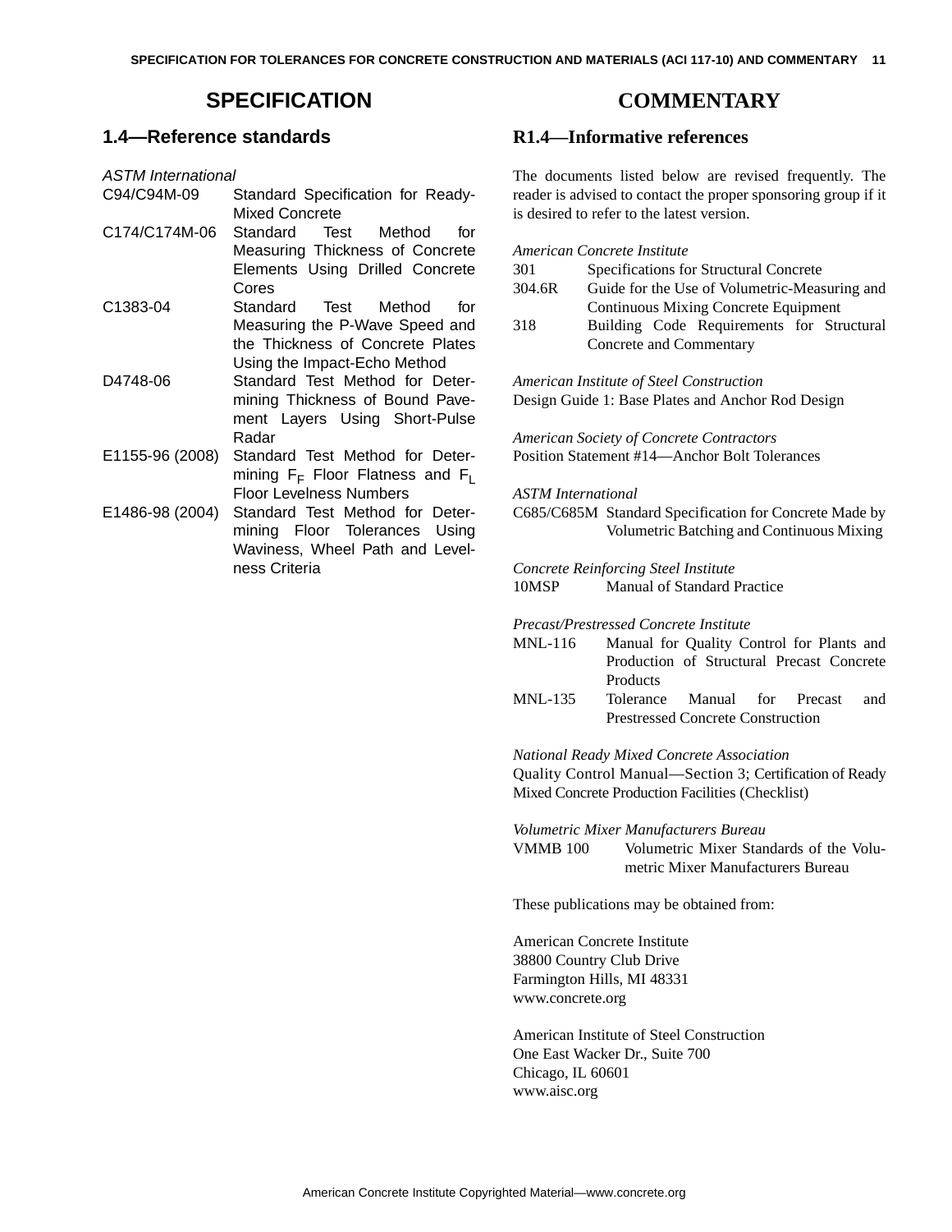## SPECIFICATION

### 1.4—Reference standards

*ASTM International*

| | |
|---|---|
| C94/C94M-09 | Standard Specification for Ready-Mixed Concrete |
| C174/C174M-06 | Standard Test Method for Measuring Thickness of Concrete Elements Using Drilled Concrete Cores |
| C1383-04 | Standard Test Method for Measuring the P-Wave Speed and the Thickness of Concrete Plates Using the Impact-Echo Method |
| D4748-06 | Standard Test Method for Determining Thickness of Bound Pavement Layers Using Short-Pulse Radar |
| E1155-96 (2008) | Standard Test Method for Determining $F_F$ Floor Flatness and $F_L$ Floor Levelness Numbers |
| E1486-98 (2004) | Standard Test Method for Determining Floor Tolerances Using Waviness, Wheel Path and Levelness Criteria |

## COMMENTARY

### R1.4—Informative references

The documents listed below are revised frequently. The reader is advised to contact the proper sponsoring group if it is desired to refer to the latest version.

*American Concrete Institute*

| | |
|---|---|
| 301 | Specifications for Structural Concrete |
| 304.6R | Guide for the Use of Volumetric-Measuring and Continuous Mixing Concrete Equipment |
| 318 | Building Code Requirements for Structural Concrete and Commentary |

*American Institute of Steel Construction*

Design Guide 1: Base Plates and Anchor Rod Design

*American Society of Concrete Contractors*

Position Statement #14—Anchor Bolt Tolerances

*ASTM International*

| | |
|---|---|
| C685/C685M | Standard Specification for Concrete Made by Volumetric Batching and Continuous Mixing |

*Concrete Reinforcing Steel Institute*

| | |
|---|---|
| 10MSP | Manual of Standard Practice |

*Precast/Prestressed Concrete Institute*

| | |
|---|---|
| MNL-116 | Manual for Quality Control for Plants and Production of Structural Precast Concrete Products |
| MNL-135 | Tolerance Manual for Precast and Prestressed Concrete Construction |

*National Ready Mixed Concrete Association*

Quality Control Manual—Section 3; Certification of Ready Mixed Concrete Production Facilities (Checklist)

*Volumetric Mixer Manufacturers Bureau*

| | |
|---|---|
| VMMB 100 | Volumetric Mixer Standards of the Volumetric Mixer Manufacturers Bureau |

These publications may be obtained from:

American Concrete Institute
38800 Country Club Drive
Farmington Hills, MI 48331
www.concrete.org

American Institute of Steel Construction
One East Wacker Dr., Suite 700
Chicago, IL 60601
www.aisc.org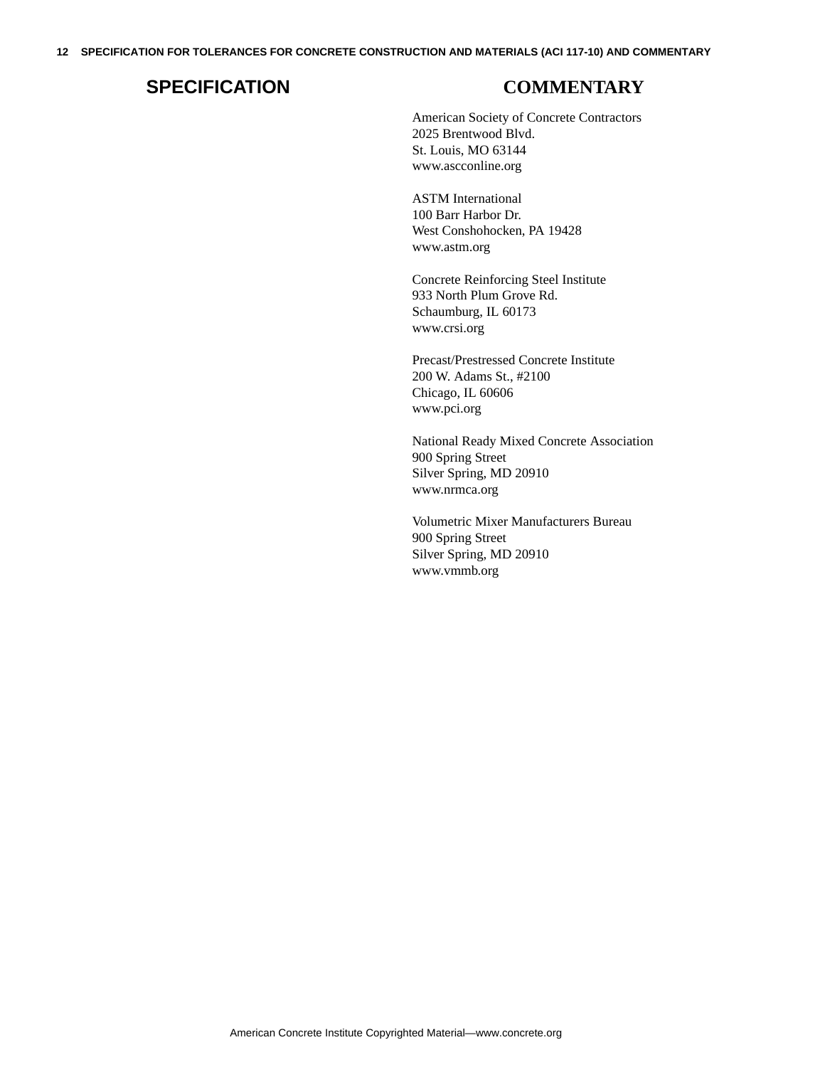## SPECIFICATION

## COMMENTARY

American Society of Concrete Contractors
2025 Brentwood Blvd.
St. Louis, MO 63144
www.ascconline.org

ASTM International
100 Barr Harbor Dr.
West Conshohocken, PA 19428
www.astm.org

Concrete Reinforcing Steel Institute
933 North Plum Grove Rd.
Schaumburg, IL 60173
www.crsi.org

Precast/Prestressed Concrete Institute
200 W. Adams St., #2100
Chicago, IL 60606
www.pci.org

National Ready Mixed Concrete Association
900 Spring Street
Silver Spring, MD 20910
www.nrmca.org

Volumetric Mixer Manufacturers Bureau
900 Spring Street
Silver Spring, MD 20910
www.vmmb.org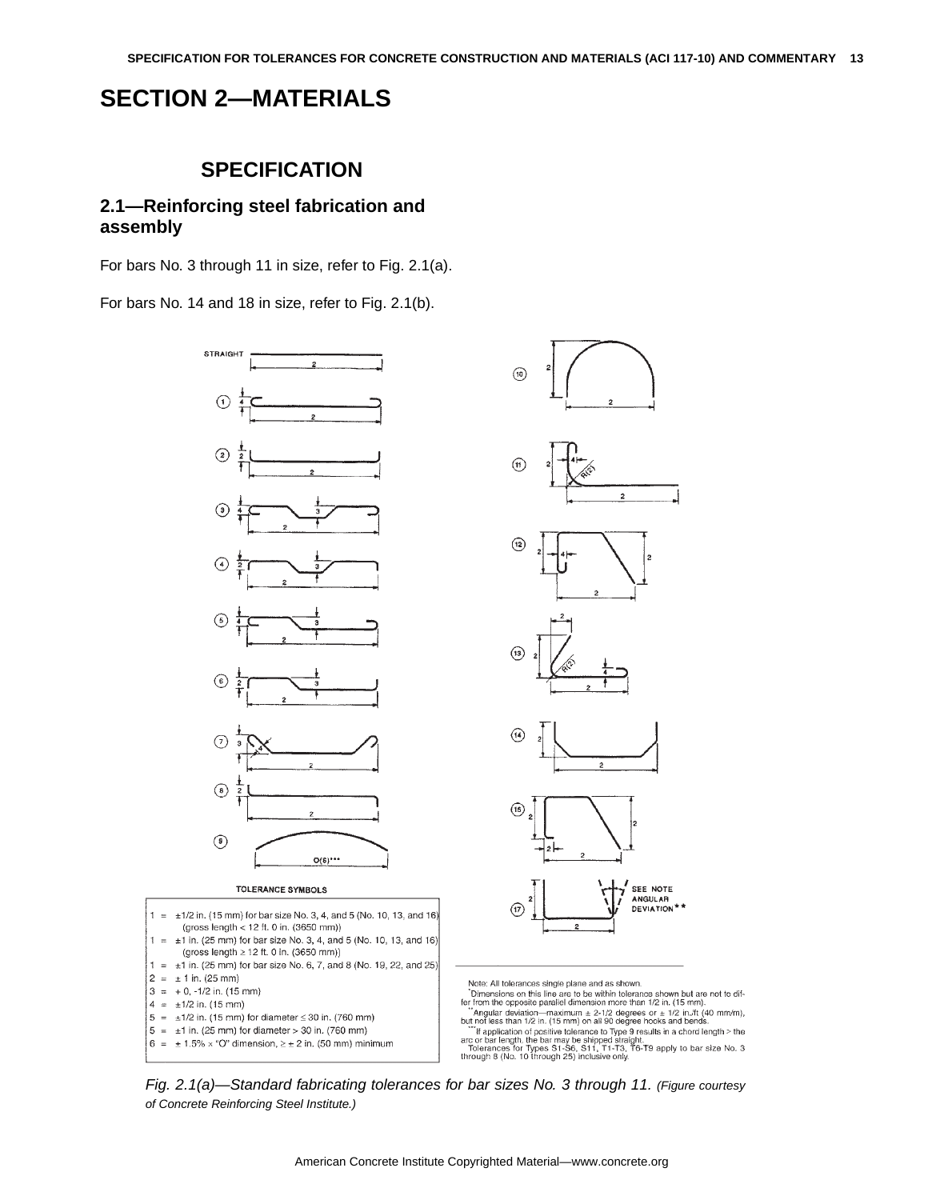# SECTION 2—MATERIALS

## SPECIFICATION

### 2.1—Reinforcing steel fabrication and assembly

For bars No. 3 through 11 in size, refer to Fig. 2.1(a).

For bars No. 14 and 18 in size, refer to Fig. 2.1(b).

TOLERANCE SYMBOLS

1 = ±1/2 in. (15 mm) for bar size No. 3, 4, and 5 (No. 10, 13, and 16) (gross length < 12 ft. 0 in. (3650 mm))
1 = ±1 in. (25 mm) for bar size No. 3, 4, and 5 (No. 10, 13, and 16) (gross length ≥ 12 ft. 0 in. (3650 mm))
1 = ±1 in. (25 mm) for bar size No. 6, 7, and 8 (No. 19, 22, and 25)
2 = ± 1 in. (25 mm)
3 = + 0, -1/2 in. (15 mm)
4 = ±1/2 in. (15 mm)
5 = ±1/2 in. (15 mm) for diameter ≤ 30 in. (760 mm)
5 = ±1 in. (25 mm) for diameter > 30 in. (760 mm)
6 = ± 1.5% x "O" dimension, ≥ ± 2 in. (50 mm) minimum

Note: All tolerances single plane and as shown.
*Dimensions on this line are to be within tolerance shown but are not to differ from the opposite parallel dimension more than 1/2 in. (15 mm).
**Angular deviation—maximum ± 2-1/2 degrees or ± 1/2 in./ft (40 mm/m), but not less than 1/2 in. (15 mm) on all 90 degree hooks and bends.
***If application of positive tolerance to Type 9 results in a chord length ≥ the arc or bar length, the bar may be shipped straight.
Tolerances for Types S1-S6, S11, T1-T3, T6-T9 apply to bar size No. 3 through 8 (No. 10 through 25) inclusive only.

*Fig. 2.1(a)—Standard fabricating tolerances for bar sizes No. 3 through 11. (Figure courtesy of Concrete Reinforcing Steel Institute.)*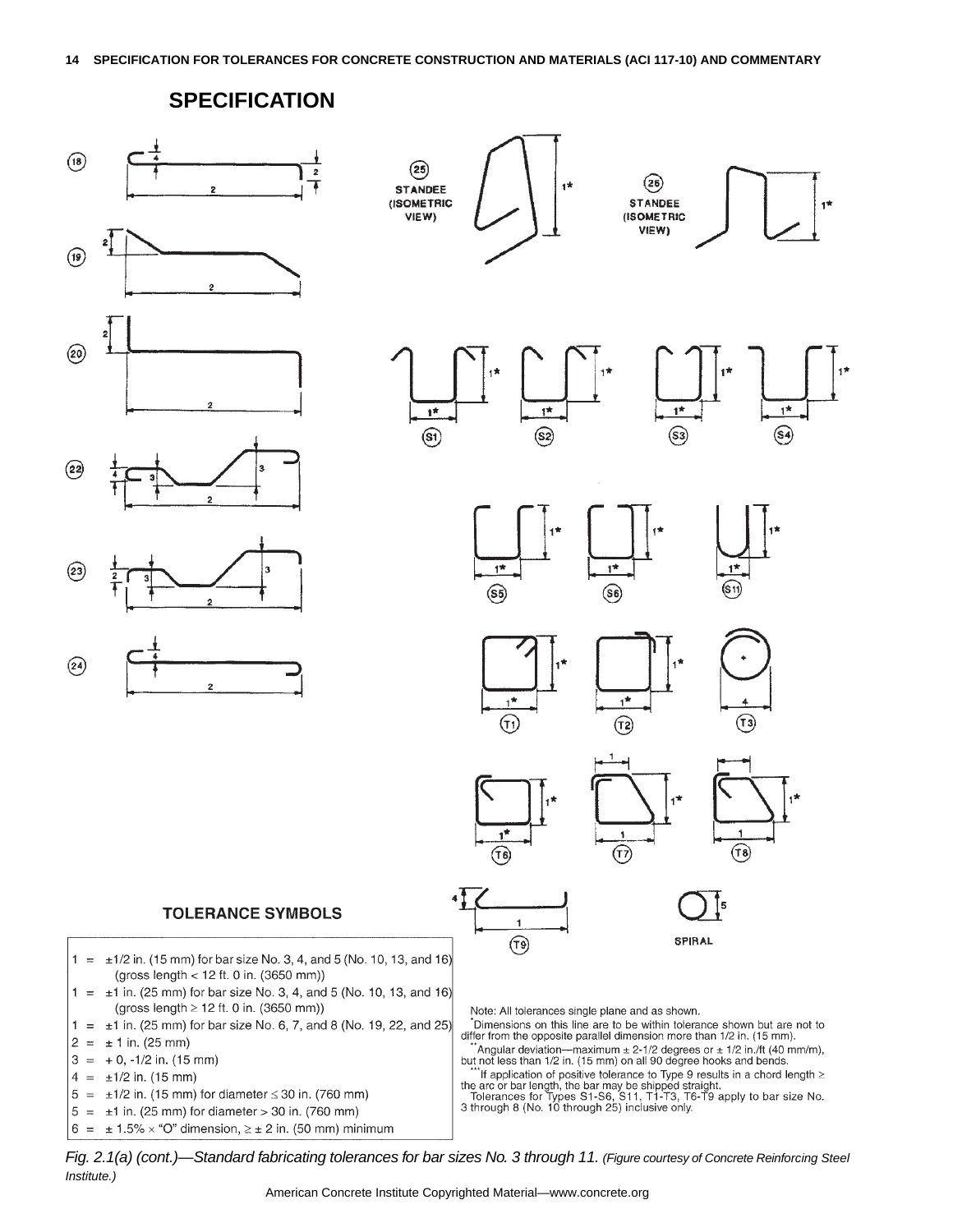## SPECIFICATION

### TOLERANCE SYMBOLS

1 = ±1/2 in. (15 mm) for bar size No. 3, 4, and 5 (No. 10, 13, and 16) (gross length < 12 ft. 0 in. (3650 mm))

1 = ±1 in. (25 mm) for bar size No. 3, 4, and 5 (No. 10, 13, and 16) (gross length ≥ 12 ft. 0 in. (3650 mm))

1 = ±1 in. (25 mm) for bar size No. 6, 7, and 8 (No. 19, 22, and 25)

2 = ± 1 in. (25 mm)

3 = + 0, -1/2 in. (15 mm)

4 = ±1/2 in. (15 mm)

5 = ±1/2 in. (15 mm) for diameter ≤ 30 in. (760 mm)

5 = ±1 in. (25 mm) for diameter > 30 in. (760 mm)

6 = ± 1.5% × "O" dimension, ≥ ± 2 in. (50 mm) minimum

Note: All tolerances single plane and as shown.

*Dimensions on this line are to be within tolerance shown but are not to differ from the opposite parallel dimension more than 1/2 in. (15 mm).

**Angular deviation—maximum ± 2-1/2 degrees or ± 1/2 in./ft (40 mm/m), but not less than 1/2 in. (15 mm) on all 90 degree hooks and bends.

***If application of positive tolerance to Type 9 results in a chord length ≥ the arc or bar length, the bar may be shipped straight.

Tolerances for Types S1-S6, S11, T1-T3, T6-T9 apply to bar size No. 3 through 8 (No. 10 through 25) inclusive only.

*Fig. 2.1(a) (cont.)—Standard fabricating tolerances for bar sizes No. 3 through 11. (Figure courtesy of Concrete Reinforcing Steel Institute.)*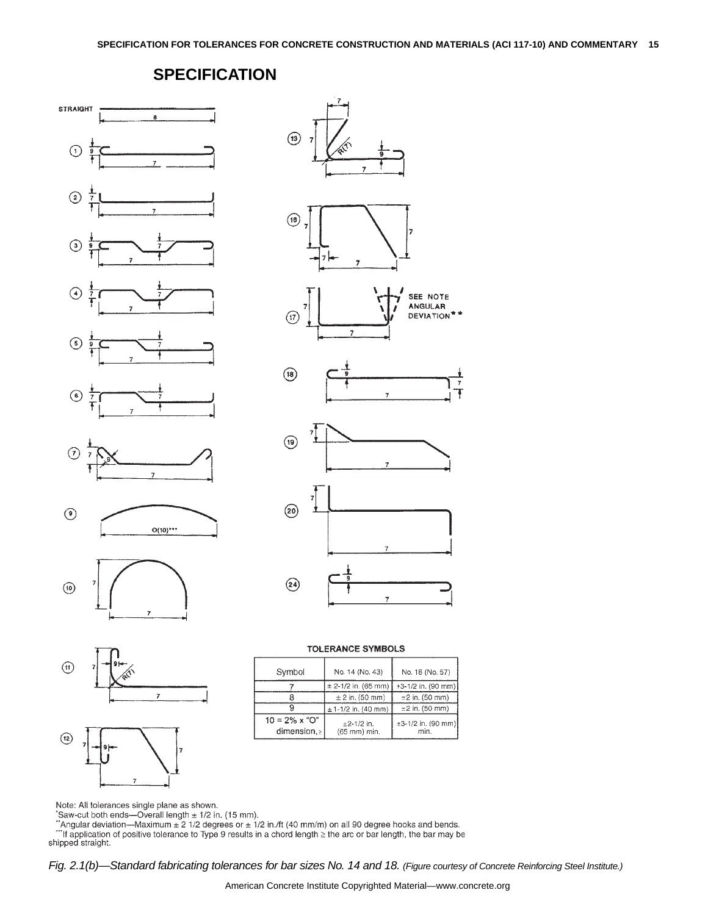# SPECIFICATION

**TOLERANCE SYMBOLS**

| Symbol | No. 14 (No. 43) | No. 18 (No. 57) |
|---|---|---|
| 7 | ± 2-1/2 in. (65 mm) | ±3-1/2 in. (90 mm) |
| 8 | ± 2 in. (50 mm) | ±2 in. (50 mm) |
| 9 | ± 1-1/2 in. (40 mm) | ±2 in. (50 mm) |
| 10 = 2% x "O" dimension, ≥ | ±2-1/2 in. (65 mm) min. | ±3-1/2 in. (90 mm) min. |

Note: All tolerances single plane as shown.
*Saw-cut both ends—Overall length ± 1/2 in. (15 mm).
**Angular deviation—Maximum ± 2 1/2 degrees or ± 1/2 in./ft (40 mm/m) on all 90 degree hooks and bends.
***If application of positive tolerance to Type 9 results in a chord length ≥ the arc or bar length, the bar may be shipped straight.

*Fig. 2.1(b)—Standard fabricating tolerances for bar sizes No. 14 and 18. (Figure courtesy of Concrete Reinforcing Steel Institute.)*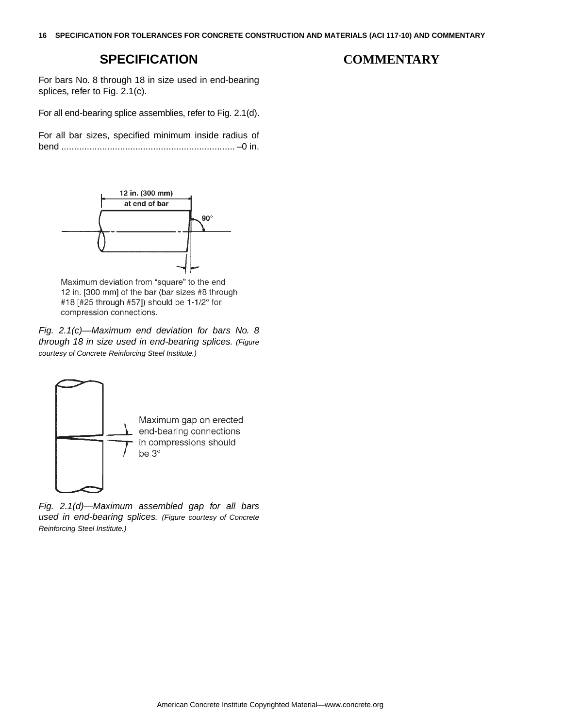## SPECIFICATION

For bars No. 8 through 18 in size used in end-bearing splices, refer to Fig. 2.1(c).

For all end-bearing splice assemblies, refer to Fig. 2.1(d).

For all bar sizes, specified minimum inside radius of bend .................................................................... –0 in.

12 in. (300 mm) at end of bar

90°

Maximum deviation from "square" to the end 12 in. [300 mm] of the bar (bar sizes #8 through #18 [#25 through #57]) should be 1-1/2° for compression connections.

*Fig. 2.1(c)—Maximum end deviation for bars No. 8 through 18 in size used in end-bearing splices. (Figure courtesy of Concrete Reinforcing Steel Institute.)*

Maximum gap on erected end-bearing connections in compressions should be 3°

*Fig. 2.1(d)—Maximum assembled gap for all bars used in end-bearing splices. (Figure courtesy of Concrete Reinforcing Steel Institute.)*

## COMMENTARY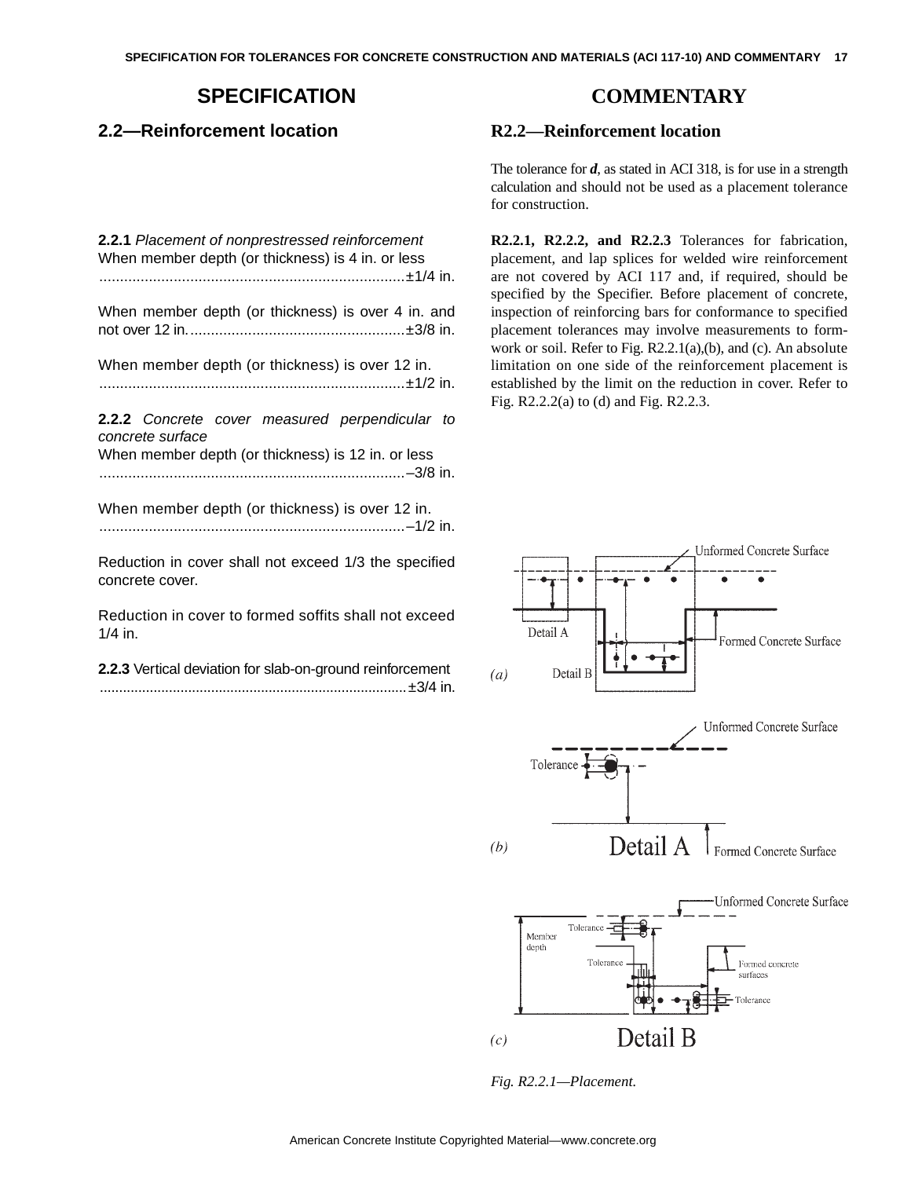## SPECIFICATION

### 2.2—Reinforcement location

**2.2.1** *Placement of nonprestressed reinforcement*

When member depth (or thickness) is 4 in. or less ........................................................................±1/4 in.

When member depth (or thickness) is over 4 in. and not over 12 in. ....................................................±3/8 in.

When member depth (or thickness) is over 12 in. ........................................................................±1/2 in.

**2.2.2** *Concrete cover measured perpendicular to concrete surface*

When member depth (or thickness) is 12 in. or less ........................................................................–3/8 in.

When member depth (or thickness) is over 12 in. ........................................................................–1/2 in.

Reduction in cover shall not exceed 1/3 the specified concrete cover.

Reduction in cover to formed soffits shall not exceed 1/4 in.

**2.2.3** Vertical deviation for slab-on-ground reinforcement ..............................................................................±3/4 in.

## COMMENTARY

### R2.2—Reinforcement location

The tolerance for ***d***, as stated in ACI 318, is for use in a strength calculation and should not be used as a placement tolerance for construction.

**R2.2.1, R2.2.2, and R2.2.3** Tolerances for fabrication, placement, and lap splices for welded wire reinforcement are not covered by ACI 117 and, if required, should be specified by the Specifier. Before placement of concrete, inspection of reinforcing bars for conformance to specified placement tolerances may involve measurements to formwork or soil. Refer to Fig. R2.2.1(a),(b), and (c). An absolute limitation on one side of the reinforcement placement is established by the limit on the reduction in cover. Refer to Fig. R2.2.2(a) to (d) and Fig. R2.2.3.

*Fig. R2.2.1—Placement.*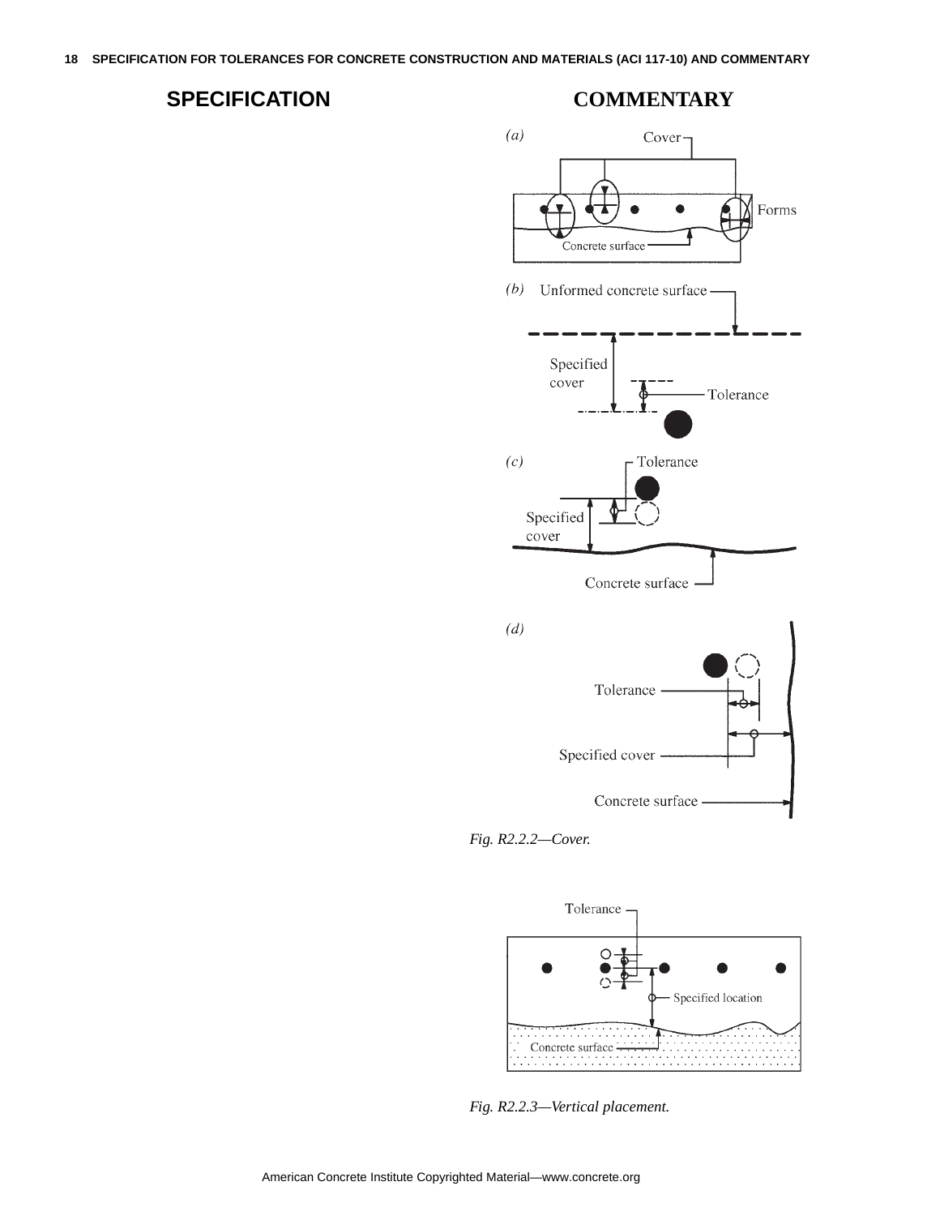## SPECIFICATION

## COMMENTARY

*Fig. R2.2.2—Cover.*

*Fig. R2.2.3—Vertical placement.*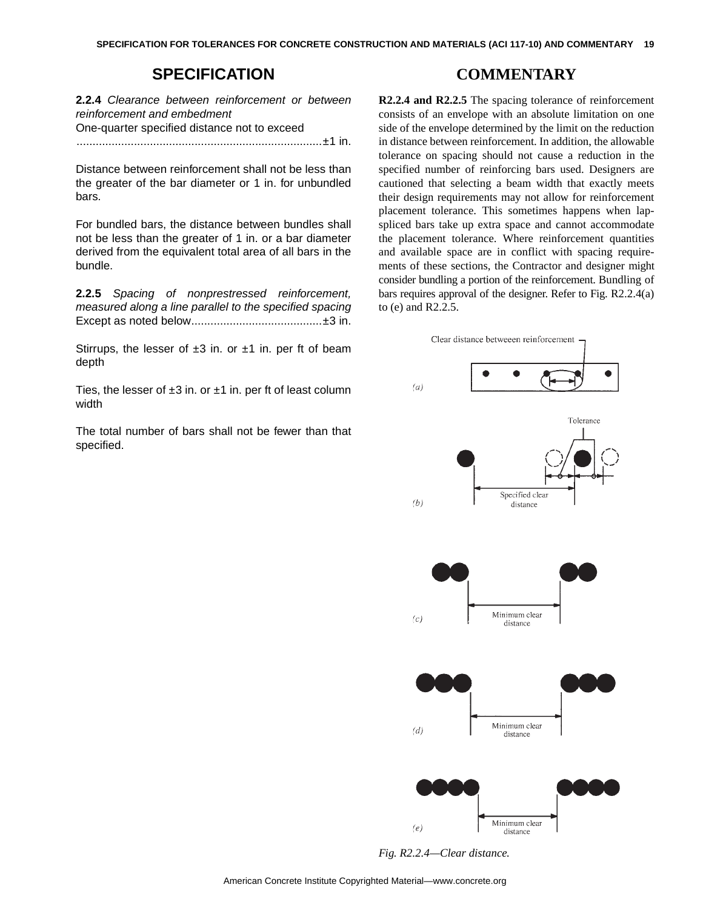## SPECIFICATION

**2.2.4** *Clearance between reinforcement or between reinforcement and embedment*

One-quarter specified distance not to exceed ............................................................................±1 in.

Distance between reinforcement shall not be less than the greater of the bar diameter or 1 in. for unbundled bars.

For bundled bars, the distance between bundles shall not be less than the greater of 1 in. or a bar diameter derived from the equivalent total area of all bars in the bundle.

**2.2.5** *Spacing of nonprestressed reinforcement, measured along a line parallel to the specified spacing*

Except as noted below.........................................±3 in.

Stirrups, the lesser of ±3 in. or ±1 in. per ft of beam depth

Ties, the lesser of ±3 in. or ±1 in. per ft of least column width

The total number of bars shall not be fewer than that specified.

## COMMENTARY

**R2.2.4 and R2.2.5** The spacing tolerance of reinforcement consists of an envelope with an absolute limitation on one side of the envelope determined by the limit on the reduction in distance between reinforcement. In addition, the allowable tolerance on spacing should not cause a reduction in the specified number of reinforcing bars used. Designers are cautioned that selecting a beam width that exactly meets their design requirements may not allow for reinforcement placement tolerance. This sometimes happens when lap-spliced bars take up extra space and cannot accommodate the placement tolerance. Where reinforcement quantities and available space are in conflict with spacing requirements of these sections, the Contractor and designer might consider bundling a portion of the reinforcement. Bundling of bars requires approval of the designer. Refer to Fig. R2.2.4(a) to (e) and R2.2.5.

*Fig. R2.2.4—Clear distance.*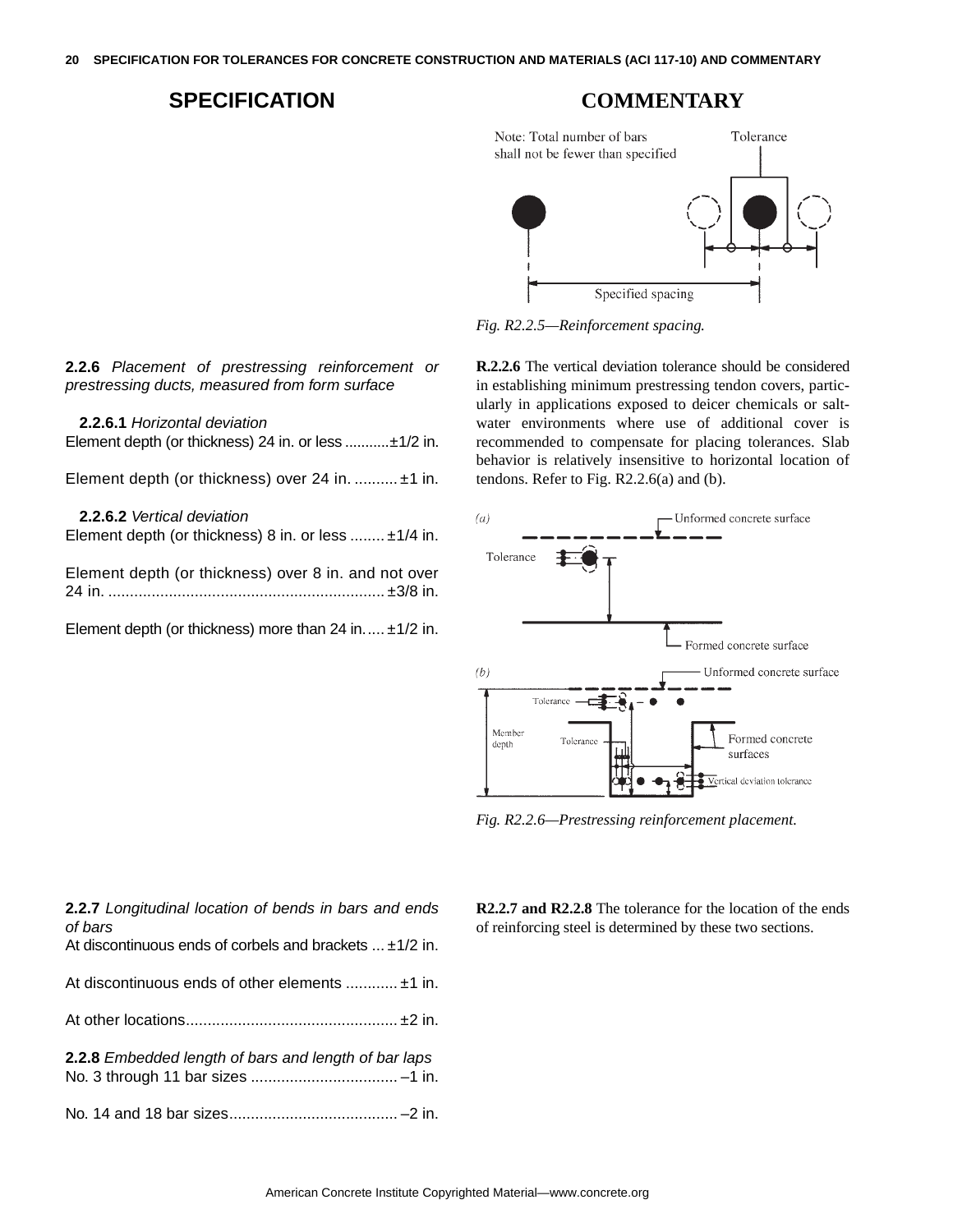## SPECIFICATION

## COMMENTARY

Fig. R2.2.5—Reinforcement spacing.

**2.2.6** *Placement of prestressing reinforcement or prestressing ducts, measured from form surface*

**2.2.6.1** *Horizontal deviation*

Element depth (or thickness) 24 in. or less ...........±1/2 in.

Element depth (or thickness) over 24 in. .......... ±1 in.

**2.2.6.2** *Vertical deviation*

Element depth (or thickness) 8 in. or less ........ ±1/4 in.

Element depth (or thickness) over 8 in. and not over 24 in. ................................................................ ±3/8 in.

Element depth (or thickness) more than 24 in..... ±1/2 in.

**R.2.2.6** The vertical deviation tolerance should be considered in establishing minimum prestressing tendon covers, particularly in applications exposed to deicer chemicals or saltwater environments where use of additional cover is recommended to compensate for placing tolerances. Slab behavior is relatively insensitive to horizontal location of tendons. Refer to Fig. R2.2.6(a) and (b).

*Fig. R2.2.6—Prestressing reinforcement placement.*

**2.2.7** *Longitudinal location of bends in bars and ends of bars*

At discontinuous ends of corbels and brackets ... ±1/2 in.

At discontinuous ends of other elements ............ ±1 in.

At other locations................................................. ±2 in.

**2.2.8** *Embedded length of bars and length of bar laps*

No. 3 through 11 bar sizes .................................. –1 in.

No. 14 and 18 bar sizes....................................... –2 in.

**R2.2.7 and R2.2.8** The tolerance for the location of the ends of reinforcing steel is determined by these two sections.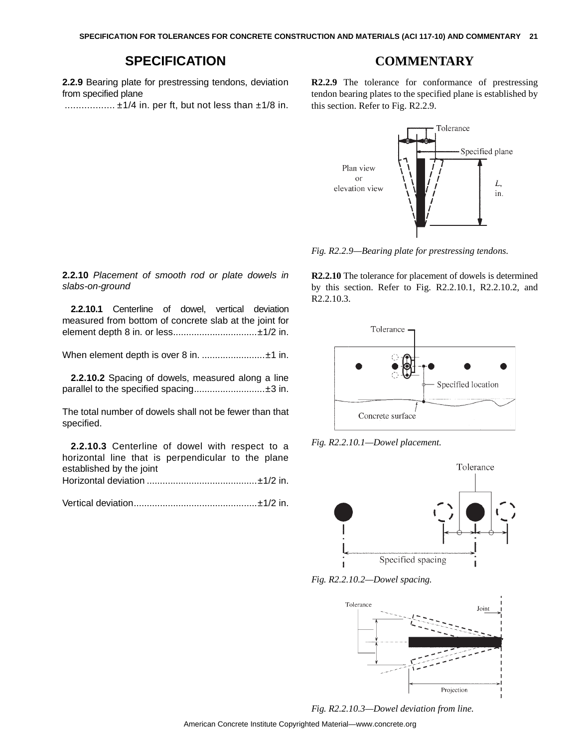## SPECIFICATION

**2.2.9** Bearing plate for prestressing tendons, deviation from specified plane

.................. ±1/4 in. per ft, but not less than ±1/8 in.

## COMMENTARY

**R2.2.9** The tolerance for conformance of prestressing tendon bearing plates to the specified plane is established by this section. Refer to Fig. R2.2.9.

*Fig. R2.2.9—Bearing plate for prestressing tendons.*

**2.2.10** *Placement of smooth rod or plate dowels in slabs-on-ground*

**2.2.10.1** Centerline of dowel, vertical deviation measured from bottom of concrete slab at the joint for element depth 8 in. or less................................±1/2 in.

When element depth is over 8 in. ........................±1 in.

**2.2.10.2** Spacing of dowels, measured along a line parallel to the specified spacing...........................±3 in.

The total number of dowels shall not be fewer than that specified.

**2.2.10.3** Centerline of dowel with respect to a horizontal line that is perpendicular to the plane established by the joint

Horizontal deviation ..........................................±1/2 in.

Vertical deviation...............................................±1/2 in.

**R2.2.10** The tolerance for placement of dowels is determined by this section. Refer to Fig. R2.2.10.1, R2.2.10.2, and R2.2.10.3.

*Fig. R2.2.10.1—Dowel placement.*

*Fig. R2.2.10.2—Dowel spacing.*

*Fig. R2.2.10.3—Dowel deviation from line.*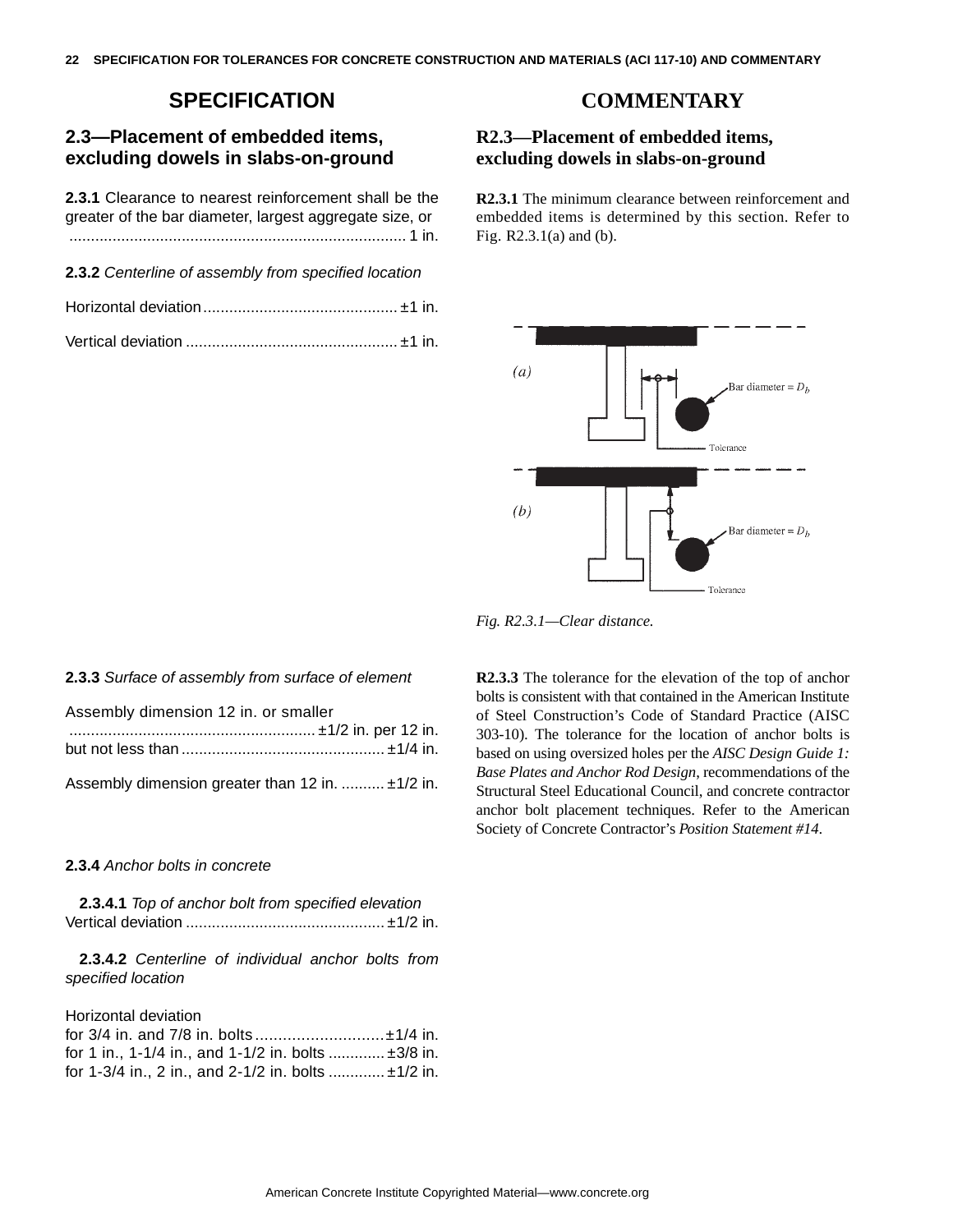## SPECIFICATION

### 2.3—Placement of embedded items, excluding dowels in slabs-on-ground

**2.3.1** Clearance to nearest reinforcement shall be the greater of the bar diameter, largest aggregate size, or .............................................................................. 1 in.

**2.3.2** *Centerline of assembly from specified location*

Horizontal deviation ............................................. ±1 in.

Vertical deviation ................................................. ±1 in.

**2.3.3** *Surface of assembly from surface of element*

Assembly dimension 12 in. or smaller
......................................................... ±1/2 in. per 12 in.
but not less than ............................................... ±1/4 in.

Assembly dimension greater than 12 in. .......... ±1/2 in.

**2.3.4** *Anchor bolts in concrete*

**2.3.4.1** *Top of anchor bolt from specified elevation*
Vertical deviation .............................................. ±1/2 in.

**2.3.4.2** *Centerline of individual anchor bolts from specified location*

Horizontal deviation
for 3/4 in. and 7/8 in. bolts ............................ ±1/4 in.
for 1 in., 1-1/4 in., and 1-1/2 in. bolts ............. ±3/8 in.
for 1-3/4 in., 2 in., and 2-1/2 in. bolts ............. ±1/2 in.

## COMMENTARY

### R2.3—Placement of embedded items, excluding dowels in slabs-on-ground

**R2.3.1** The minimum clearance between reinforcement and embedded items is determined by this section. Refer to Fig. R2.3.1(a) and (b).

*Fig. R2.3.1—Clear distance.*

**R2.3.3** The tolerance for the elevation of the top of anchor bolts is consistent with that contained in the American Institute of Steel Construction's Code of Standard Practice (AISC 303-10). The tolerance for the location of anchor bolts is based on using oversized holes per the *AISC Design Guide 1: Base Plates and Anchor Rod Design*, recommendations of the Structural Steel Educational Council, and concrete contractor anchor bolt placement techniques. Refer to the American Society of Concrete Contractor's *Position Statement #14*.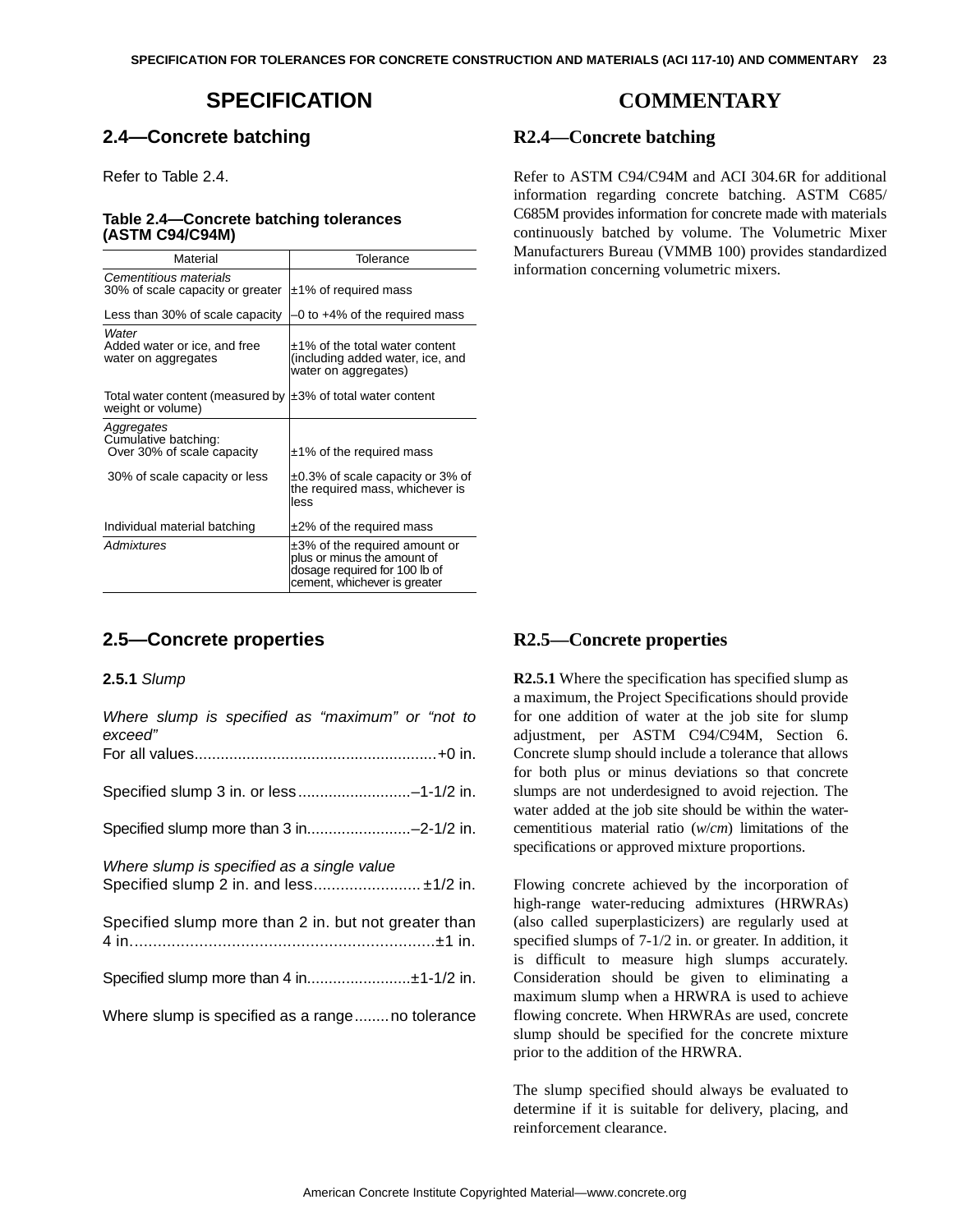# SPECIFICATION

## 2.4—Concrete batching

Refer to Table 2.4.

**Table 2.4—Concrete batching tolerances (ASTM C94/C94M)**

| Material | Tolerance |
|---|---|
| *Cementitious materials*<br>30% of scale capacity or greater | ±1% of required mass |
| Less than 30% of scale capacity | –0 to +4% of the required mass |
| *Water*<br>Added water or ice, and free water on aggregates | ±1% of the total water content (including added water, ice, and water on aggregates) |
| Total water content (measured by weight or volume) | ±3% of total water content |
| *Aggregates*<br>Cumulative batching:<br>Over 30% of scale capacity | ±1% of the required mass |
| 30% of scale capacity or less | ±0.3% of scale capacity or 3% of the required mass, whichever is less |
| Individual material batching | ±2% of the required mass |
| *Admixtures* | ±3% of the required amount or plus or minus the amount of dosage required for 100 lb of cement, whichever is greater |

## 2.5—Concrete properties

**2.5.1** *Slump*

*Where slump is specified as "maximum" or "not to exceed"*

For all values....................................................+0 in.

Specified slump 3 in. or less..........................–1-1/2 in.

Specified slump more than 3 in........................–2-1/2 in.

*Where slump is specified as a single value*

Specified slump 2 in. and less........................ ±1/2 in.

Specified slump more than 2 in. but not greater than 4 in..................................................................±1 in.

Specified slump more than 4 in........................±1-1/2 in.

Where slump is specified as a range........no tolerance

# COMMENTARY

## R2.4—Concrete batching

Refer to ASTM C94/C94M and ACI 304.6R for additional information regarding concrete batching. ASTM C685/C685M provides information for concrete made with materials continuously batched by volume. The Volumetric Mixer Manufacturers Bureau (VMMB 100) provides standardized information concerning volumetric mixers.

## R2.5—Concrete properties

**R2.5.1** Where the specification has specified slump as a maximum, the Project Specifications should provide for one addition of water at the job site for slump adjustment, per ASTM C94/C94M, Section 6. Concrete slump should include a tolerance that allows for both plus or minus deviations so that concrete slumps are not underdesigned to avoid rejection. The water added at the job site should be within the water-cementitious material ratio (*w*/*cm*) limitations of the specifications or approved mixture proportions.

Flowing concrete achieved by the incorporation of high-range water-reducing admixtures (HRWRAs) (also called superplasticizers) are regularly used at specified slumps of 7-1/2 in. or greater. In addition, it is difficult to measure high slumps accurately. Consideration should be given to eliminating a maximum slump when a HRWRA is used to achieve flowing concrete. When HRWRAs are used, concrete slump should be specified for the concrete mixture prior to the addition of the HRWRA.

The slump specified should always be evaluated to determine if it is suitable for delivery, placing, and reinforcement clearance.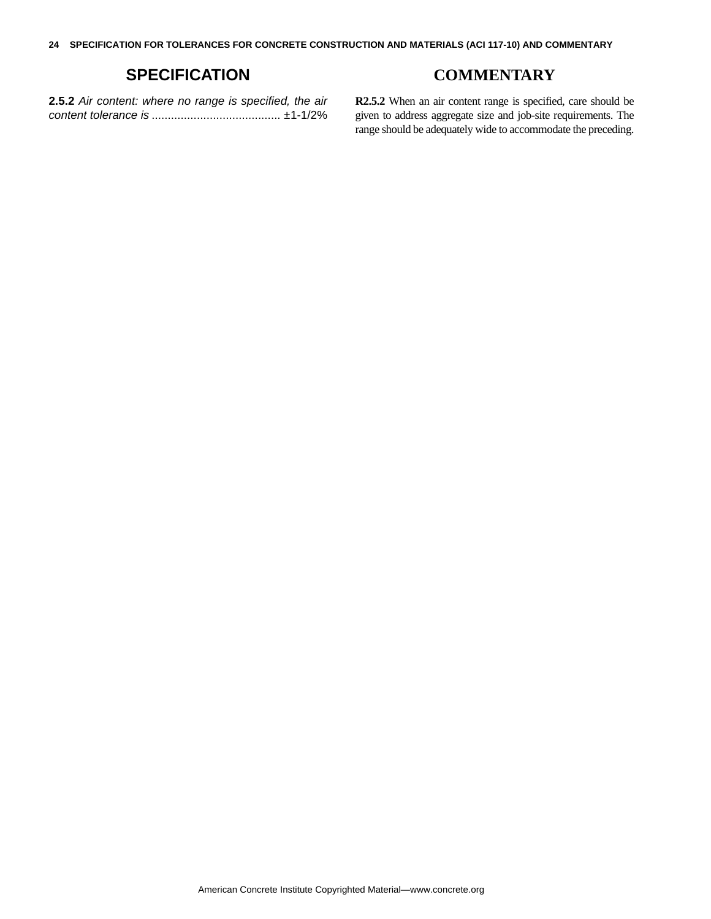## SPECIFICATION

**2.5.2** *Air content: where no range is specified, the air content tolerance is* ........................................ ±1-1/2%

## COMMENTARY

**R2.5.2** When an air content range is specified, care should be given to address aggregate size and job-site requirements. The range should be adequately wide to accommodate the preceding.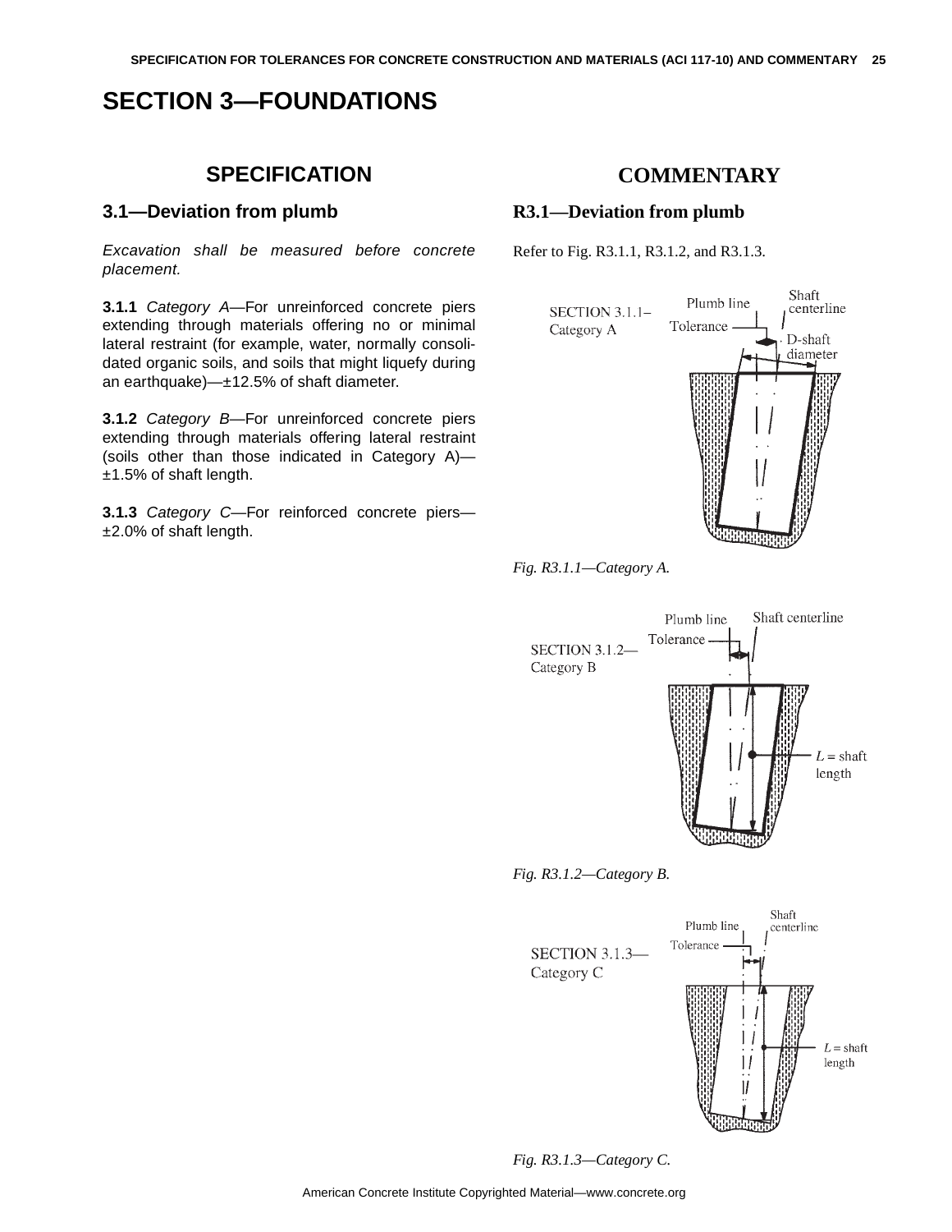# SECTION 3—FOUNDATIONS

## SPECIFICATION

### 3.1—Deviation from plumb

*Excavation shall be measured before concrete placement.*

**3.1.1** *Category A*—For unreinforced concrete piers extending through materials offering no or minimal lateral restraint (for example, water, normally consolidated organic soils, and soils that might liquefy during an earthquake)—±12.5% of shaft diameter.

**3.1.2** *Category B*—For unreinforced concrete piers extending through materials offering lateral restraint (soils other than those indicated in Category A)—±1.5% of shaft length.

**3.1.3** *Category C*—For reinforced concrete piers—±2.0% of shaft length.

## COMMENTARY

### R3.1—Deviation from plumb

Refer to Fig. R3.1.1, R3.1.2, and R3.1.3.

*Fig. R3.1.1—Category A.*

*Fig. R3.1.2—Category B.*

*Fig. R3.1.3—Category C.*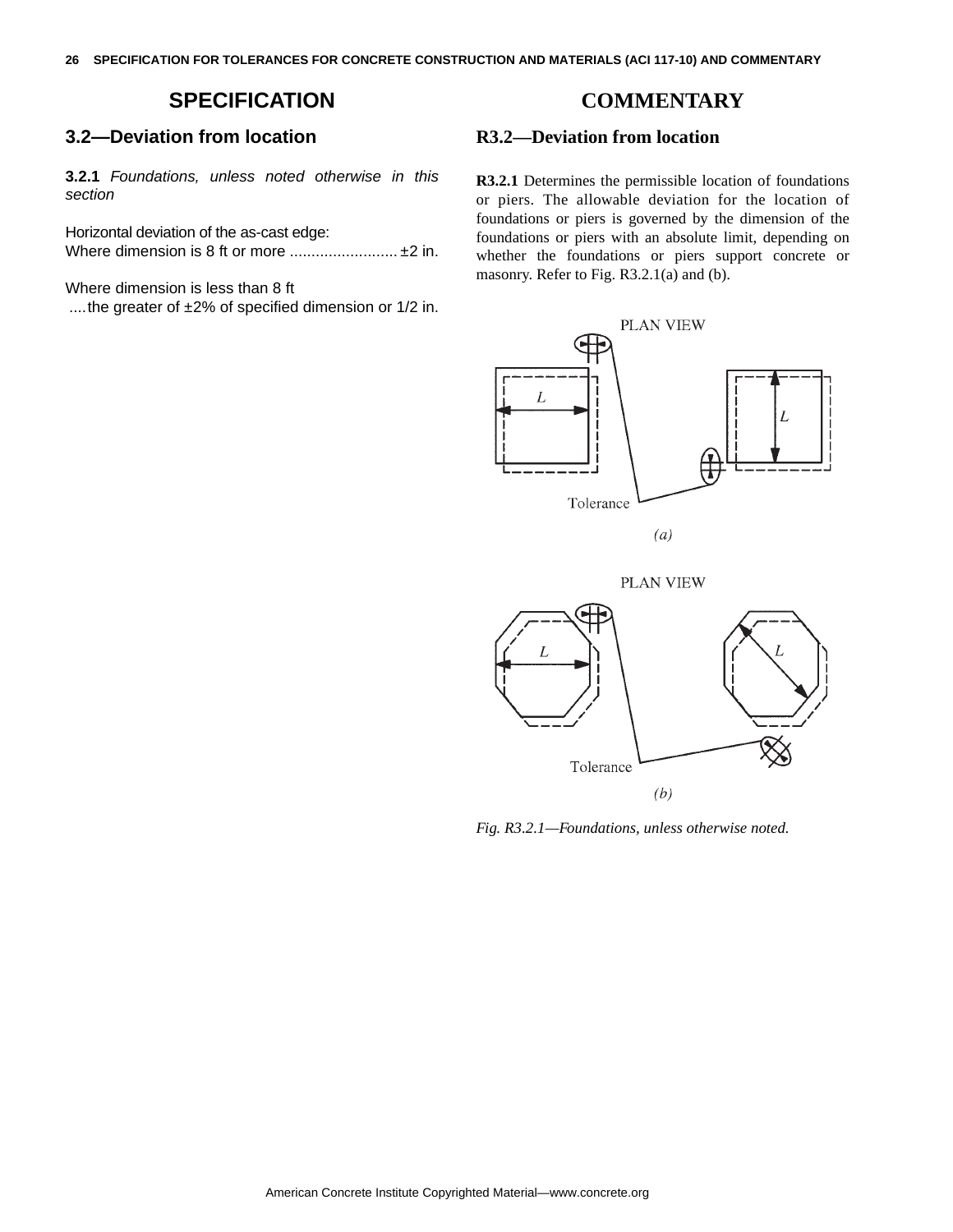## SPECIFICATION

### 3.2—Deviation from location

**3.2.1** *Foundations, unless noted otherwise in this section*

Horizontal deviation of the as-cast edge:
Where dimension is 8 ft or more ......................... ±2 in.

Where dimension is less than 8 ft
....the greater of ±2% of specified dimension or 1/2 in.

## COMMENTARY

### R3.2—Deviation from location

**R3.2.1** Determines the permissible location of foundations or piers. The allowable deviation for the location of foundations or piers is governed by the dimension of the foundations or piers with an absolute limit, depending on whether the foundations or piers support concrete or masonry. Refer to Fig. R3.2.1(a) and (b).

*Fig. R3.2.1—Foundations, unless otherwise noted.*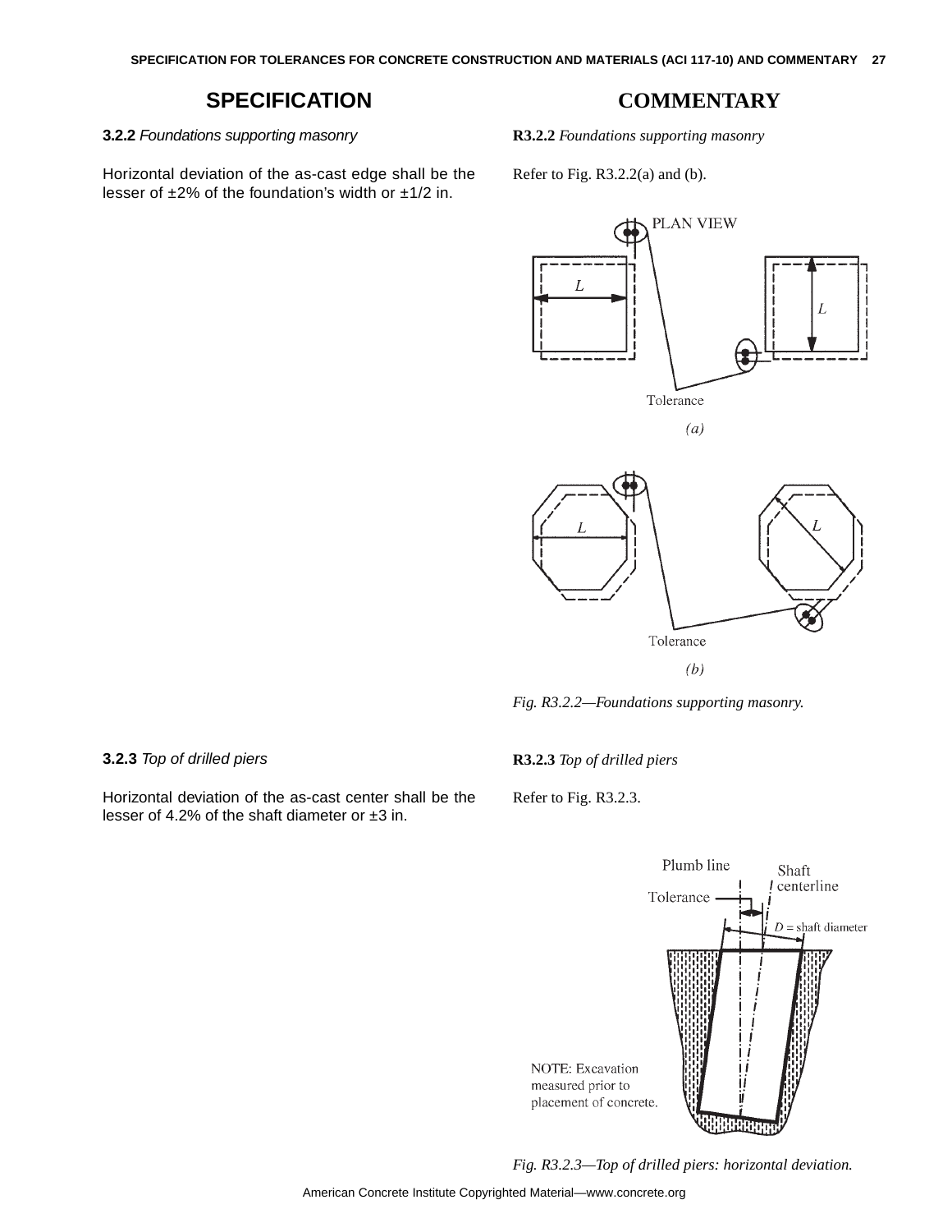## SPECIFICATION

**3.2.2** *Foundations supporting masonry*

Horizontal deviation of the as-cast edge shall be the lesser of ±2% of the foundation's width or ±1/2 in.

**3.2.3** *Top of drilled piers*

Horizontal deviation of the as-cast center shall be the lesser of 4.2% of the shaft diameter or ±3 in.

## COMMENTARY

**R3.2.2** *Foundations supporting masonry*

Refer to Fig. R3.2.2(a) and (b).

*Fig. R3.2.2—Foundations supporting masonry.*

**R3.2.3** *Top of drilled piers*

Refer to Fig. R3.2.3.

*Fig. R3.2.3—Top of drilled piers: horizontal deviation.*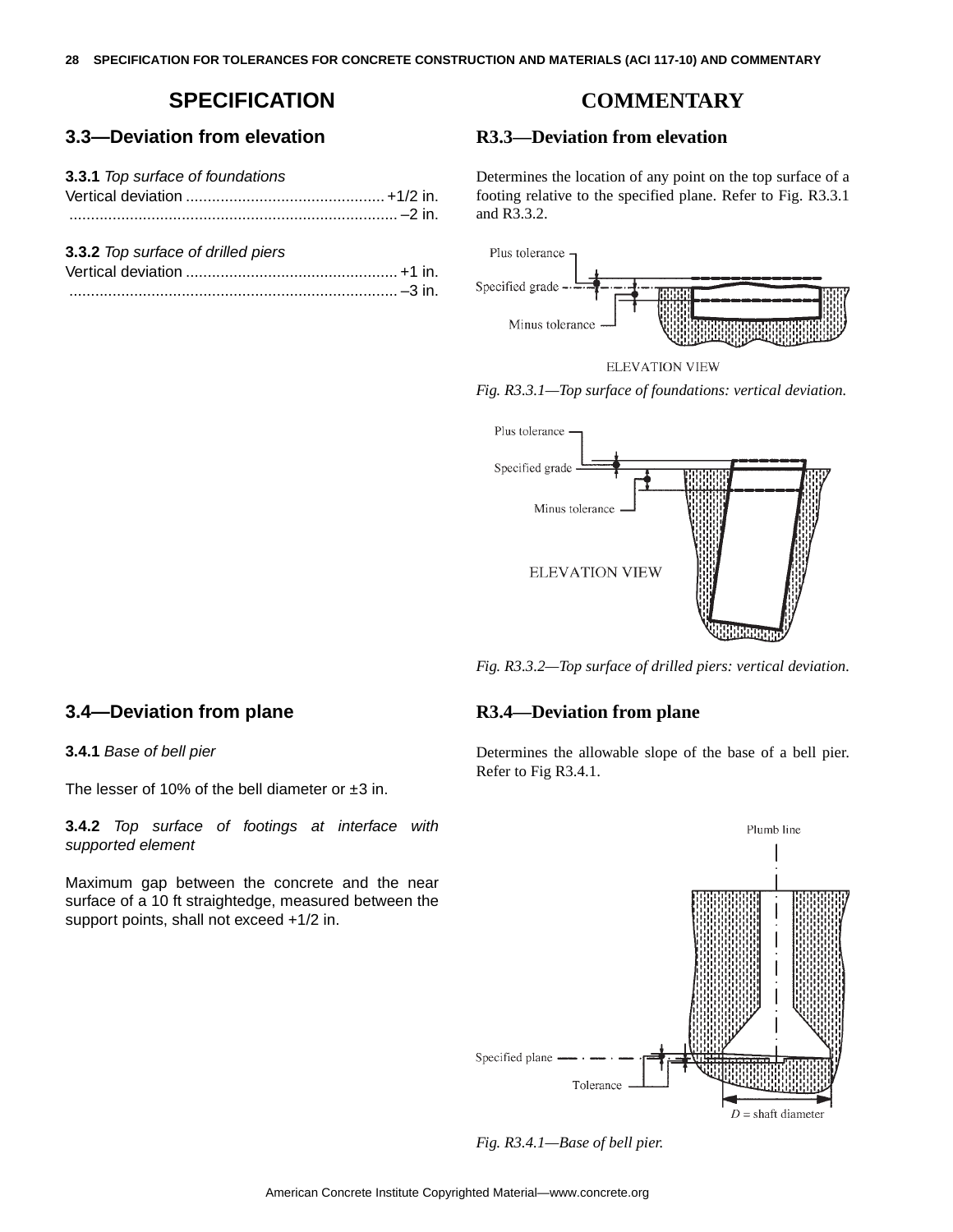## SPECIFICATION

### 3.3—Deviation from elevation

**3.3.1** *Top surface of foundations*

Vertical deviation .............................................. +1/2 in.
........................................................................... –2 in.

**3.3.2** *Top surface of drilled piers*

Vertical deviation ................................................. +1 in.
............................................................................ –3 in.

## COMMENTARY

### R3.3—Deviation from elevation

Determines the location of any point on the top surface of a footing relative to the specified plane. Refer to Fig. R3.3.1 and R3.3.2.

*Fig. R3.3.1—Top surface of foundations: vertical deviation.*

*Fig. R3.3.2—Top surface of drilled piers: vertical deviation.*

### 3.4—Deviation from plane

**3.4.1** *Base of bell pier*

The lesser of 10% of the bell diameter or ±3 in.

**3.4.2** *Top surface of footings at interface with supported element*

Maximum gap between the concrete and the near surface of a 10 ft straightedge, measured between the support points, shall not exceed +1/2 in.

### R3.4—Deviation from plane

Determines the allowable slope of the base of a bell pier. Refer to Fig R3.4.1.

*Fig. R3.4.1—Base of bell pier.*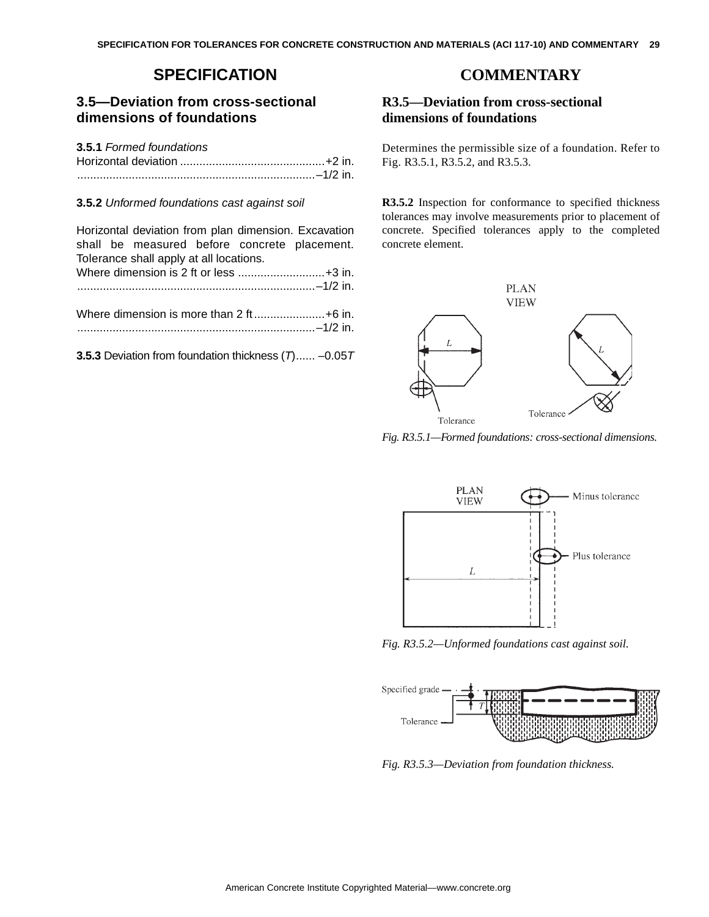## SPECIFICATION

### 3.5—Deviation from cross-sectional dimensions of foundations

**3.5.1** *Formed foundations*

Horizontal deviation ............................................+2 in.
..........................................................................–1/2 in.

**3.5.2** *Unformed foundations cast against soil*

Horizontal deviation from plan dimension. Excavation shall be measured before concrete placement. Tolerance shall apply at all locations.

Where dimension is 2 ft or less ...........................+3 in.
..........................................................................–1/2 in.

Where dimension is more than 2 ft......................+6 in.
..........................................................................–1/2 in.

**3.5.3** Deviation from foundation thickness ($T$)...... $-0.05T$

## COMMENTARY

### R3.5—Deviation from cross-sectional dimensions of foundations

Determines the permissible size of a foundation. Refer to Fig. R3.5.1, R3.5.2, and R3.5.3.

**R3.5.2** Inspection for conformance to specified thickness tolerances may involve measurements prior to placement of concrete. Specified tolerances apply to the completed concrete element.

*Fig. R3.5.1—Formed foundations: cross-sectional dimensions.*

*Fig. R3.5.2—Unformed foundations cast against soil.*

*Fig. R3.5.3—Deviation from foundation thickness.*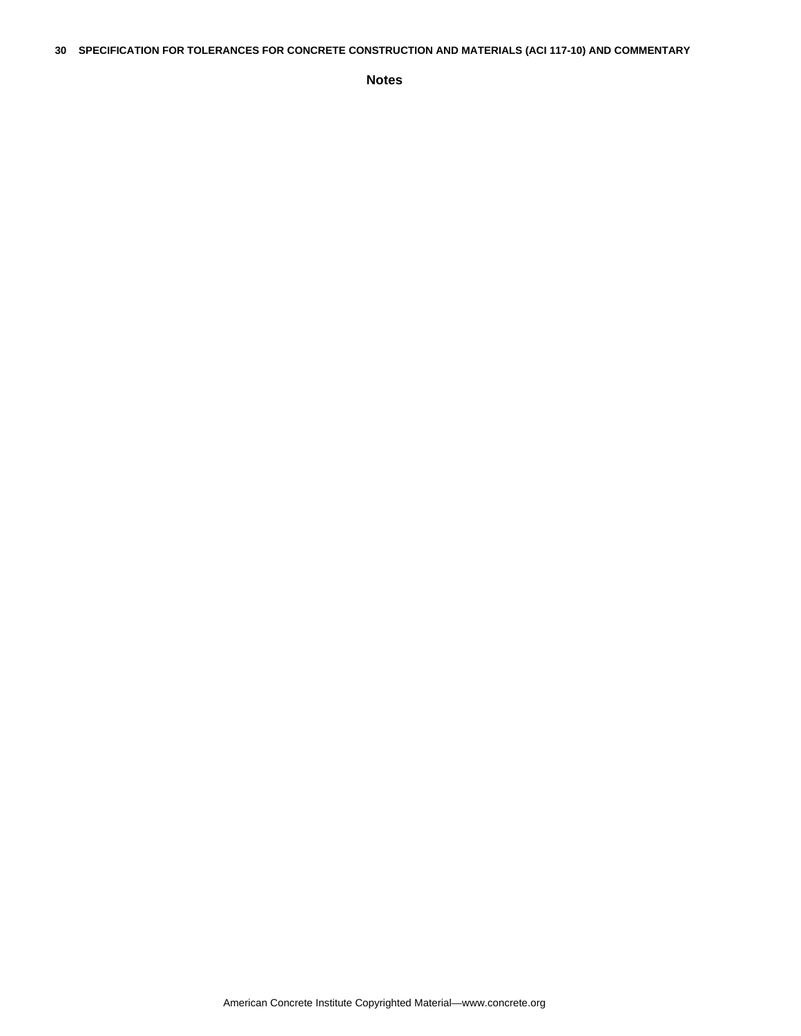**Notes**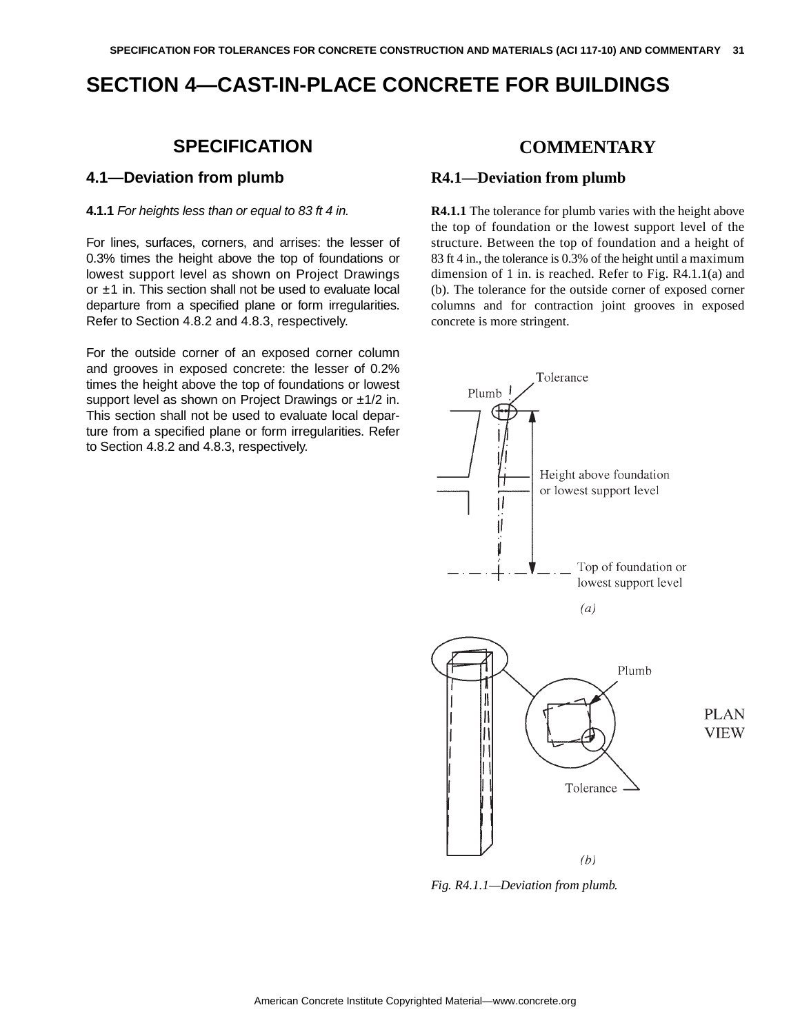# SECTION 4—CAST-IN-PLACE CONCRETE FOR BUILDINGS

## SPECIFICATION

### 4.1—Deviation from plumb

**4.1.1** *For heights less than or equal to 83 ft 4 in.*

For lines, surfaces, corners, and arrises: the lesser of 0.3% times the height above the top of foundations or lowest support level as shown on Project Drawings or ±1 in. This section shall not be used to evaluate local departure from a specified plane or form irregularities. Refer to Section 4.8.2 and 4.8.3, respectively.

For the outside corner of an exposed corner column and grooves in exposed concrete: the lesser of 0.2% times the height above the top of foundations or lowest support level as shown on Project Drawings or ±1/2 in. This section shall not be used to evaluate local departure from a specified plane or form irregularities. Refer to Section 4.8.2 and 4.8.3, respectively.

## COMMENTARY

### R4.1—Deviation from plumb

**R4.1.1** The tolerance for plumb varies with the height above the top of foundation or the lowest support level of the structure. Between the top of foundation and a height of 83 ft 4 in., the tolerance is 0.3% of the height until a maximum dimension of 1 in. is reached. Refer to Fig. R4.1.1(a) and (b). The tolerance for the outside corner of exposed corner columns and for contraction joint grooves in exposed concrete is more stringent.

*Fig. R4.1.1—Deviation from plumb.*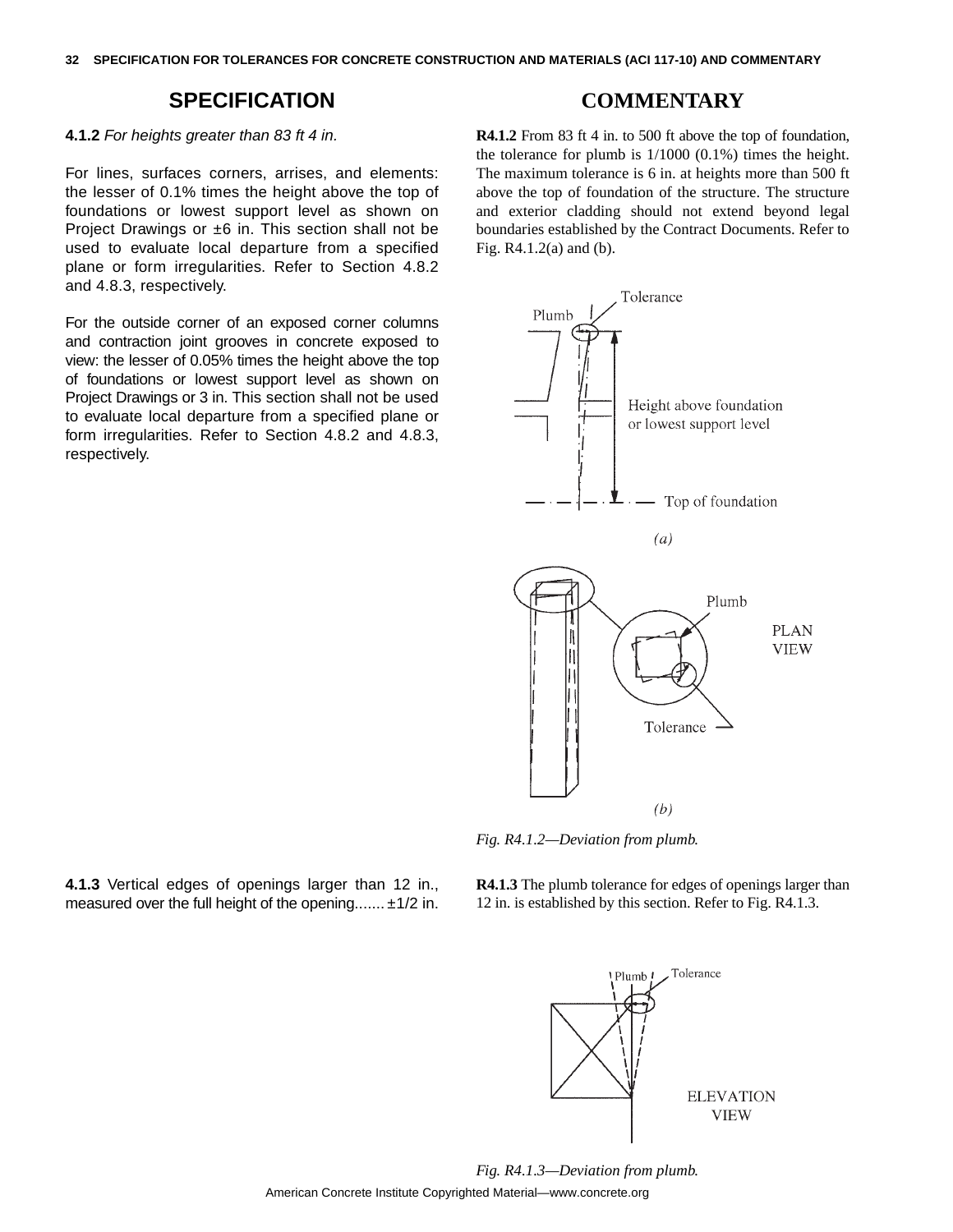## SPECIFICATION

**4.1.2** *For heights greater than 83 ft 4 in.*

For lines, surfaces corners, arrises, and elements: the lesser of 0.1% times the height above the top of foundations or lowest support level as shown on Project Drawings or ±6 in. This section shall not be used to evaluate local departure from a specified plane or form irregularities. Refer to Section 4.8.2 and 4.8.3, respectively.

For the outside corner of an exposed corner columns and contraction joint grooves in concrete exposed to view: the lesser of 0.05% times the height above the top of foundations or lowest support level as shown on Project Drawings or 3 in. This section shall not be used to evaluate local departure from a specified plane or form irregularities. Refer to Section 4.8.2 and 4.8.3, respectively.

**4.1.3** Vertical edges of openings larger than 12 in., measured over the full height of the opening....... ±1/2 in.

## COMMENTARY

**R4.1.2** From 83 ft 4 in. to 500 ft above the top of foundation, the tolerance for plumb is 1/1000 (0.1%) times the height. The maximum tolerance is 6 in. at heights more than 500 ft above the top of foundation of the structure. The structure and exterior cladding should not extend beyond legal boundaries established by the Contract Documents. Refer to Fig. R4.1.2(a) and (b).

*Fig. R4.1.2—Deviation from plumb.*

**R4.1.3** The plumb tolerance for edges of openings larger than 12 in. is established by this section. Refer to Fig. R4.1.3.

*Fig. R4.1.3—Deviation from plumb.*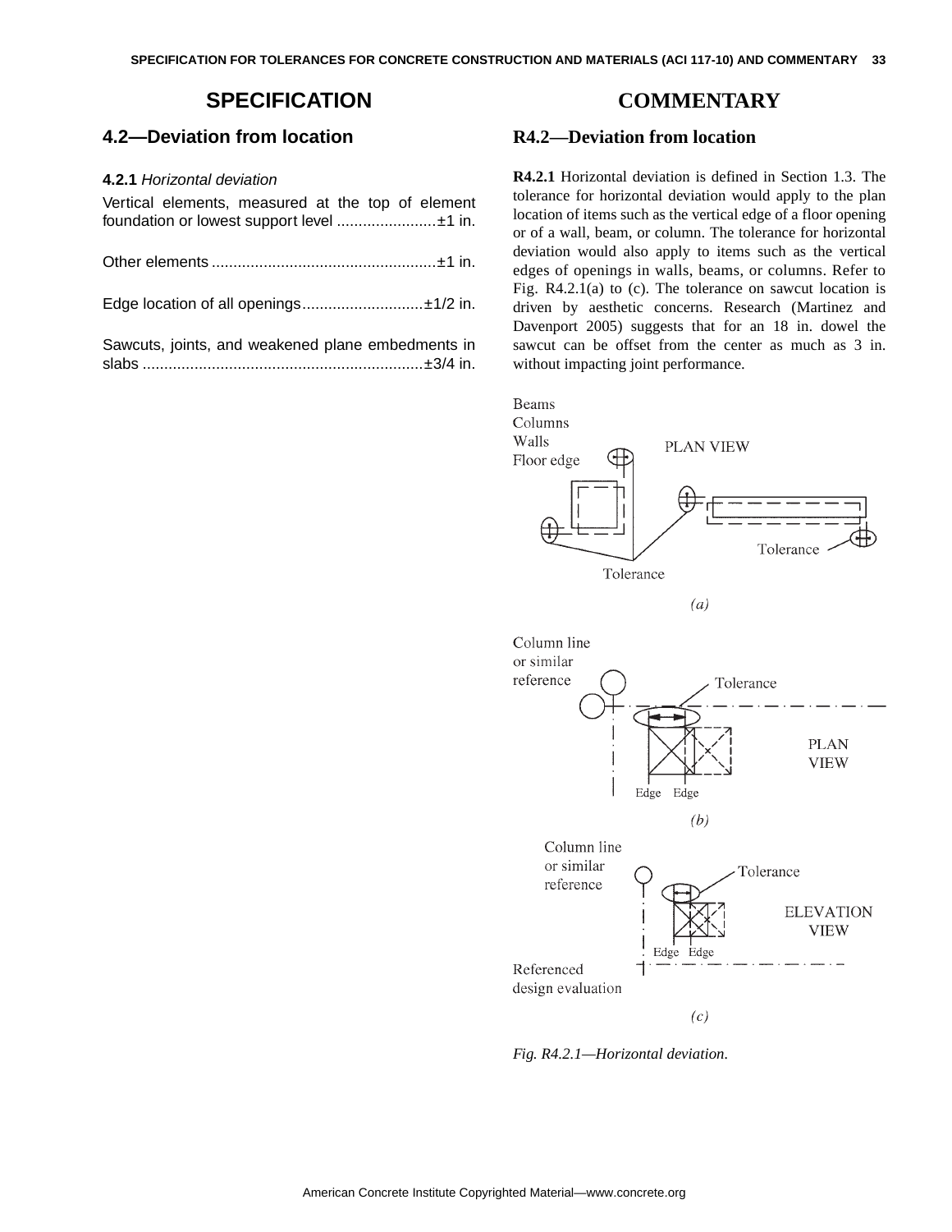## SPECIFICATION

### 4.2—Deviation from location

**4.2.1** *Horizontal deviation*

Vertical elements, measured at the top of element foundation or lowest support level .......................±1 in.

Other elements ...................................................±1 in.

Edge location of all openings............................±1/2 in.

Sawcuts, joints, and weakened plane embedments in slabs ................................................................±3/4 in.

## COMMENTARY

### R4.2—Deviation from location

**R4.2.1** Horizontal deviation is defined in Section 1.3. The tolerance for horizontal deviation would apply to the plan location of items such as the vertical edge of a floor opening or of a wall, beam, or column. The tolerance for horizontal deviation would also apply to items such as the vertical edges of openings in walls, beams, or columns. Refer to Fig. R4.2.1(a) to (c). The tolerance on sawcut location is driven by aesthetic concerns. Research (Martinez and Davenport 2005) suggests that for an 18 in. dowel the sawcut can be offset from the center as much as 3 in. without impacting joint performance.

Beams
Columns
Walls
Floor edge

PLAN VIEW

Tolerance

Tolerance

*(a)*

Column line or similar reference

Tolerance

PLAN VIEW

Edge Edge

*(b)*

Column line or similar reference

Tolerance

ELEVATION VIEW

Edge Edge

Referenced design evaluation

*(c)*

*Fig. R4.2.1—Horizontal deviation.*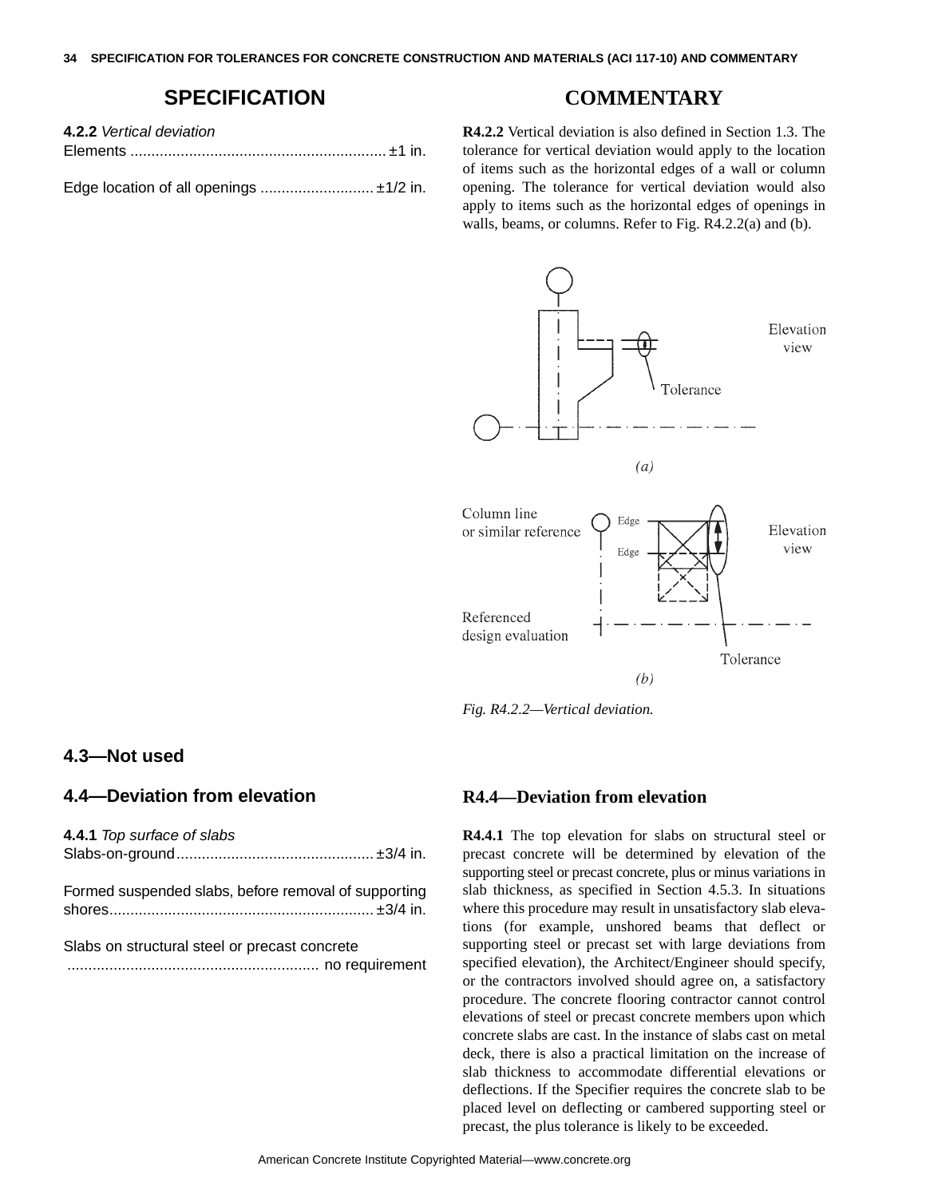## SPECIFICATION

**4.2.2** *Vertical deviation*
Elements ............................................................. ±1 in.

Edge location of all openings ........................... ±1/2 in.

## COMMENTARY

**R4.2.2** Vertical deviation is also defined in Section 1.3. The tolerance for vertical deviation would apply to the location of items such as the horizontal edges of a wall or column opening. The tolerance for vertical deviation would also apply to items such as the horizontal edges of openings in walls, beams, or columns. Refer to Fig. R4.2.2(a) and (b).

*Fig. R4.2.2—Vertical deviation.*

## 4.3—Not used

## 4.4—Deviation from elevation

**4.4.1** *Top surface of slabs*
Slabs-on-ground............................................... ±3/4 in.

Formed suspended slabs, before removal of supporting shores............................................................... ±3/4 in.

Slabs on structural steel or precast concrete
............................................................ no requirement

## R4.4—Deviation from elevation

**R4.4.1** The top elevation for slabs on structural steel or precast concrete will be determined by elevation of the supporting steel or precast concrete, plus or minus variations in slab thickness, as specified in Section 4.5.3. In situations where this procedure may result in unsatisfactory slab elevations (for example, unshored beams that deflect or supporting steel or precast set with large deviations from specified elevation), the Architect/Engineer should specify, or the contractors involved should agree on, a satisfactory procedure. The concrete flooring contractor cannot control elevations of steel or precast concrete members upon which concrete slabs are cast. In the instance of slabs cast on metal deck, there is also a practical limitation on the increase of slab thickness to accommodate differential elevations or deflections. If the Specifier requires the concrete slab to be placed level on deflecting or cambered supporting steel or precast, the plus tolerance is likely to be exceeded.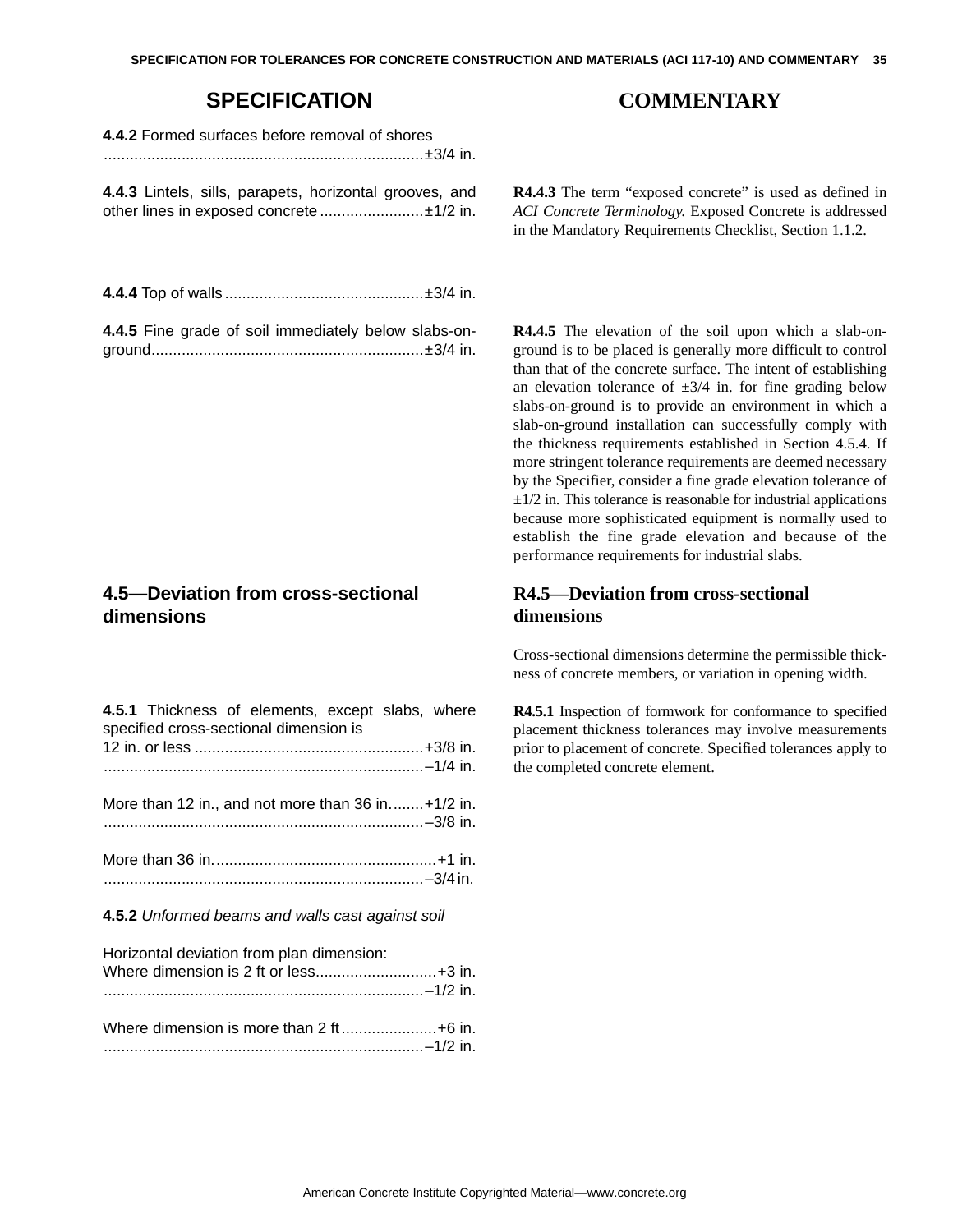## SPECIFICATION

**4.4.2** Formed surfaces before removal of shores ..........................................................................±3/4 in.

**4.4.3** Lintels, sills, parapets, horizontal grooves, and other lines in exposed concrete ........................±1/2 in.

**4.4.4** Top of walls ..............................................±3/4 in.

**4.4.5** Fine grade of soil immediately below slabs-on-ground...............................................................±3/4 in.

### 4.5—Deviation from cross-sectional dimensions

**4.5.1** Thickness of elements, except slabs, where specified cross-sectional dimension is

12 in. or less .....................................................+3/8 in.
..........................................................................–1/4 in.

More than 12 in., and not more than 36 in.........+1/2 in.
..........................................................................–3/8 in.

More than 36 in....................................................+1 in.
..........................................................................–3/4 in.

**4.5.2** *Unformed beams and walls cast against soil*

Horizontal deviation from plan dimension:
Where dimension is 2 ft or less............................+3 in.
..........................................................................–1/2 in.

Where dimension is more than 2 ft ......................+6 in.
..........................................................................–1/2 in.

## COMMENTARY

**R4.4.3** The term "exposed concrete" is used as defined in *ACI Concrete Terminology.* Exposed Concrete is addressed in the Mandatory Requirements Checklist, Section 1.1.2.

**R4.4.5** The elevation of the soil upon which a slab-on-ground is to be placed is generally more difficult to control than that of the concrete surface. The intent of establishing an elevation tolerance of ±3/4 in. for fine grading below slabs-on-ground is to provide an environment in which a slab-on-ground installation can successfully comply with the thickness requirements established in Section 4.5.4. If more stringent tolerance requirements are deemed necessary by the Specifier, consider a fine grade elevation tolerance of ±1/2 in. This tolerance is reasonable for industrial applications because more sophisticated equipment is normally used to establish the fine grade elevation and because of the performance requirements for industrial slabs.

### R4.5—Deviation from cross-sectional dimensions

Cross-sectional dimensions determine the permissible thickness of concrete members, or variation in opening width.

**R4.5.1** Inspection of formwork for conformance to specified placement thickness tolerances may involve measurements prior to placement of concrete. Specified tolerances apply to the completed concrete element.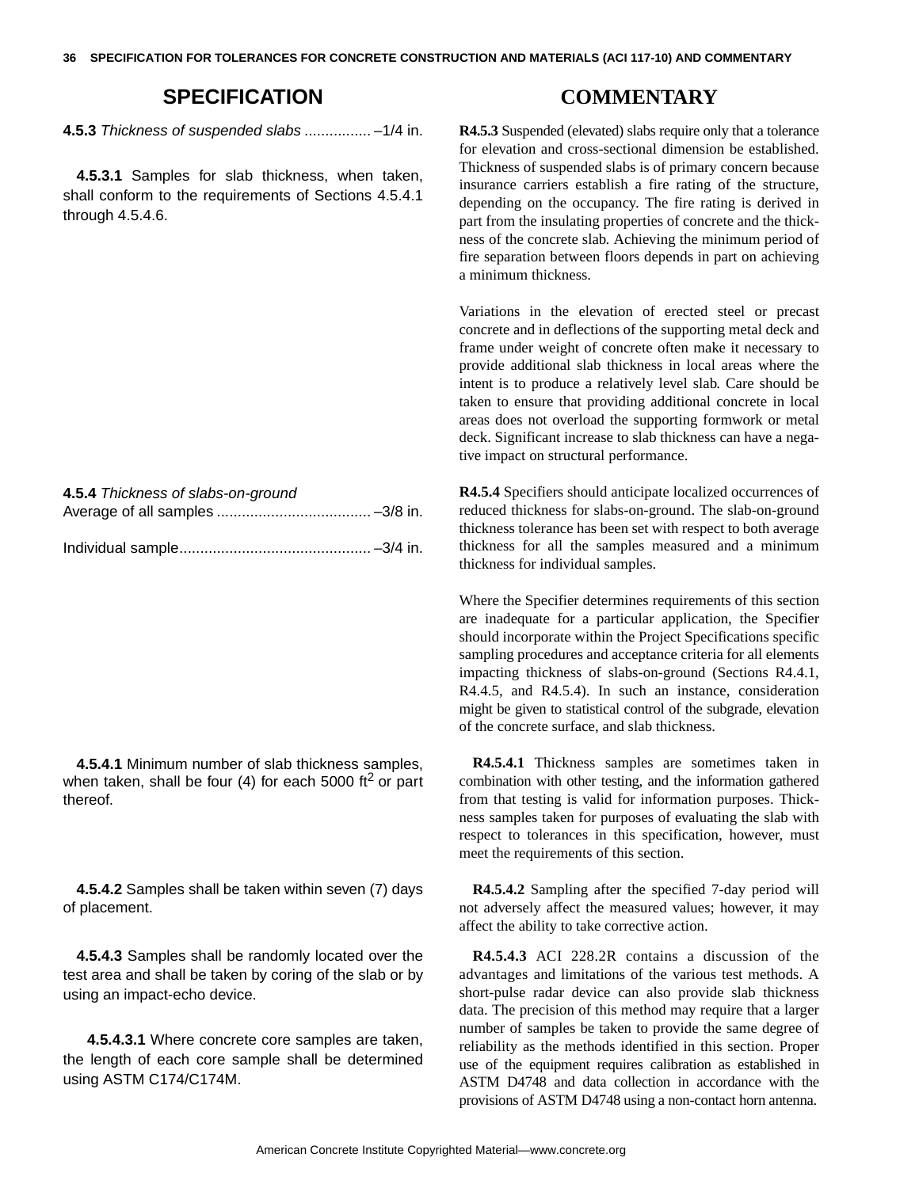## SPECIFICATION

**4.5.3** *Thickness of suspended slabs* ................ –1/4 in.

**4.5.3.1** Samples for slab thickness, when taken, shall conform to the requirements of Sections 4.5.4.1 through 4.5.4.6.

## COMMENTARY

**R4.5.3** Suspended (elevated) slabs require only that a tolerance for elevation and cross-sectional dimension be established. Thickness of suspended slabs is of primary concern because insurance carriers establish a fire rating of the structure, depending on the occupancy. The fire rating is derived in part from the insulating properties of concrete and the thickness of the concrete slab. Achieving the minimum period of fire separation between floors depends in part on achieving a minimum thickness.

Variations in the elevation of erected steel or precast concrete and in deflections of the supporting metal deck and frame under weight of concrete often make it necessary to provide additional slab thickness in local areas where the intent is to produce a relatively level slab. Care should be taken to ensure that providing additional concrete in local areas does not overload the supporting formwork or metal deck. Significant increase to slab thickness can have a negative impact on structural performance.

## SPECIFICATION

**4.5.4** *Thickness of slabs-on-ground*
Average of all samples ..................................... –3/8 in.

Individual sample.............................................. –3/4 in.

## COMMENTARY

**R4.5.4** Specifiers should anticipate localized occurrences of reduced thickness for slabs-on-ground. The slab-on-ground thickness tolerance has been set with respect to both average thickness for all the samples measured and a minimum thickness for individual samples.

Where the Specifier determines requirements of this section are inadequate for a particular application, the Specifier should incorporate within the Project Specifications specific sampling procedures and acceptance criteria for all elements impacting thickness of slabs-on-ground (Sections R4.4.1, R4.4.5, and R4.5.4). In such an instance, consideration might be given to statistical control of the subgrade, elevation of the concrete surface, and slab thickness.

## SPECIFICATION

**4.5.4.1** Minimum number of slab thickness samples, when taken, shall be four (4) for each 5000 ft$^2$ or part thereof.

## COMMENTARY

**R4.5.4.1** Thickness samples are sometimes taken in combination with other testing, and the information gathered from that testing is valid for information purposes. Thickness samples taken for purposes of evaluating the slab with respect to tolerances in this specification, however, must meet the requirements of this section.

## SPECIFICATION

**4.5.4.2** Samples shall be taken within seven (7) days of placement.

## COMMENTARY

**R4.5.4.2** Sampling after the specified 7-day period will not adversely affect the measured values; however, it may affect the ability to take corrective action.

## SPECIFICATION

**4.5.4.3** Samples shall be randomly located over the test area and shall be taken by coring of the slab or by using an impact-echo device.

**4.5.4.3.1** Where concrete core samples are taken, the length of each core sample shall be determined using ASTM C174/C174M.

## COMMENTARY

**R4.5.4.3** ACI 228.2R contains a discussion of the advantages and limitations of the various test methods. A short-pulse radar device can also provide slab thickness data. The precision of this method may require that a larger number of samples be taken to provide the same degree of reliability as the methods identified in this section. Proper use of the equipment requires calibration as established in ASTM D4748 and data collection in accordance with the provisions of ASTM D4748 using a non-contact horn antenna.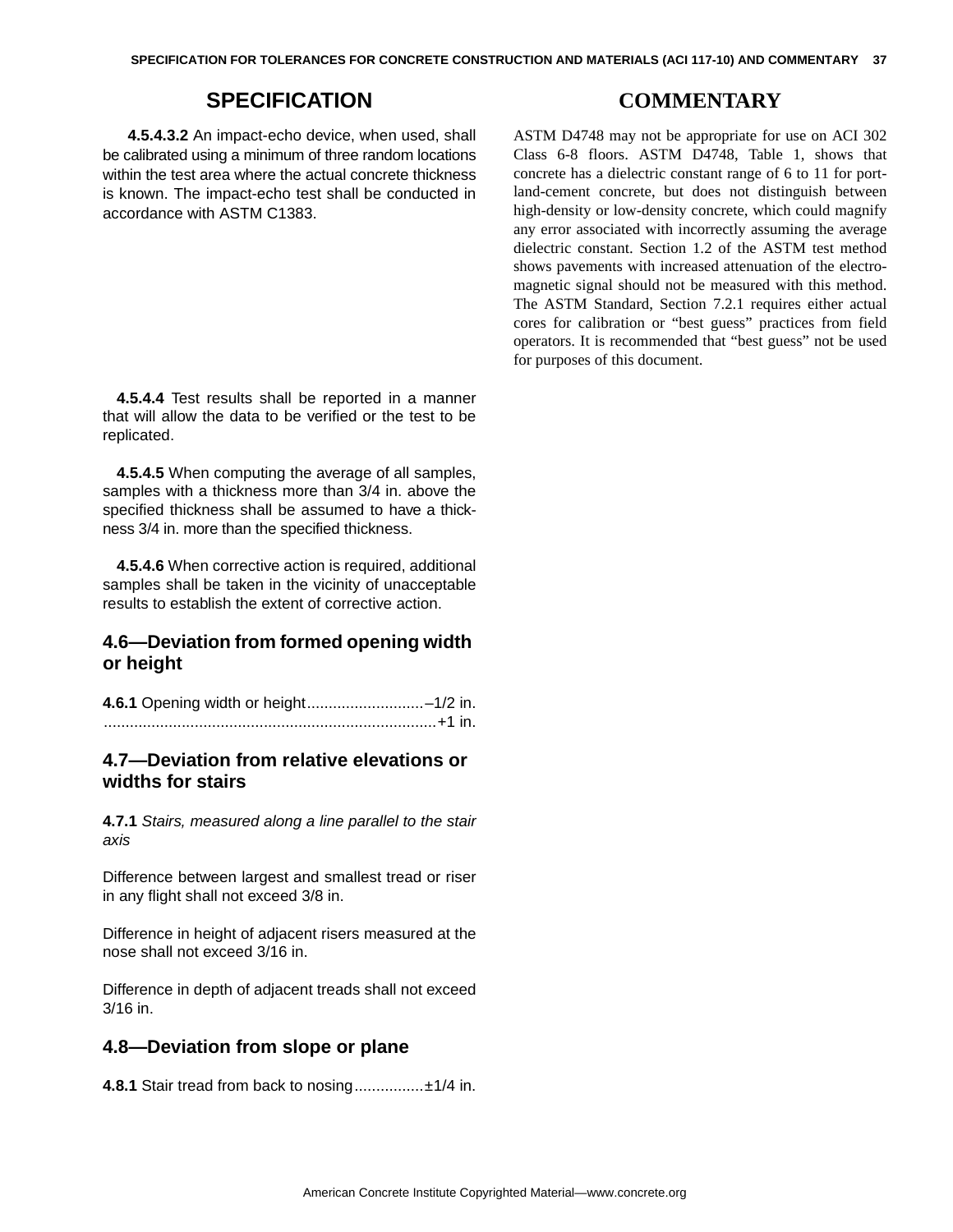## SPECIFICATION

**4.5.4.3.2** An impact-echo device, when used, shall be calibrated using a minimum of three random locations within the test area where the actual concrete thickness is known. The impact-echo test shall be conducted in accordance with ASTM C1383.

**4.5.4.4** Test results shall be reported in a manner that will allow the data to be verified or the test to be replicated.

**4.5.4.5** When computing the average of all samples, samples with a thickness more than 3/4 in. above the specified thickness shall be assumed to have a thickness 3/4 in. more than the specified thickness.

**4.5.4.6** When corrective action is required, additional samples shall be taken in the vicinity of unacceptable results to establish the extent of corrective action.

### 4.6—Deviation from formed opening width or height

**4.6.1** Opening width or height...........................–1/2 in.
............................................................................+1 in.

### 4.7—Deviation from relative elevations or widths for stairs

**4.7.1** *Stairs, measured along a line parallel to the stair axis*

Difference between largest and smallest tread or riser in any flight shall not exceed 3/8 in.

Difference in height of adjacent risers measured at the nose shall not exceed 3/16 in.

Difference in depth of adjacent treads shall not exceed 3/16 in.

### 4.8—Deviation from slope or plane

**4.8.1** Stair tread from back to nosing................±1/4 in.

## COMMENTARY

ASTM D4748 may not be appropriate for use on ACI 302 Class 6-8 floors. ASTM D4748, Table 1, shows that concrete has a dielectric constant range of 6 to 11 for portland-cement concrete, but does not distinguish between high-density or low-density concrete, which could magnify any error associated with incorrectly assuming the average dielectric constant. Section 1.2 of the ASTM test method shows pavements with increased attenuation of the electromagnetic signal should not be measured with this method. The ASTM Standard, Section 7.2.1 requires either actual cores for calibration or "best guess" practices from field operators. It is recommended that "best guess" not be used for purposes of this document.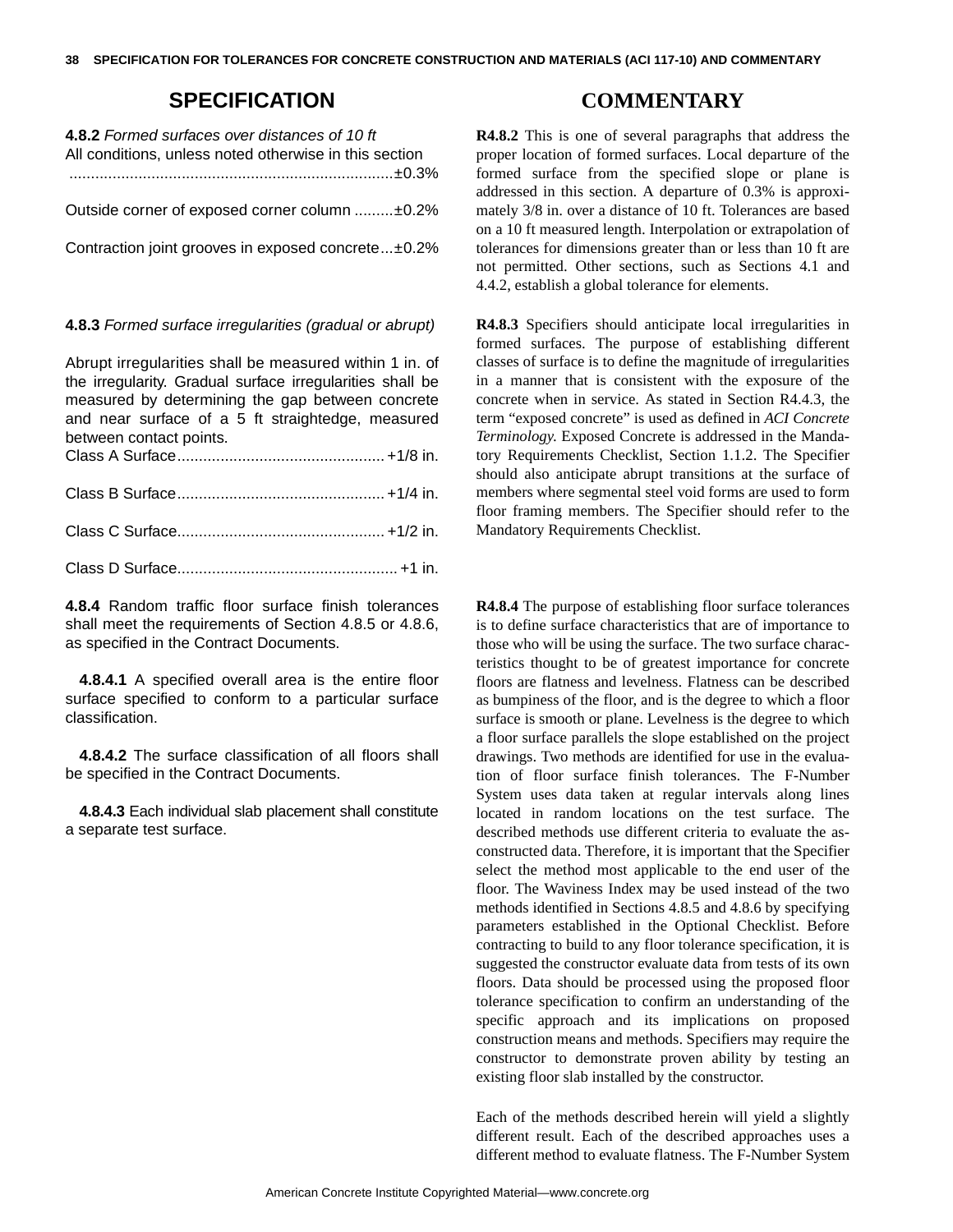## SPECIFICATION

**4.8.2** *Formed surfaces over distances of 10 ft*

All conditions, unless noted otherwise in this section ..........................................................................±0.3%

Outside corner of exposed corner column .........±0.2%

Contraction joint grooves in exposed concrete...±0.2%

**4.8.3** *Formed surface irregularities (gradual or abrupt)*

Abrupt irregularities shall be measured within 1 in. of the irregularity. Gradual surface irregularities shall be measured by determining the gap between concrete and near surface of a 5 ft straightedge, measured between contact points.

Class A Surface................................................+1/8 in.

Class B Surface................................................+1/4 in.

Class C Surface................................................+1/2 in.

Class D Surface...................................................+1 in.

**4.8.4** Random traffic floor surface finish tolerances shall meet the requirements of Section 4.8.5 or 4.8.6, as specified in the Contract Documents.

**4.8.4.1** A specified overall area is the entire floor surface specified to conform to a particular surface classification.

**4.8.4.2** The surface classification of all floors shall be specified in the Contract Documents.

**4.8.4.3** Each individual slab placement shall constitute a separate test surface.

## COMMENTARY

**R4.8.2** This is one of several paragraphs that address the proper location of formed surfaces. Local departure of the formed surface from the specified slope or plane is addressed in this section. A departure of 0.3% is approximately 3/8 in. over a distance of 10 ft. Tolerances are based on a 10 ft measured length. Interpolation or extrapolation of tolerances for dimensions greater than or less than 10 ft are not permitted. Other sections, such as Sections 4.1 and 4.4.2, establish a global tolerance for elements.

**R4.8.3** Specifiers should anticipate local irregularities in formed surfaces. The purpose of establishing different classes of surface is to define the magnitude of irregularities in a manner that is consistent with the exposure of the concrete when in service. As stated in Section R4.4.3, the term "exposed concrete" is used as defined in *ACI Concrete Terminology*. Exposed Concrete is addressed in the Mandatory Requirements Checklist, Section 1.1.2. The Specifier should also anticipate abrupt transitions at the surface of members where segmental steel void forms are used to form floor framing members. The Specifier should refer to the Mandatory Requirements Checklist.

**R4.8.4** The purpose of establishing floor surface tolerances is to define surface characteristics that are of importance to those who will be using the surface. The two surface characteristics thought to be of greatest importance for concrete floors are flatness and levelness. Flatness can be described as bumpiness of the floor, and is the degree to which a floor surface is smooth or plane. Levelness is the degree to which a floor surface parallels the slope established on the project drawings. Two methods are identified for use in the evaluation of floor surface finish tolerances. The F-Number System uses data taken at regular intervals along lines located in random locations on the test surface. The described methods use different criteria to evaluate the as-constructed data. Therefore, it is important that the Specifier select the method most applicable to the end user of the floor. The Waviness Index may be used instead of the two methods identified in Sections 4.8.5 and 4.8.6 by specifying parameters established in the Optional Checklist. Before contracting to build to any floor tolerance specification, it is suggested the constructor evaluate data from tests of its own floors. Data should be processed using the proposed floor tolerance specification to confirm an understanding of the specific approach and its implications on proposed construction means and methods. Specifiers may require the constructor to demonstrate proven ability by testing an existing floor slab installed by the constructor.

Each of the methods described herein will yield a slightly different result. Each of the described approaches uses a different method to evaluate flatness. The F-Number System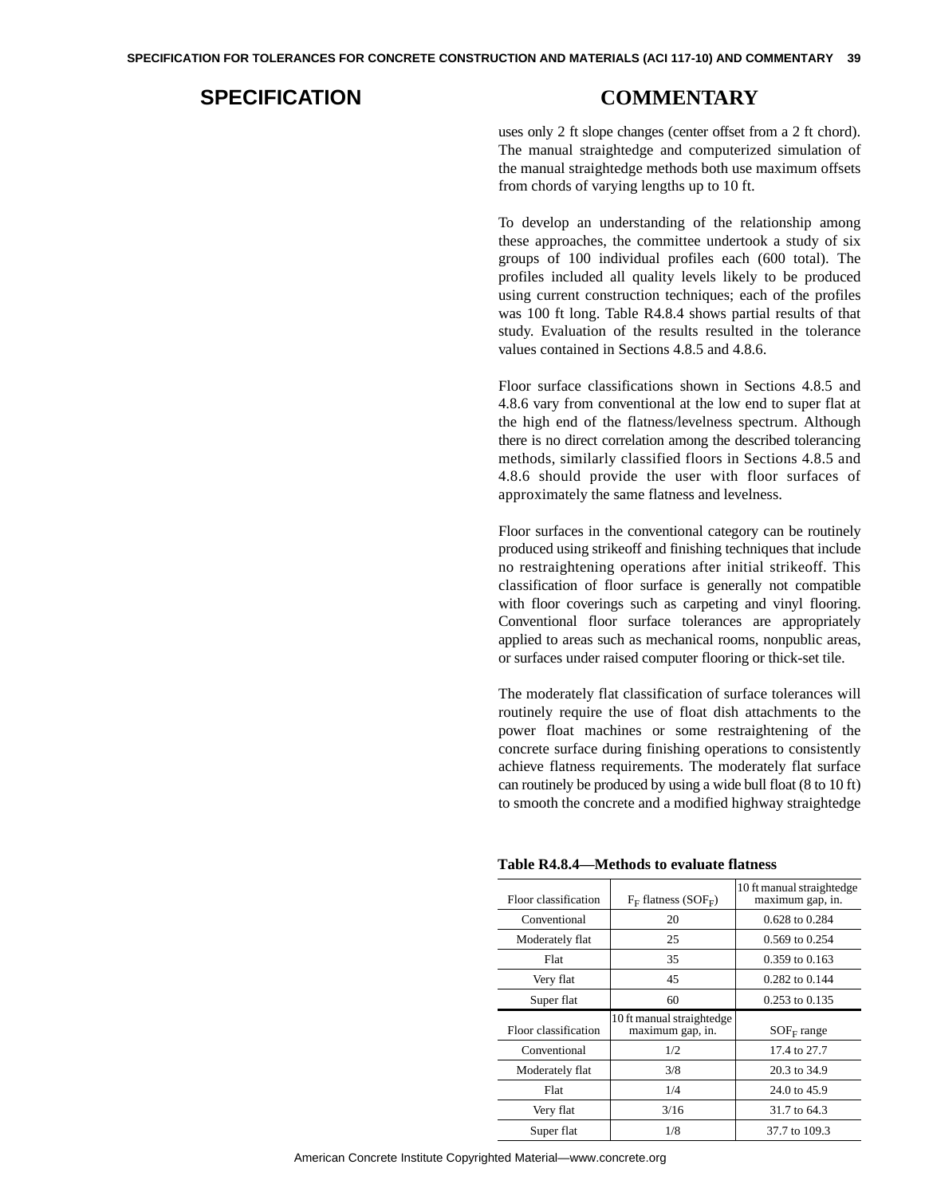## SPECIFICATION

## COMMENTARY

uses only 2 ft slope changes (center offset from a 2 ft chord). The manual straightedge and computerized simulation of the manual straightedge methods both use maximum offsets from chords of varying lengths up to 10 ft.

To develop an understanding of the relationship among these approaches, the committee undertook a study of six groups of 100 individual profiles each (600 total). The profiles included all quality levels likely to be produced using current construction techniques; each of the profiles was 100 ft long. Table R4.8.4 shows partial results of that study. Evaluation of the results resulted in the tolerance values contained in Sections 4.8.5 and 4.8.6.

Floor surface classifications shown in Sections 4.8.5 and 4.8.6 vary from conventional at the low end to super flat at the high end of the flatness/levelness spectrum. Although there is no direct correlation among the described tolerancing methods, similarly classified floors in Sections 4.8.5 and 4.8.6 should provide the user with floor surfaces of approximately the same flatness and levelness.

Floor surfaces in the conventional category can be routinely produced using strikeoff and finishing techniques that include no restraightening operations after initial strikeoff. This classification of floor surface is generally not compatible with floor coverings such as carpeting and vinyl flooring. Conventional floor surface tolerances are appropriately applied to areas such as mechanical rooms, nonpublic areas, or surfaces under raised computer flooring or thick-set tile.

The moderately flat classification of surface tolerances will routinely require the use of float dish attachments to the power float machines or some restraightening of the concrete surface during finishing operations to consistently achieve flatness requirements. The moderately flat surface can routinely be produced by using a wide bull float (8 to 10 ft) to smooth the concrete and a modified highway straightedge

**Table R4.8.4—Methods to evaluate flatness**

| Floor classification | $F_F$ flatness ($SOF_F$) | 10 ft manual straightedge maximum gap, in. |
|---|---|---|
| Conventional | 20 | 0.628 to 0.284 |
| Moderately flat | 25 | 0.569 to 0.254 |
| Flat | 35 | 0.359 to 0.163 |
| Very flat | 45 | 0.282 to 0.144 |
| Super flat | 60 | 0.253 to 0.135 |
| **Floor classification** | **10 ft manual straightedge maximum gap, in.** | **$SOF_F$ range** |
| Conventional | 1/2 | 17.4 to 27.7 |
| Moderately flat | 3/8 | 20.3 to 34.9 |
| Flat | 1/4 | 24.0 to 45.9 |
| Very flat | 3/16 | 31.7 to 64.3 |
| Super flat | 1/8 | 37.7 to 109.3 |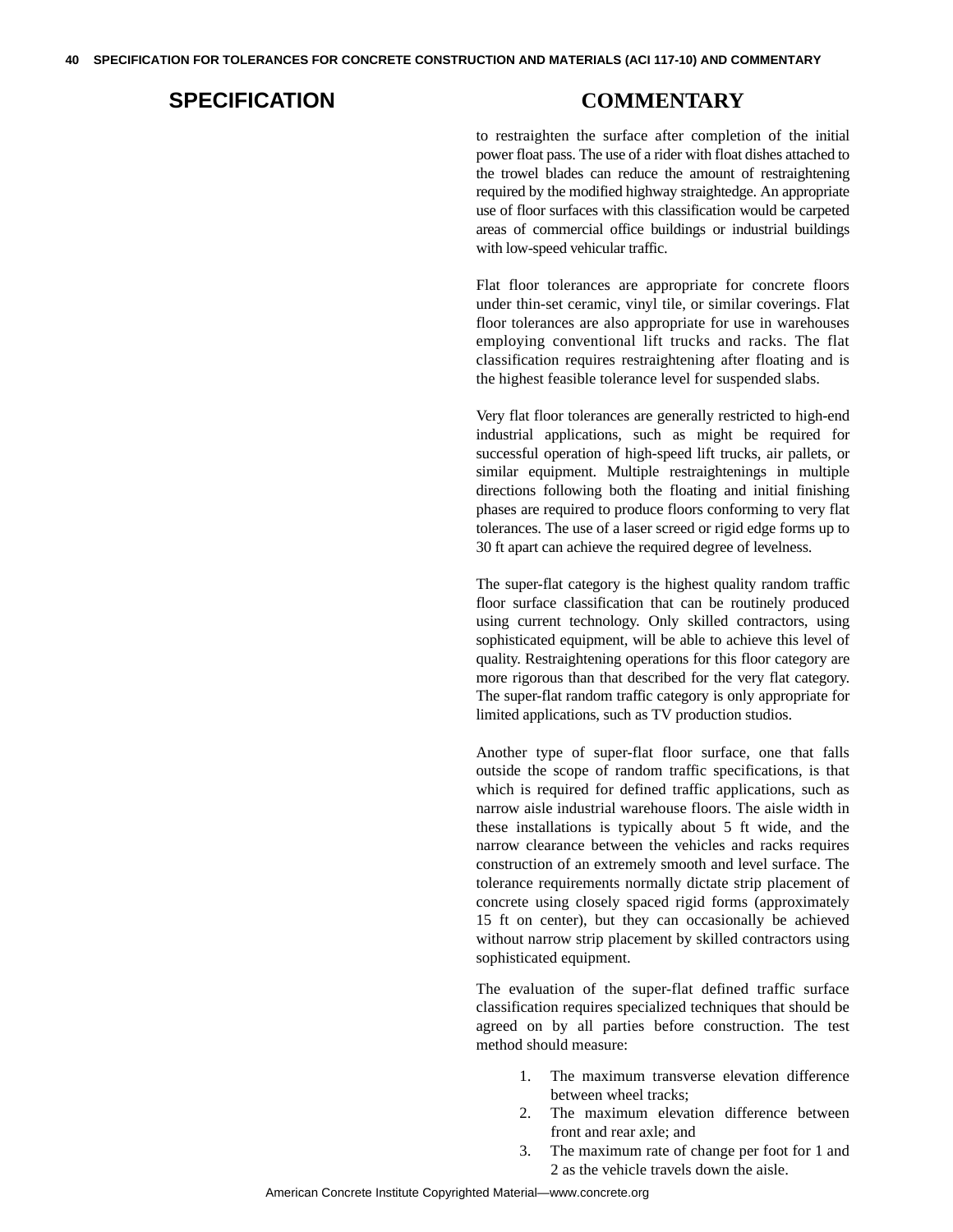## SPECIFICATION

## COMMENTARY

to restraighten the surface after completion of the initial power float pass. The use of a rider with float dishes attached to the trowel blades can reduce the amount of restraightening required by the modified highway straightedge. An appropriate use of floor surfaces with this classification would be carpeted areas of commercial office buildings or industrial buildings with low-speed vehicular traffic.

Flat floor tolerances are appropriate for concrete floors under thin-set ceramic, vinyl tile, or similar coverings. Flat floor tolerances are also appropriate for use in warehouses employing conventional lift trucks and racks. The flat classification requires restraightening after floating and is the highest feasible tolerance level for suspended slabs.

Very flat floor tolerances are generally restricted to high-end industrial applications, such as might be required for successful operation of high-speed lift trucks, air pallets, or similar equipment. Multiple restraightenings in multiple directions following both the floating and initial finishing phases are required to produce floors conforming to very flat tolerances. The use of a laser screed or rigid edge forms up to 30 ft apart can achieve the required degree of levelness.

The super-flat category is the highest quality random traffic floor surface classification that can be routinely produced using current technology. Only skilled contractors, using sophisticated equipment, will be able to achieve this level of quality. Restraightening operations for this floor category are more rigorous than that described for the very flat category. The super-flat random traffic category is only appropriate for limited applications, such as TV production studios.

Another type of super-flat floor surface, one that falls outside the scope of random traffic specifications, is that which is required for defined traffic applications, such as narrow aisle industrial warehouse floors. The aisle width in these installations is typically about 5 ft wide, and the narrow clearance between the vehicles and racks requires construction of an extremely smooth and level surface. The tolerance requirements normally dictate strip placement of concrete using closely spaced rigid forms (approximately 15 ft on center), but they can occasionally be achieved without narrow strip placement by skilled contractors using sophisticated equipment.

The evaluation of the super-flat defined traffic surface classification requires specialized techniques that should be agreed on by all parties before construction. The test method should measure:

1. The maximum transverse elevation difference between wheel tracks;
2. The maximum elevation difference between front and rear axle; and
3. The maximum rate of change per foot for 1 and 2 as the vehicle travels down the aisle.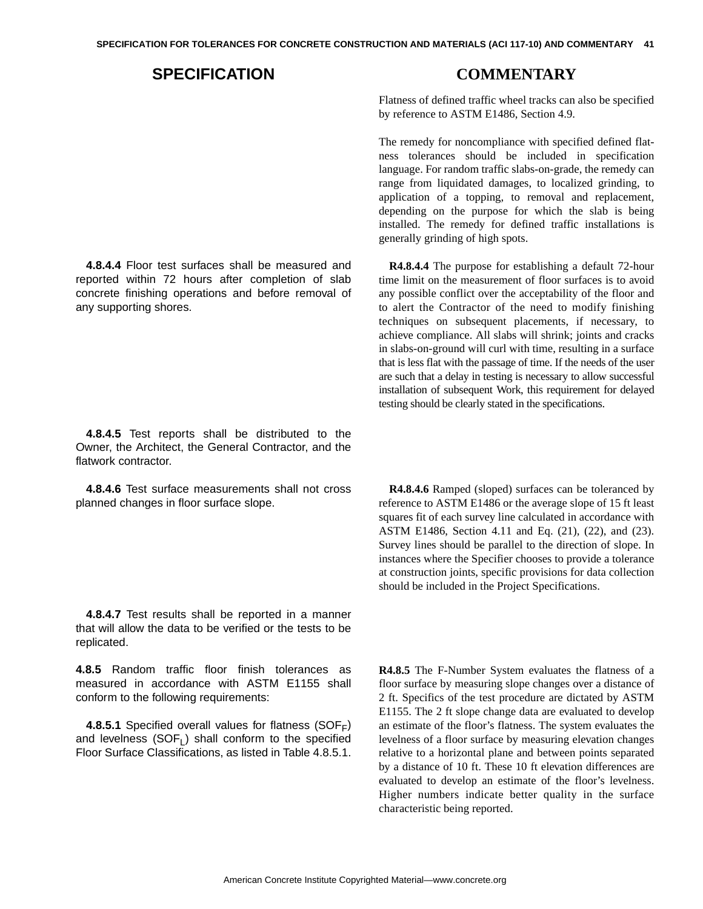Flatness of defined traffic wheel tracks can also be specified by reference to ASTM E1486, Section 4.9.

The remedy for noncompliance with specified defined flatness tolerances should be included in specification language. For random traffic slabs-on-grade, the remedy can range from liquidated damages, to localized grinding, to application of a topping, to removal and replacement, depending on the purpose for which the slab is being installed. The remedy for defined traffic installations is generally grinding of high spots.

**4.8.4.4** Floor test surfaces shall be measured and reported within 72 hours after completion of slab concrete finishing operations and before removal of any supporting shores.

**R4.8.4.4** The purpose for establishing a default 72-hour time limit on the measurement of floor surfaces is to avoid any possible conflict over the acceptability of the floor and to alert the Contractor of the need to modify finishing techniques on subsequent placements, if necessary, to achieve compliance. All slabs will shrink; joints and cracks in slabs-on-ground will curl with time, resulting in a surface that is less flat with the passage of time. If the needs of the user are such that a delay in testing is necessary to allow successful installation of subsequent Work, this requirement for delayed testing should be clearly stated in the specifications.

**4.8.4.5** Test reports shall be distributed to the Owner, the Architect, the General Contractor, and the flatwork contractor.

**4.8.4.6** Test surface measurements shall not cross planned changes in floor surface slope.

**R4.8.4.6** Ramped (sloped) surfaces can be toleranced by reference to ASTM E1486 or the average slope of 15 ft least squares fit of each survey line calculated in accordance with ASTM E1486, Section 4.11 and Eq. (21), (22), and (23). Survey lines should be parallel to the direction of slope. In instances where the Specifier chooses to provide a tolerance at construction joints, specific provisions for data collection should be included in the Project Specifications.

**4.8.4.7** Test results shall be reported in a manner that will allow the data to be verified or the tests to be replicated.

**4.8.5** Random traffic floor finish tolerances as measured in accordance with ASTM E1155 shall conform to the following requirements:

**4.8.5.1** Specified overall values for flatness ($SOF_F$) and levelness ($SOF_L$) shall conform to the specified Floor Surface Classifications, as listed in Table 4.8.5.1.

**R4.8.5** The F-Number System evaluates the flatness of a floor surface by measuring slope changes over a distance of 2 ft. Specifics of the test procedure are dictated by ASTM E1155. The 2 ft slope change data are evaluated to develop an estimate of the floor's flatness. The system evaluates the levelness of a floor surface by measuring elevation changes relative to a horizontal plane and between points separated by a distance of 10 ft. These 10 ft elevation differences are evaluated to develop an estimate of the floor's levelness. Higher numbers indicate better quality in the surface characteristic being reported.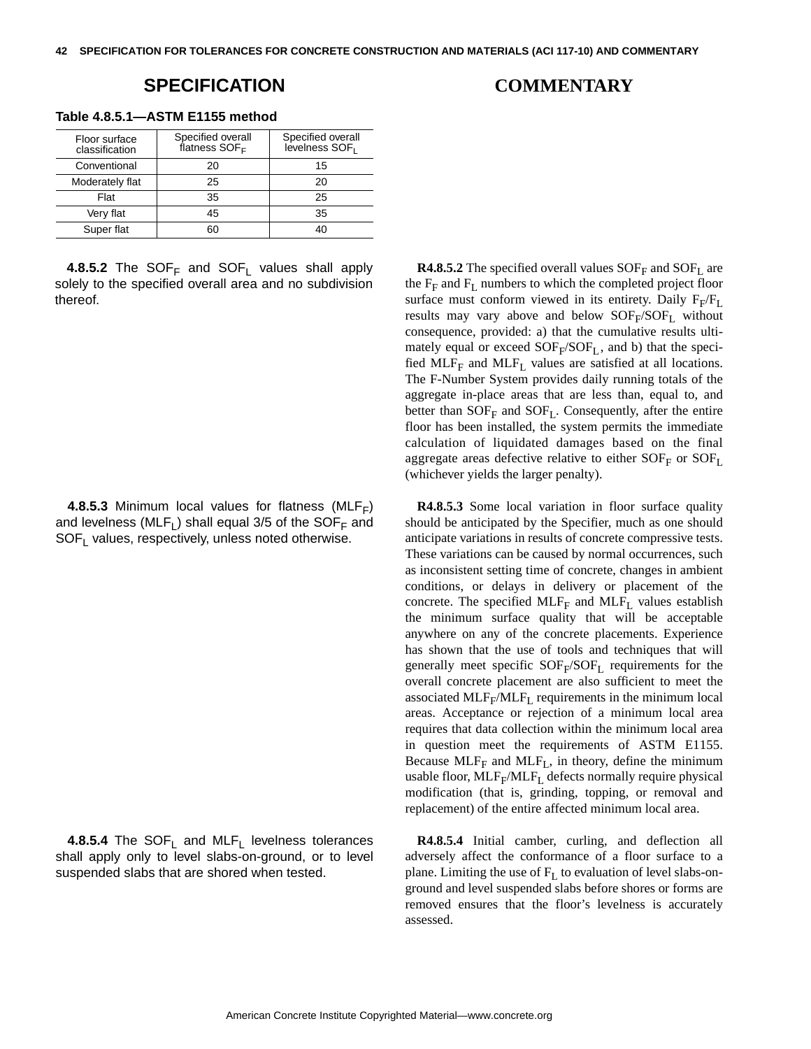## SPECIFICATION

**Table 4.8.5.1—ASTM E1155 method**

| Floor surface classification | Specified overall flatness $SOF_F$ | Specified overall levelness $SOF_L$ |
|---|---|---|
| Conventional | 20 | 15 |
| Moderately flat | 25 | 20 |
| Flat | 35 | 25 |
| Very flat | 45 | 35 |
| Super flat | 60 | 40 |

**4.8.5.2** The $SOF_F$ and $SOF_L$ values shall apply solely to the specified overall area and no subdivision thereof.

**4.8.5.3** Minimum local values for flatness ($MLF_F$) and levelness ($MLF_L$) shall equal 3/5 of the $SOF_F$ and $SOF_L$ values, respectively, unless noted otherwise.

**4.8.5.4** The $SOF_L$ and $MLF_L$ levelness tolerances shall apply only to level slabs-on-ground, or to level suspended slabs that are shored when tested.

## COMMENTARY

**R4.8.5.2** The specified overall values $SOF_F$ and $SOF_L$ are the $F_F$ and $F_L$ numbers to which the completed project floor surface must conform viewed in its entirety. Daily $F_F/F_L$ results may vary above and below $SOF_F/SOF_L$ without consequence, provided: a) that the cumulative results ultimately equal or exceed $SOF_F/SOF_L$, and b) that the specified $MLF_F$ and $MLF_L$ values are satisfied at all locations. The F-Number System provides daily running totals of the aggregate in-place areas that are less than, equal to, and better than $SOF_F$ and $SOF_L$. Consequently, after the entire floor has been installed, the system permits the immediate calculation of liquidated damages based on the final aggregate areas defective relative to either $SOF_F$ or $SOF_L$ (whichever yields the larger penalty).

**R4.8.5.3** Some local variation in floor surface quality should be anticipated by the Specifier, much as one should anticipate variations in results of concrete compressive tests. These variations can be caused by normal occurrences, such as inconsistent setting time of concrete, changes in ambient conditions, or delays in delivery or placement of the concrete. The specified $MLF_F$ and $MLF_L$ values establish the minimum surface quality that will be acceptable anywhere on any of the concrete placements. Experience has shown that the use of tools and techniques that will generally meet specific $SOF_F/SOF_L$ requirements for the overall concrete placement are also sufficient to meet the associated $MLF_F/MLF_L$ requirements in the minimum local areas. Acceptance or rejection of a minimum local area requires that data collection within the minimum local area in question meet the requirements of ASTM E1155. Because $MLF_F$ and $MLF_L$, in theory, define the minimum usable floor, $MLF_F/MLF_L$ defects normally require physical modification (that is, grinding, topping, or removal and replacement) of the entire affected minimum local area.

**R4.8.5.4** Initial camber, curling, and deflection all adversely affect the conformance of a floor surface to a plane. Limiting the use of $F_L$ to evaluation of level slabs-on-ground and level suspended slabs before shores or forms are removed ensures that the floor's levelness is accurately assessed.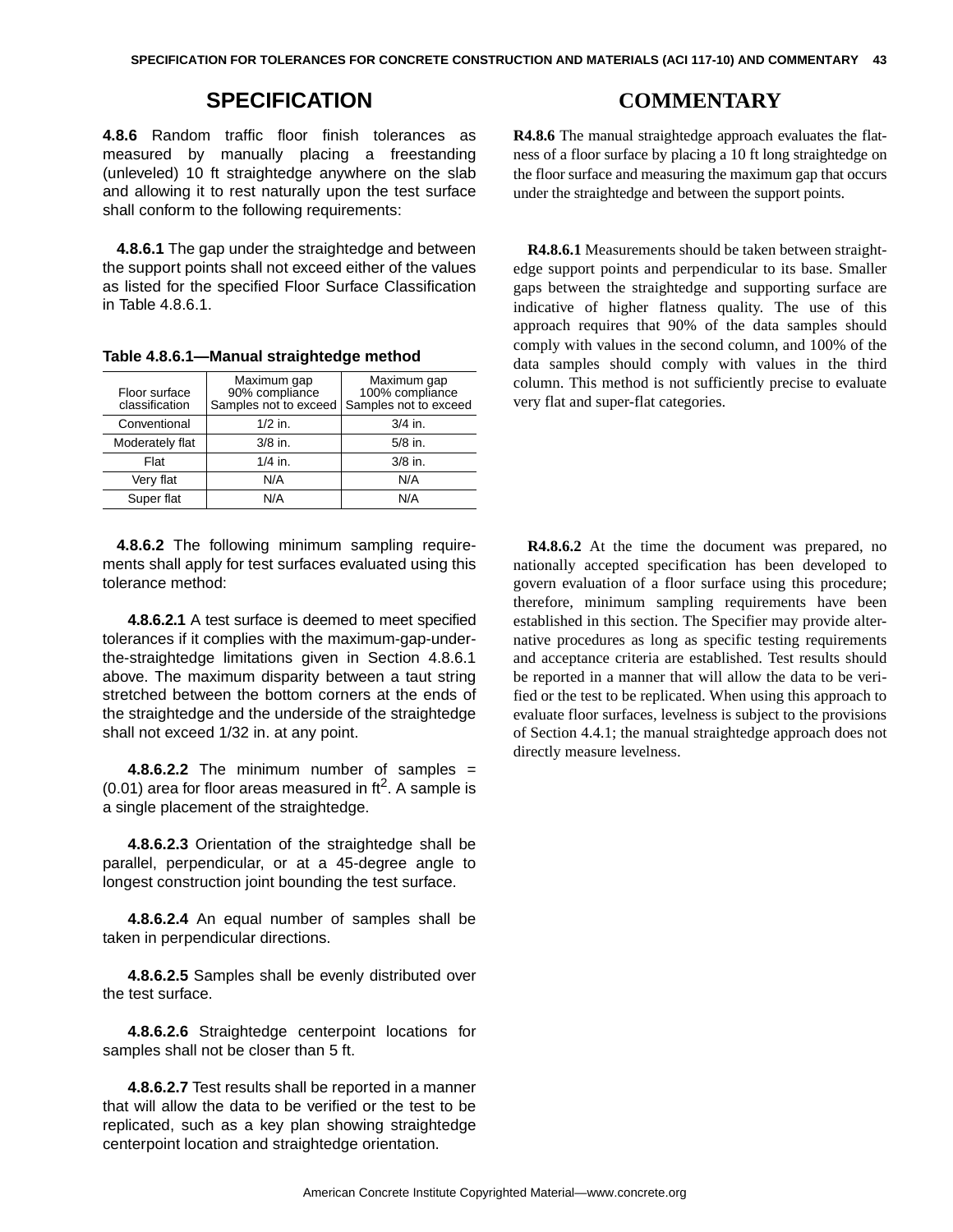## SPECIFICATION

**4.8.6** Random traffic floor finish tolerances as measured by manually placing a freestanding (unleveled) 10 ft straightedge anywhere on the slab and allowing it to rest naturally upon the test surface shall conform to the following requirements:

**4.8.6.1** The gap under the straightedge and between the support points shall not exceed either of the values as listed for the specified Floor Surface Classification in Table 4.8.6.1.

**Table 4.8.6.1—Manual straightedge method**

| Floor surface classification | Maximum gap 90% compliance Samples not to exceed | Maximum gap 100% compliance Samples not to exceed |
|---|---|---|
| Conventional | 1/2 in. | 3/4 in. |
| Moderately flat | 3/8 in. | 5/8 in. |
| Flat | 1/4 in. | 3/8 in. |
| Very flat | N/A | N/A |
| Super flat | N/A | N/A |

**4.8.6.2** The following minimum sampling requirements shall apply for test surfaces evaluated using this tolerance method:

**4.8.6.2.1** A test surface is deemed to meet specified tolerances if it complies with the maximum-gap-under-the-straightedge limitations given in Section 4.8.6.1 above. The maximum disparity between a taut string stretched between the bottom corners at the ends of the straightedge and the underside of the straightedge shall not exceed 1/32 in. at any point.

**4.8.6.2.2** The minimum number of samples = (0.01) area for floor areas measured in $ft^2$. A sample is a single placement of the straightedge.

**4.8.6.2.3** Orientation of the straightedge shall be parallel, perpendicular, or at a 45-degree angle to longest construction joint bounding the test surface.

**4.8.6.2.4** An equal number of samples shall be taken in perpendicular directions.

**4.8.6.2.5** Samples shall be evenly distributed over the test surface.

**4.8.6.2.6** Straightedge centerpoint locations for samples shall not be closer than 5 ft.

**4.8.6.2.7** Test results shall be reported in a manner that will allow the data to be verified or the test to be replicated, such as a key plan showing straightedge centerpoint location and straightedge orientation.

## COMMENTARY

**R4.8.6** The manual straightedge approach evaluates the flatness of a floor surface by placing a 10 ft long straightedge on the floor surface and measuring the maximum gap that occurs under the straightedge and between the support points.

**R4.8.6.1** Measurements should be taken between straightedge support points and perpendicular to its base. Smaller gaps between the straightedge and supporting surface are indicative of higher flatness quality. The use of this approach requires that 90% of the data samples should comply with values in the second column, and 100% of the data samples should comply with values in the third column. This method is not sufficiently precise to evaluate very flat and super-flat categories.

**R4.8.6.2** At the time the document was prepared, no nationally accepted specification has been developed to govern evaluation of a floor surface using this procedure; therefore, minimum sampling requirements have been established in this section. The Specifier may provide alternative procedures as long as specific testing requirements and acceptance criteria are established. Test results should be reported in a manner that will allow the data to be verified or the test to be replicated. When using this approach to evaluate floor surfaces, levelness is subject to the provisions of Section 4.4.1; the manual straightedge approach does not directly measure levelness.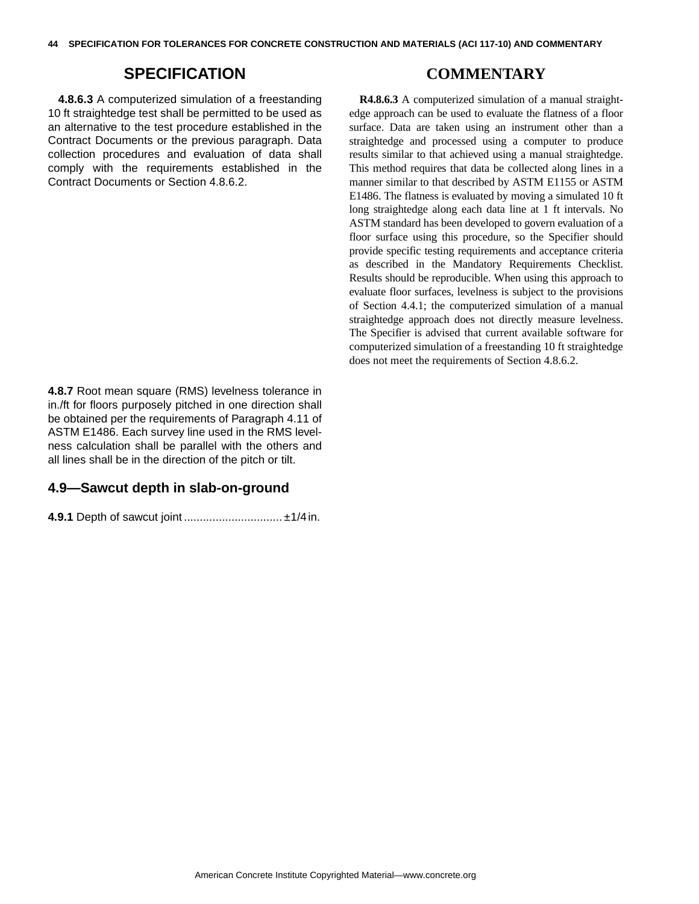## SPECIFICATION

**4.8.6.3** A computerized simulation of a freestanding 10 ft straightedge test shall be permitted to be used as an alternative to the test procedure established in the Contract Documents or the previous paragraph. Data collection procedures and evaluation of data shall comply with the requirements established in the Contract Documents or Section 4.8.6.2.

## COMMENTARY

**R4.8.6.3** A computerized simulation of a manual straightedge approach can be used to evaluate the flatness of a floor surface. Data are taken using an instrument other than a straightedge and processed using a computer to produce results similar to that achieved using a manual straightedge. This method requires that data be collected along lines in a manner similar to that described by ASTM E1155 or ASTM E1486. The flatness is evaluated by moving a simulated 10 ft long straightedge along each data line at 1 ft intervals. No ASTM standard has been developed to govern evaluation of a floor surface using this procedure, so the Specifier should provide specific testing requirements and acceptance criteria as described in the Mandatory Requirements Checklist. Results should be reproducible. When using this approach to evaluate floor surfaces, levelness is subject to the provisions of Section 4.4.1; the computerized simulation of a manual straightedge approach does not directly measure levelness. The Specifier is advised that current available software for computerized simulation of a freestanding 10 ft straightedge does not meet the requirements of Section 4.8.6.2.

**4.8.7** Root mean square (RMS) levelness tolerance in in./ft for floors purposely pitched in one direction shall be obtained per the requirements of Paragraph 4.11 of ASTM E1486. Each survey line used in the RMS levelness calculation shall be parallel with the others and all lines shall be in the direction of the pitch or tilt.

### 4.9—Sawcut depth in slab-on-ground

**4.9.1** Depth of sawcut joint ............................... ±1/4 in.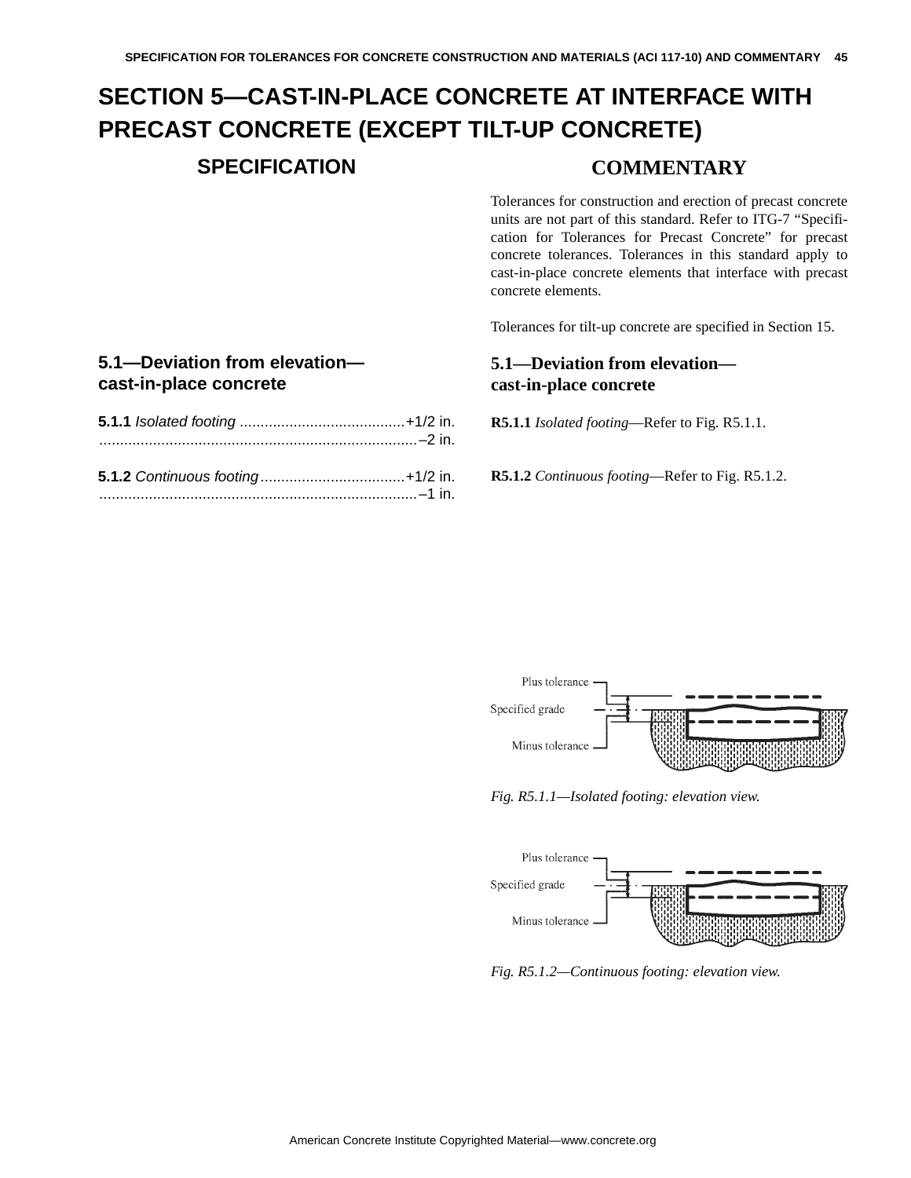# SECTION 5—CAST-IN-PLACE CONCRETE AT INTERFACE WITH PRECAST CONCRETE (EXCEPT TILT-UP CONCRETE)

## SPECIFICATION

### 5.1—Deviation from elevation—cast-in-place concrete

**5.1.1** *Isolated footing* ........................................+1/2 in.
............................................................................–2 in.

**5.1.2** *Continuous footing*...................................+1/2 in.
............................................................................–1 in.

## COMMENTARY

Tolerances for construction and erection of precast concrete units are not part of this standard. Refer to ITG-7 "Specification for Tolerances for Precast Concrete" for precast concrete tolerances. Tolerances in this standard apply to cast-in-place concrete elements that interface with precast concrete elements.

Tolerances for tilt-up concrete are specified in Section 15.

### 5.1—Deviation from elevation—cast-in-place concrete

**R5.1.1** *Isolated footing*—Refer to Fig. R5.1.1.

**R5.1.2** *Continuous footing*—Refer to Fig. R5.1.2.

Plus tolerance
Specified grade
Minus tolerance

*Fig. R5.1.1—Isolated footing: elevation view.*

Plus tolerance
Specified grade
Minus tolerance

*Fig. R5.1.2—Continuous footing: elevation view.*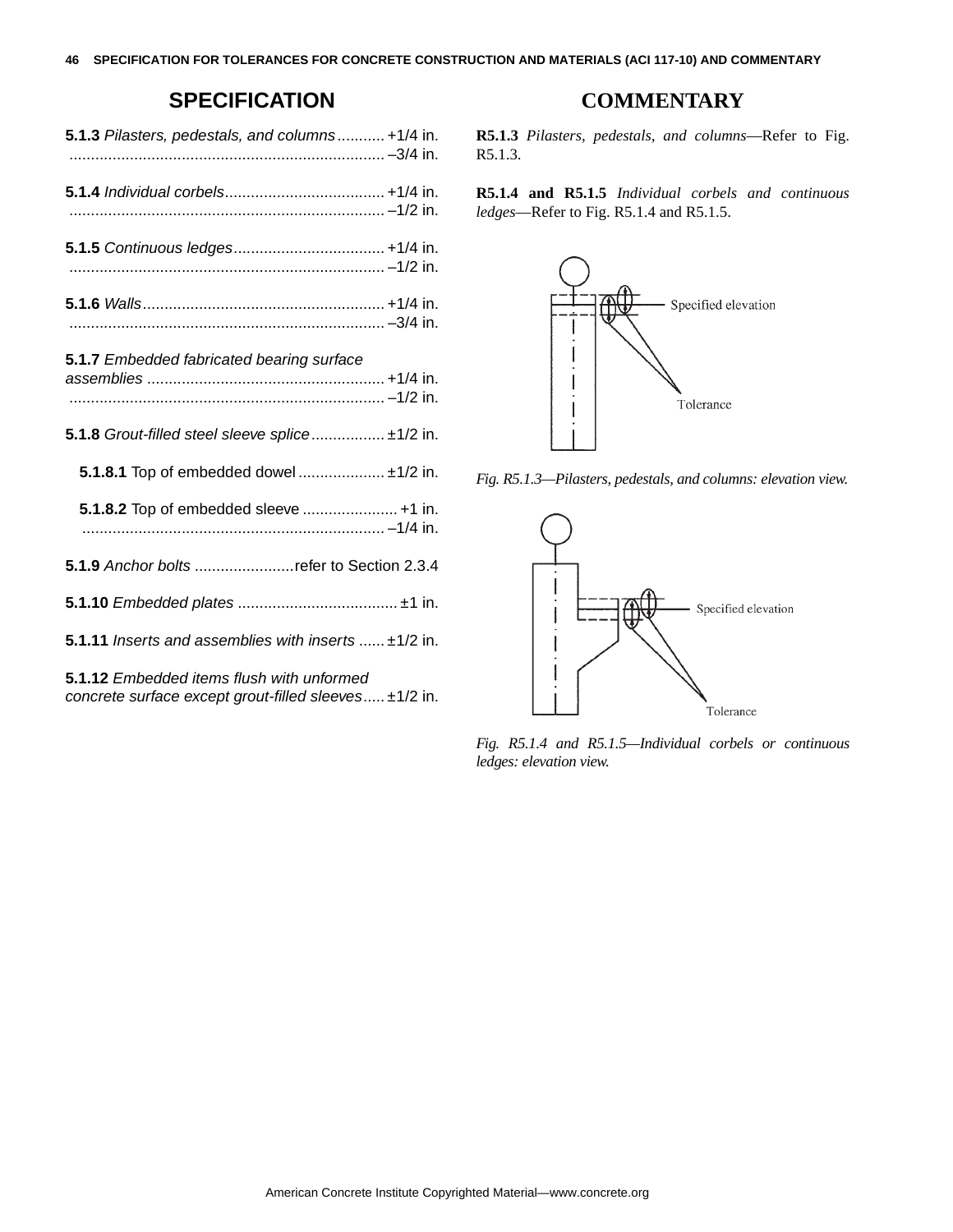## SPECIFICATION

**5.1.3** *Pilasters, pedestals, and columns* ........... +1/4 in.
........................................................................ –3/4 in.

**5.1.4** *Individual corbels* ..................................... +1/4 in.
........................................................................ –1/2 in.

**5.1.5** *Continuous ledges* .................................. +1/4 in.
........................................................................ –1/2 in.

**5.1.6** *Walls* ....................................................... +1/4 in.
........................................................................ –3/4 in.

**5.1.7** *Embedded fabricated bearing surface assemblies* ...................................................... +1/4 in.
........................................................................ –1/2 in.

**5.1.8** *Grout-filled steel sleeve splice* ................. ±1/2 in.

**5.1.8.1** Top of embedded dowel .................... ±1/2 in.

**5.1.8.2** Top of embedded sleeve ...................... +1 in.
...................................................................... –1/4 in.

**5.1.9** *Anchor bolts* .......................refer to Section 2.3.4

**5.1.10** *Embedded plates* ..................................... ±1 in.

**5.1.11** *Inserts and assemblies with inserts* ...... ±1/2 in.

**5.1.12** *Embedded items flush with unformed concrete surface except grout-filled sleeves* ..... ±1/2 in.

## COMMENTARY

**R5.1.3** *Pilasters, pedestals, and columns*—Refer to Fig. R5.1.3.

**R5.1.4 and R5.1.5** *Individual corbels and continuous ledges*—Refer to Fig. R5.1.4 and R5.1.5.

Specified elevation

Tolerance

*Fig. R5.1.3—Pilasters, pedestals, and columns: elevation view.*

Specified elevation

Tolerance

*Fig. R5.1.4 and R5.1.5—Individual corbels or continuous ledges: elevation view.*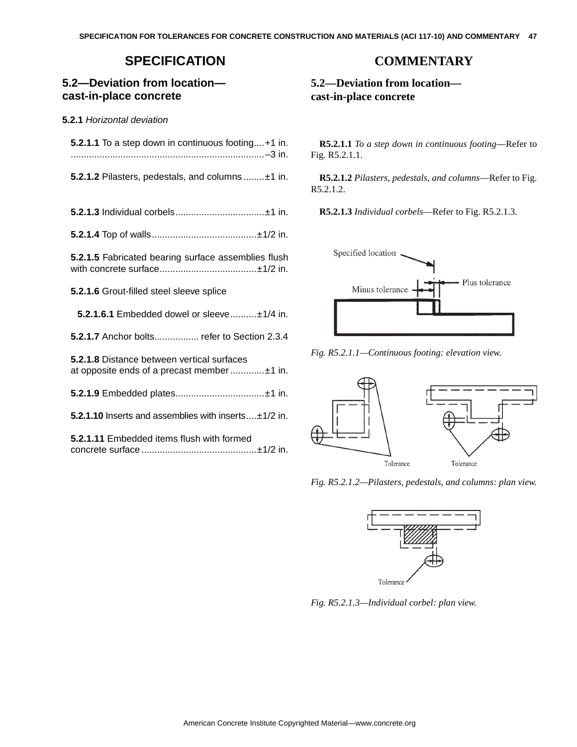## SPECIFICATION

### 5.2—Deviation from location—cast-in-place concrete

**5.2.1** *Horizontal deviation*

**5.2.1.1** To a step down in continuous footing....+1 in. ...........................................................................–3 in.

**5.2.1.2** Pilasters, pedestals, and columns ........±1 in.

**5.2.1.3** Individual corbels..................................±1 in.

**5.2.1.4** Top of walls........................................±1/2 in.

**5.2.1.5** Fabricated bearing surface assemblies flush with concrete surface.....................................±1/2 in.

**5.2.1.6** Grout-filled steel sleeve splice

**5.2.1.6.1** Embedded dowel or sleeve..........±1/4 in.

**5.2.1.7** Anchor bolts................. refer to Section 2.3.4

**5.2.1.8** Distance between vertical surfaces at opposite ends of a precast member .............±1 in.

**5.2.1.9** Embedded plates..................................±1 in.

**5.2.1.10** Inserts and assemblies with inserts....±1/2 in.

**5.2.1.11** Embedded items flush with formed concrete surface ............................................±1/2 in.

## COMMENTARY

### 5.2—Deviation from location—cast-in-place concrete

**R5.2.1.1** *To a step down in continuous footing*—Refer to Fig. R5.2.1.1.

**R5.2.1.2** *Pilasters, pedestals, and columns*—Refer to Fig. R5.2.1.2.

**R5.2.1.3** *Individual corbels*—Refer to Fig. R5.2.1.3.

*Fig. R5.2.1.1—Continuous footing: elevation view.*

*Fig. R5.2.1.2—Pilasters, pedestals, and columns: plan view.*

*Fig. R5.2.1.3—Individual corbel: plan view.*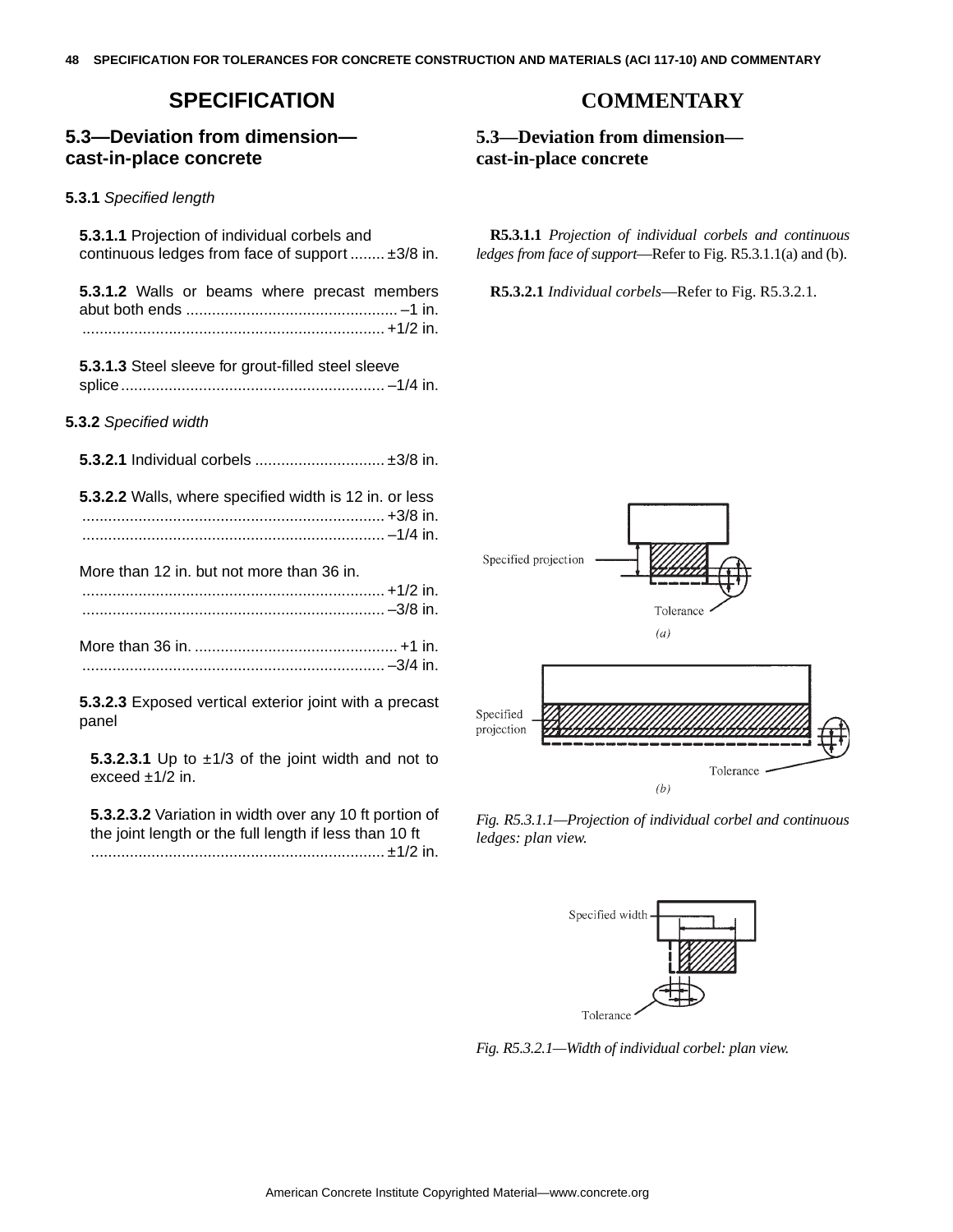## SPECIFICATION

### 5.3—Deviation from dimension—cast-in-place concrete

**5.3.1** *Specified length*

**5.3.1.1** Projection of individual corbels and continuous ledges from face of support ........ ±3/8 in.

**5.3.1.2** Walls or beams where precast members abut both ends ................................................ –1 in.
...................................................................... +1/2 in.

**5.3.1.3** Steel sleeve for grout-filled steel sleeve splice ............................................................ –1/4 in.

**5.3.2** *Specified width*

**5.3.2.1** Individual corbels ............................. ±3/8 in.

**5.3.2.2** Walls, where specified width is 12 in. or less
...................................................................... +3/8 in.
...................................................................... –1/4 in.

More than 12 in. but not more than 36 in.
...................................................................... +1/2 in.
...................................................................... –3/8 in.

More than 36 in. .............................................. +1 in.
...................................................................... –3/4 in.

**5.3.2.3** Exposed vertical exterior joint with a precast panel

**5.3.2.3.1** Up to ±1/3 of the joint width and not to exceed ±1/2 in.

**5.3.2.3.2** Variation in width over any 10 ft portion of the joint length or the full length if less than 10 ft
.................................................................... ±1/2 in.

## COMMENTARY

### 5.3—Deviation from dimension—cast-in-place concrete

**R5.3.1.1** *Projection of individual corbels and continuous ledges from face of support*—Refer to Fig. R5.3.1.1(a) and (b).

**R5.3.2.1** *Individual corbels*—Refer to Fig. R5.3.2.1.

*Fig. R5.3.1.1—Projection of individual corbel and continuous ledges: plan view.*

*Fig. R5.3.2.1—Width of individual corbel: plan view.*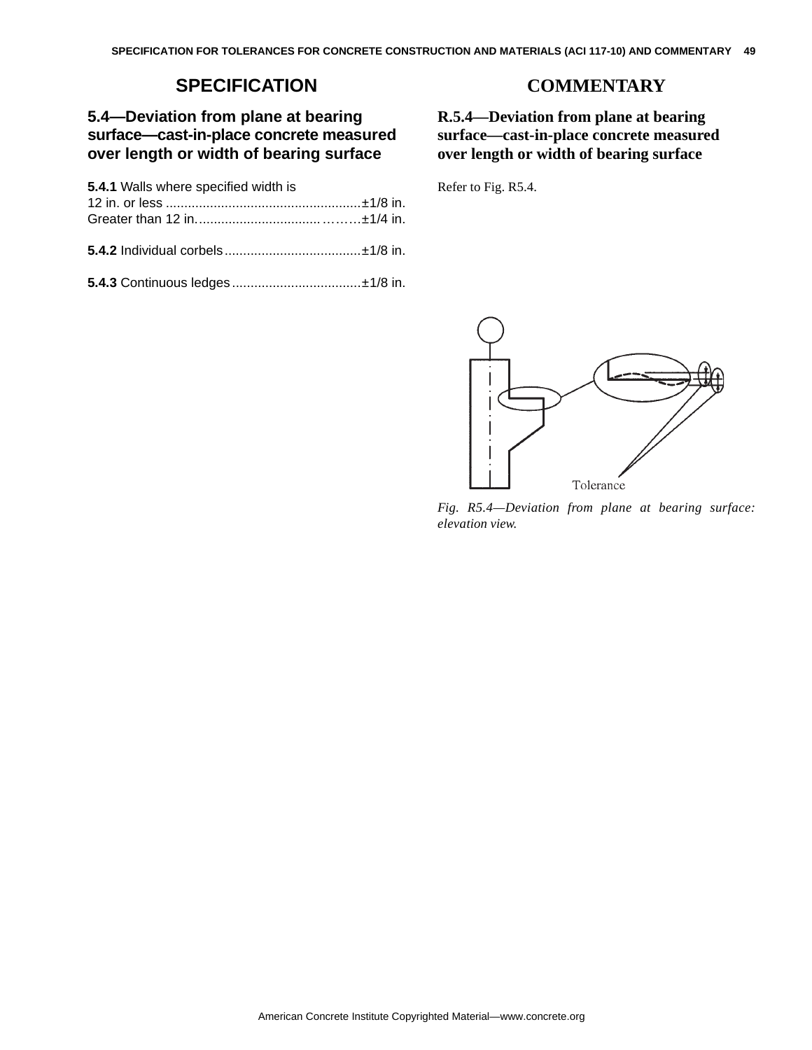## SPECIFICATION

### 5.4—Deviation from plane at bearing surface—cast-in-place concrete measured over length or width of bearing surface

**5.4.1** Walls where specified width is
12 in. or less ....................................................±1/8 in.
Greater than 12 in..................................………±1/4 in.

**5.4.2** Individual corbels....................................±1/8 in.

**5.4.3** Continuous ledges..................................±1/8 in.

## COMMENTARY

### R.5.4—Deviation from plane at bearing surface—cast-in-place concrete measured over length or width of bearing surface

Refer to Fig. R5.4.

Tolerance

*Fig. R5.4—Deviation from plane at bearing surface: elevation view.*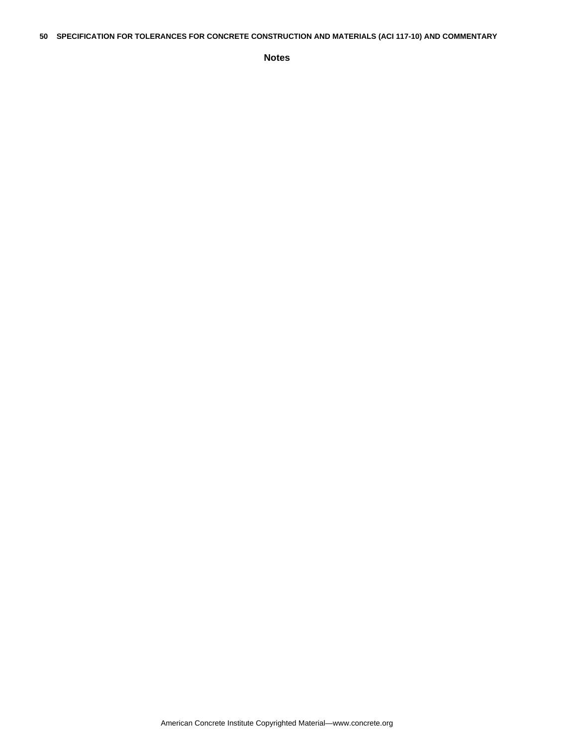**Notes**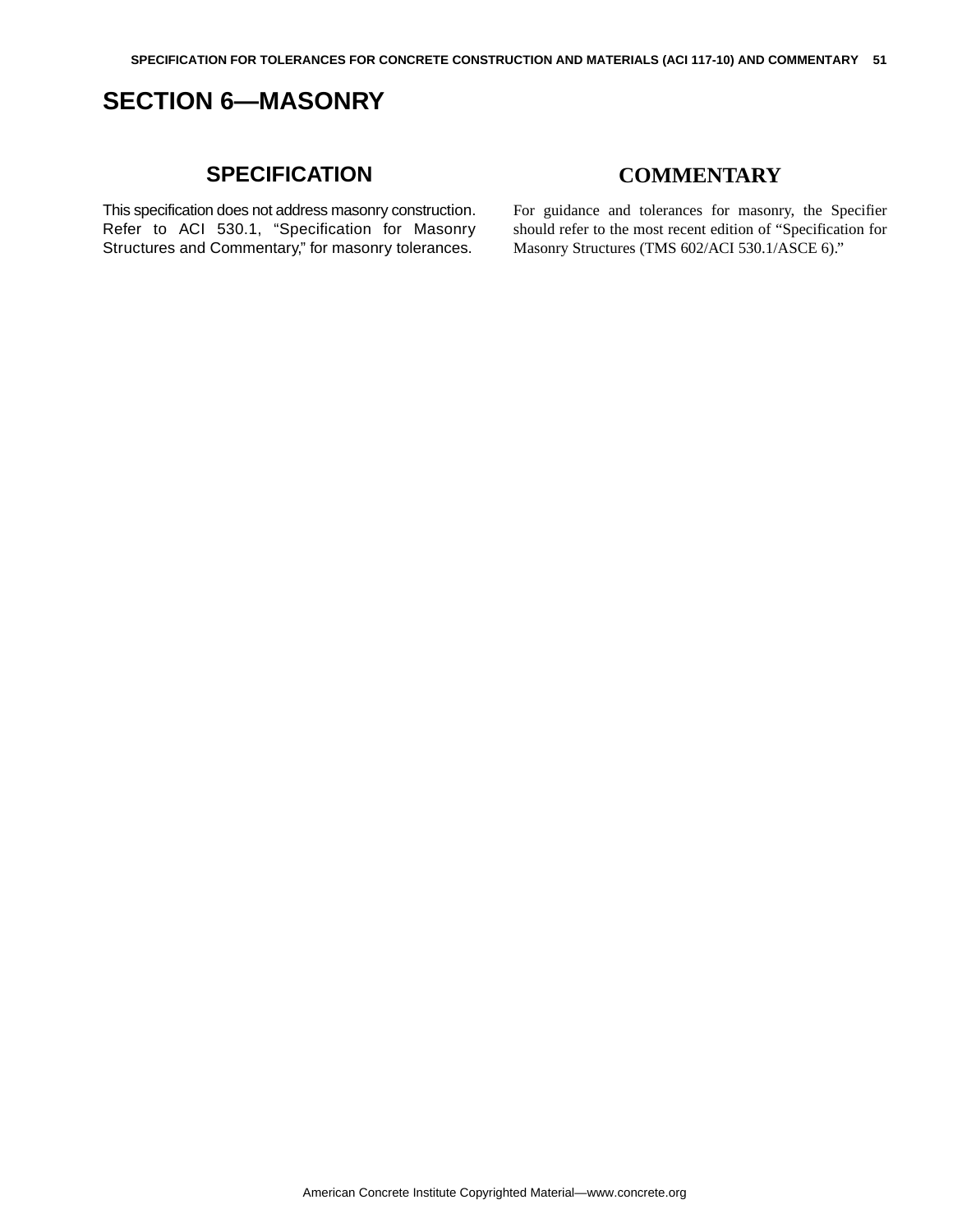# SECTION 6—MASONRY

## SPECIFICATION

This specification does not address masonry construction. Refer to ACI 530.1, "Specification for Masonry Structures and Commentary," for masonry tolerances.

## COMMENTARY

For guidance and tolerances for masonry, the Specifier should refer to the most recent edition of "Specification for Masonry Structures (TMS 602/ACI 530.1/ASCE 6)."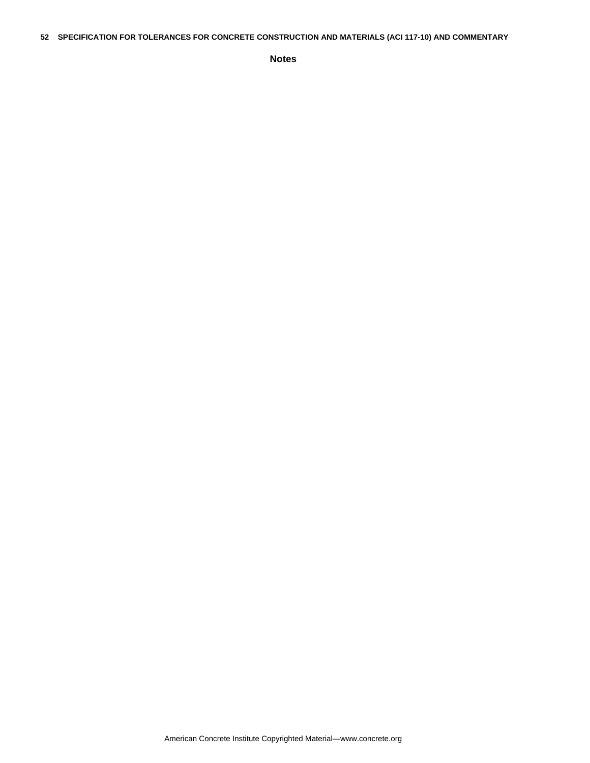## Notes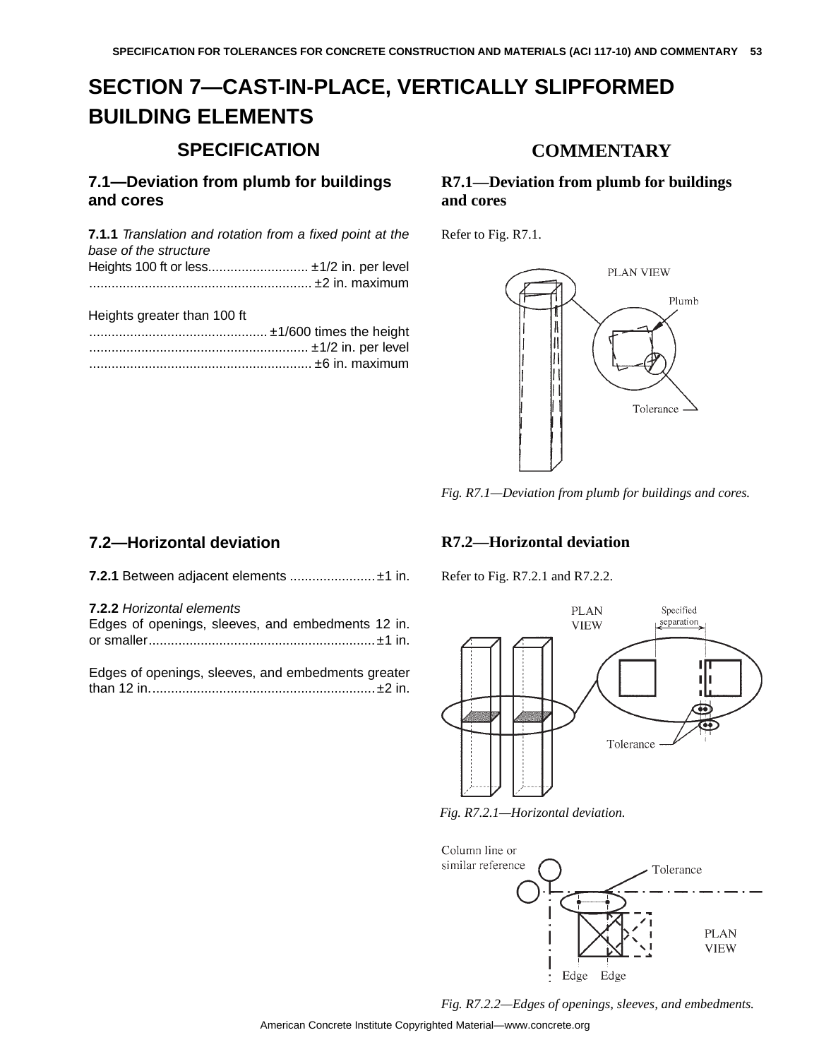# SECTION 7—CAST-IN-PLACE, VERTICALLY SLIPFORMED BUILDING ELEMENTS

## SPECIFICATION

### 7.1—Deviation from plumb for buildings and cores

**7.1.1** *Translation and rotation from a fixed point at the base of the structure*

Heights 100 ft or less........................... ±1/2 in. per level
............................................................ ±2 in. maximum

Heights greater than 100 ft
................................................ ±1/600 times the height
........................................................... ±1/2 in. per level
............................................................ ±6 in. maximum

### 7.2—Horizontal deviation

**7.2.1** Between adjacent elements ....................... ±1 in.

**7.2.2** *Horizontal elements*

Edges of openings, sleeves, and embedments 12 in. or smaller............................................................ ±1 in.

Edges of openings, sleeves, and embedments greater than 12 in............................................................ ±2 in.

## COMMENTARY

### R7.1—Deviation from plumb for buildings and cores

Refer to Fig. R7.1.

*Fig. R7.1—Deviation from plumb for buildings and cores.*

### R7.2—Horizontal deviation

Refer to Fig. R7.2.1 and R7.2.2.

*Fig. R7.2.1—Horizontal deviation.*

*Fig. R7.2.2—Edges of openings, sleeves, and embedments.*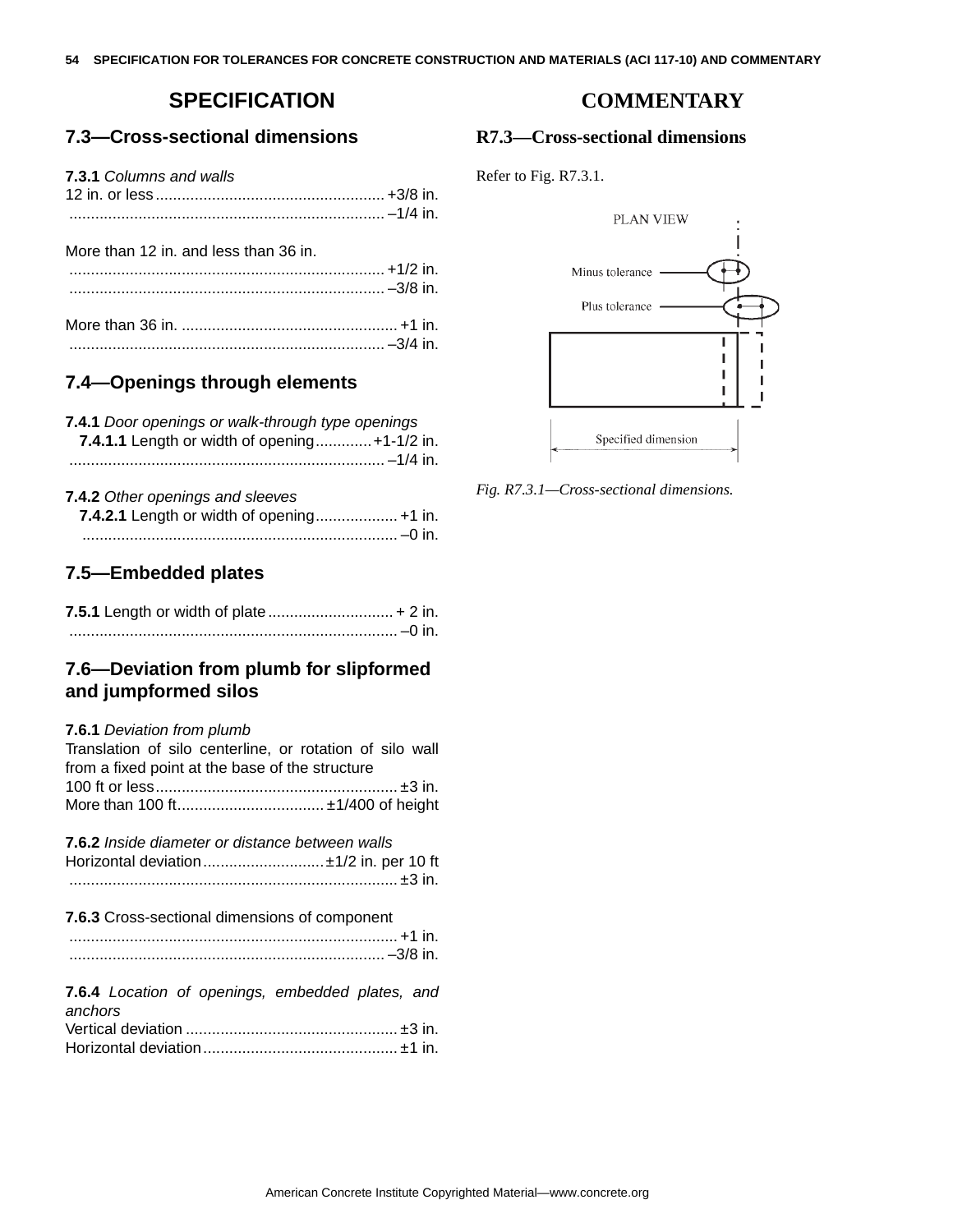## SPECIFICATION

### 7.3—Cross-sectional dimensions

**7.3.1** *Columns and walls*
12 in. or less .................................................... +3/8 in.
........................................................................ –1/4 in.

More than 12 in. and less than 36 in.
........................................................................ +1/2 in.
........................................................................ –3/8 in.

More than 36 in. .................................................. +1 in.
........................................................................ –3/4 in.

### 7.4—Openings through elements

**7.4.1** *Door openings or walk-through type openings*
**7.4.1.1** Length or width of opening............. +1-1/2 in.
........................................................................ –1/4 in.

**7.4.2** *Other openings and sleeves*
**7.4.2.1** Length or width of opening................... +1 in.
........................................................................ –0 in.

### 7.5—Embedded plates

**7.5.1** Length or width of plate ............................ + 2 in.
........................................................................ –0 in.

### 7.6—Deviation from plumb for slipformed and jumpformed silos

**7.6.1** *Deviation from plumb*
Translation of silo centerline, or rotation of silo wall from a fixed point at the base of the structure
100 ft or less ........................................................ ±3 in.
More than 100 ft.................................. ±1/400 of height

**7.6.2** *Inside diameter or distance between walls*
Horizontal deviation ............................ ±1/2 in. per 10 ft
........................................................................ ±3 in.

**7.6.3** Cross-sectional dimensions of component
........................................................................ +1 in.
........................................................................ –3/8 in.

**7.6.4** *Location of openings, embedded plates, and anchors*
Vertical deviation ................................................. ±3 in.
Horizontal deviation ............................................ ±1 in.

## COMMENTARY

### R7.3—Cross-sectional dimensions

Refer to Fig. R7.3.1.

*Fig. R7.3.1—Cross-sectional dimensions.*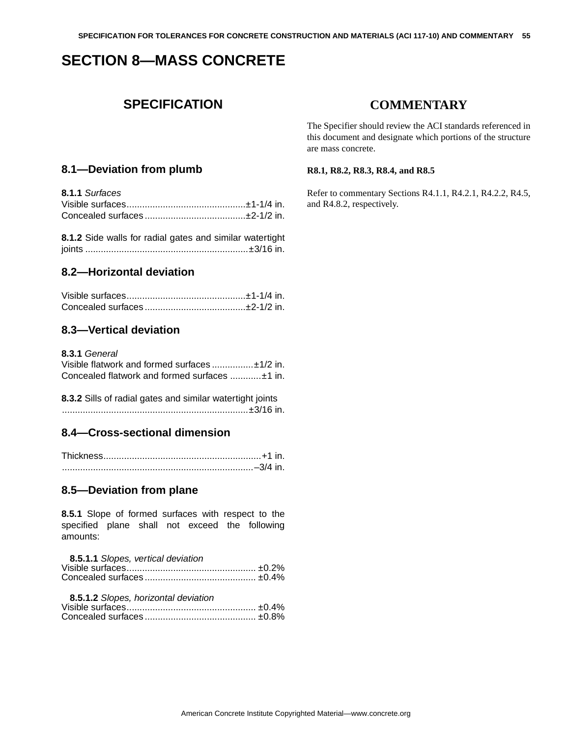# SECTION 8—MASS CONCRETE

## SPECIFICATION

## COMMENTARY

The Specifier should review the ACI standards referenced in this document and designate which portions of the structure are mass concrete.

**R8.1, R8.2, R8.3, R8.4, and R8.5**

Refer to commentary Sections R4.1.1, R4.2.1, R4.2.2, R4.5, and R4.8.2, respectively.

## 8.1—Deviation from plumb

**8.1.1** *Surfaces*
Visible surfaces..............................................±1-1/4 in.
Concealed surfaces.......................................±2-1/2 in.

**8.1.2** Side walls for radial gates and similar watertight joints ..............................................................±3/16 in.

## 8.2—Horizontal deviation

Visible surfaces..............................................±1-1/4 in.
Concealed surfaces.......................................±2-1/2 in.

## 8.3—Vertical deviation

**8.3.1** *General*
Visible flatwork and formed surfaces ................±1/2 in.
Concealed flatwork and formed surfaces ............±1 in.

**8.3.2** Sills of radial gates and similar watertight joints
.......................................................................±3/16 in.

## 8.4—Cross-sectional dimension

Thickness............................................................+1 in.
.........................................................................–3/4 in.

## 8.5—Deviation from plane

**8.5.1** Slope of formed surfaces with respect to the specified plane shall not exceed the following amounts:

**8.5.1.1** *Slopes, vertical deviation*
Visible surfaces.................................................. ±0.2%
Concealed surfaces........................................... ±0.4%

**8.5.1.2** *Slopes, horizontal deviation*
Visible surfaces.................................................. ±0.4%
Concealed surfaces........................................... ±0.8%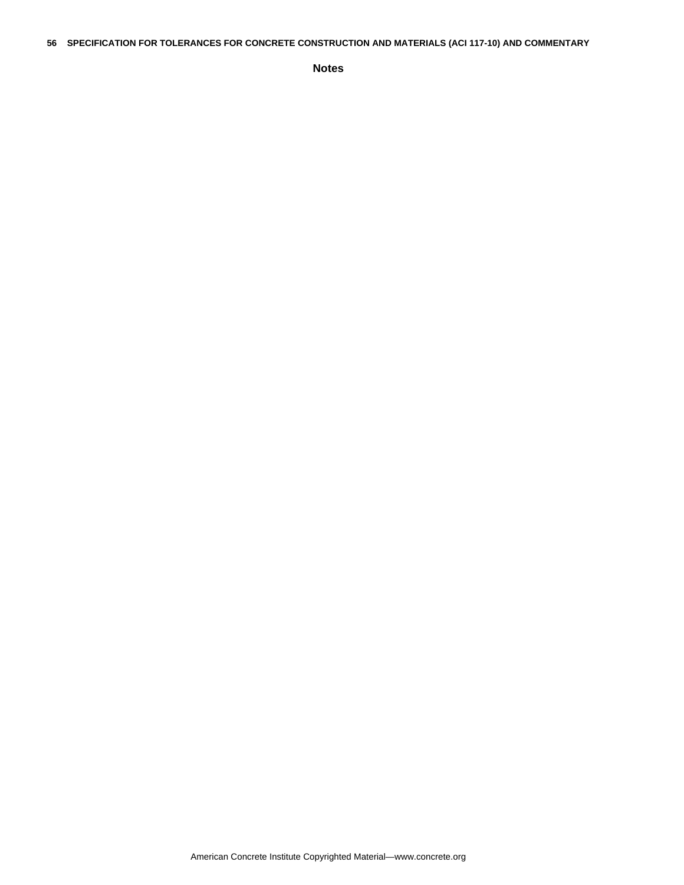**Notes**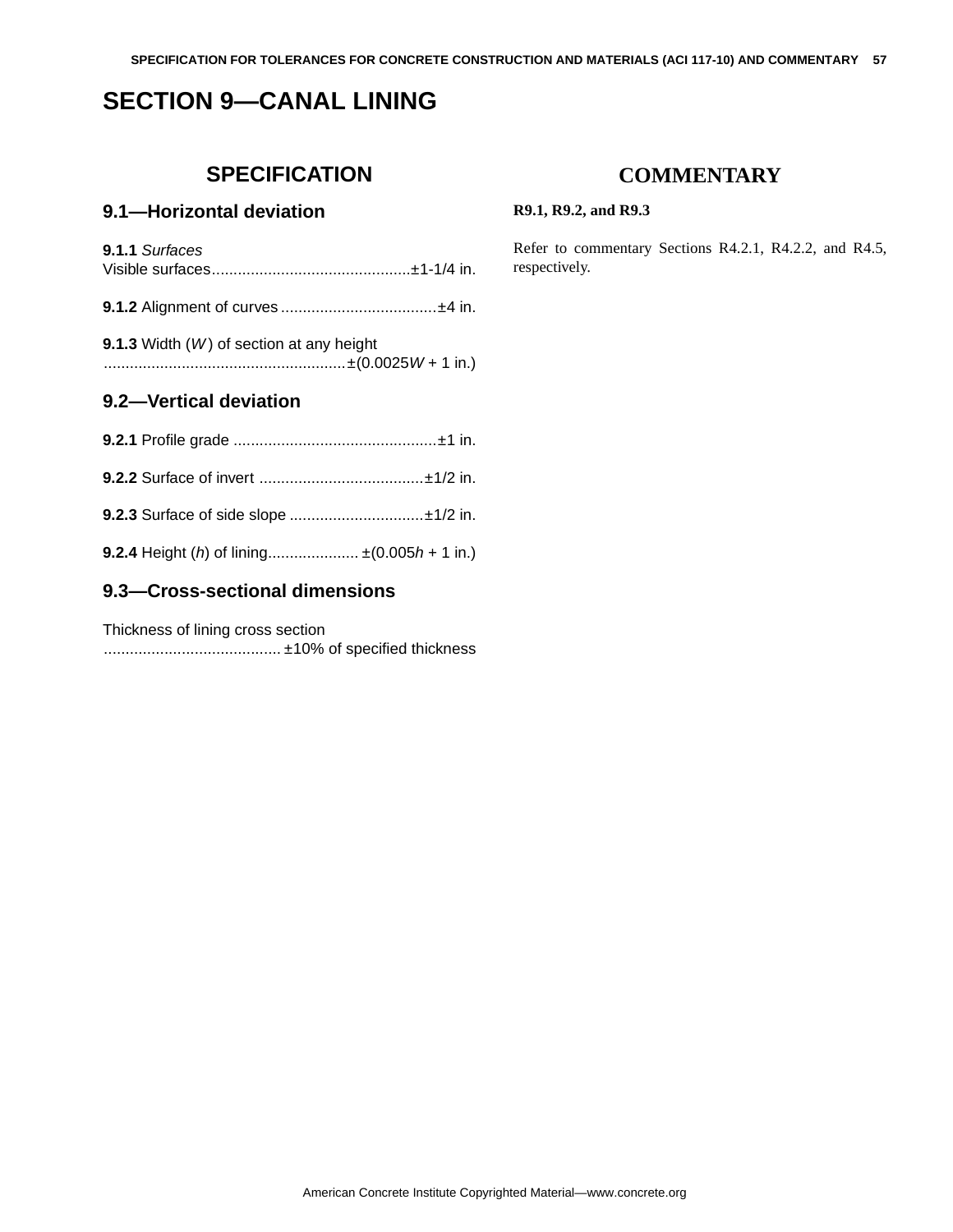# SECTION 9—CANAL LINING

## SPECIFICATION

### 9.1—Horizontal deviation

**9.1.1** *Surfaces*
Visible surfaces.............................................±1-1/4 in.

**9.1.2** Alignment of curves ...................................±4 in.

**9.1.3** Width ($W$) of section at any height
........................................................±($0.0025W$ + 1 in.)

### 9.2—Vertical deviation

**9.2.1** Profile grade ...............................................±1 in.

**9.2.2** Surface of invert ......................................±1/2 in.

**9.2.3** Surface of side slope ...............................±1/2 in.

**9.2.4** Height ($h$) of lining..................... ±($0.005h$ + 1 in.)

### 9.3—Cross-sectional dimensions

Thickness of lining cross section
......................................... ±10% of specified thickness

## COMMENTARY

**R9.1, R9.2, and R9.3**

Refer to commentary Sections R4.2.1, R4.2.2, and R4.5, respectively.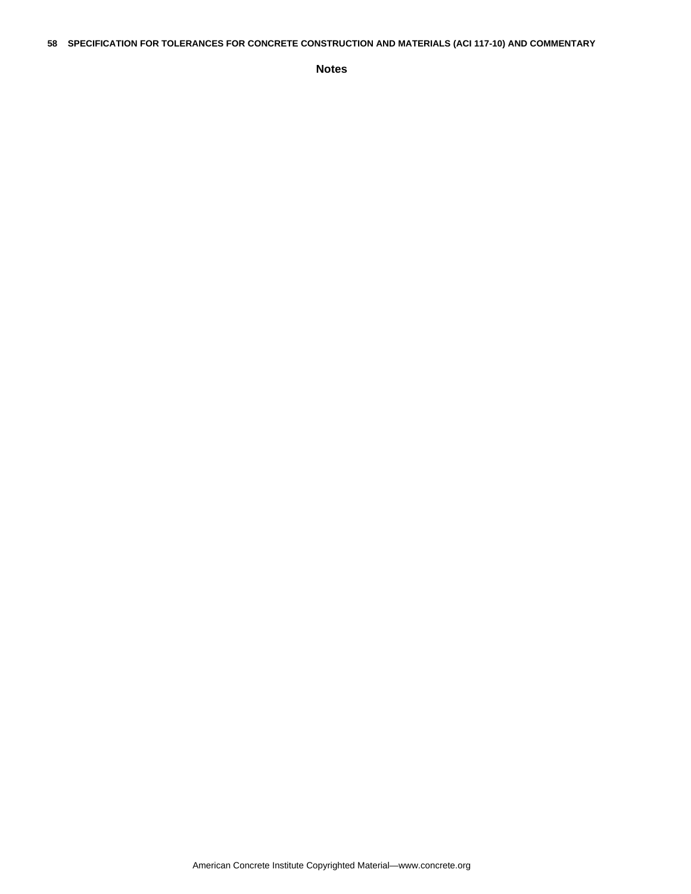## Notes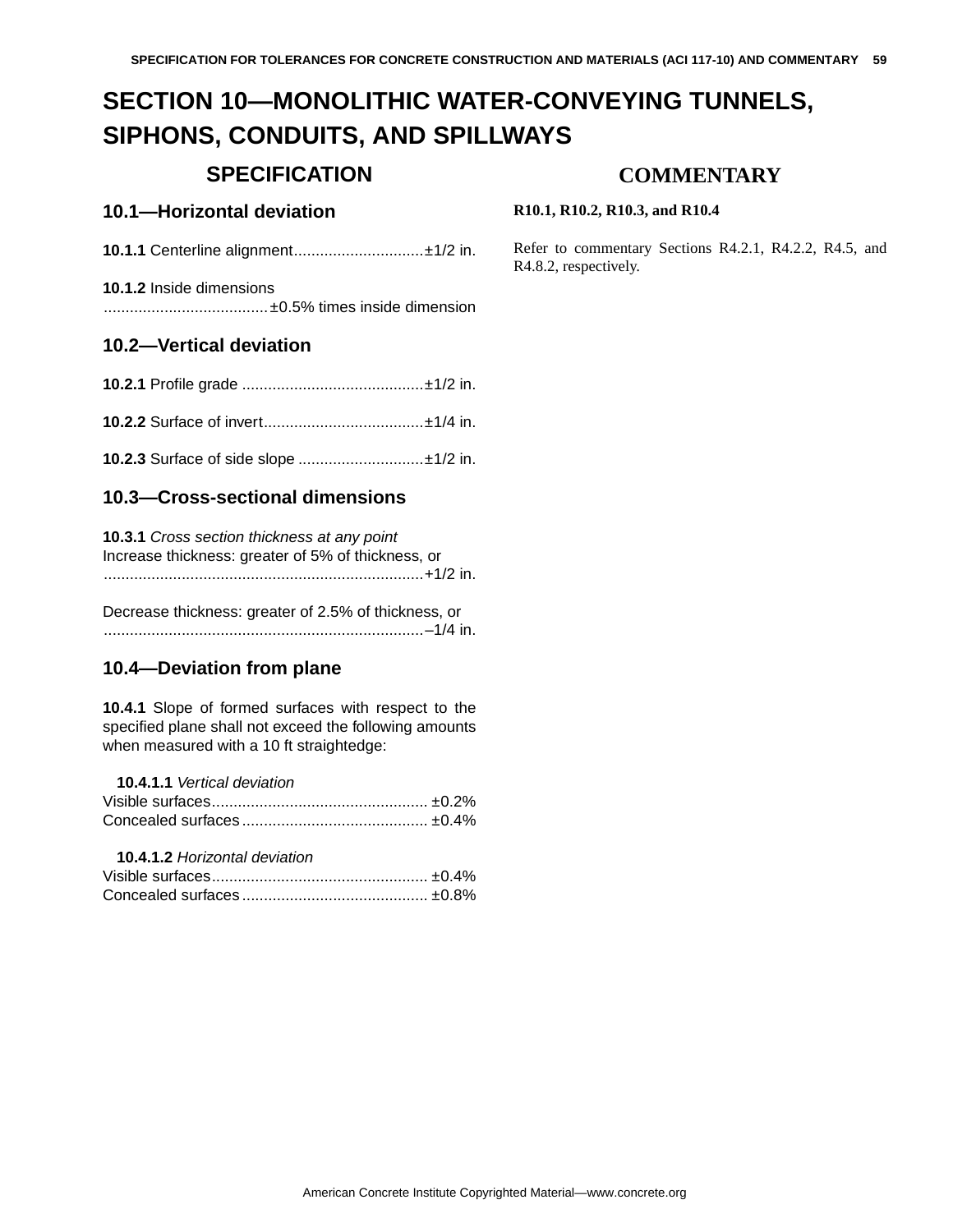# SECTION 10—MONOLITHIC WATER-CONVEYING TUNNELS, SIPHONS, CONDUITS, AND SPILLWAYS

## SPECIFICATION

### 10.1—Horizontal deviation

**10.1.1** Centerline alignment..............................±1/2 in.

**10.1.2** Inside dimensions
......................................±0.5% times inside dimension

### 10.2—Vertical deviation

**10.2.1** Profile grade ..........................................±1/2 in.

**10.2.2** Surface of invert.....................................±1/4 in.

**10.2.3** Surface of side slope .............................±1/2 in.

### 10.3—Cross-sectional dimensions

**10.3.1** *Cross section thickness at any point*
Increase thickness: greater of 5% of thickness, or
.........................................................................+1/2 in.

Decrease thickness: greater of 2.5% of thickness, or
.........................................................................–1/4 in.

### 10.4—Deviation from plane

**10.4.1** Slope of formed surfaces with respect to the specified plane shall not exceed the following amounts when measured with a 10 ft straightedge:

**10.4.1.1** *Vertical deviation*
Visible surfaces.................................................. ±0.2%
Concealed surfaces........................................... ±0.4%

**10.4.1.2** *Horizontal deviation*
Visible surfaces.................................................. ±0.4%
Concealed surfaces........................................... ±0.8%

## COMMENTARY

**R10.1, R10.2, R10.3, and R10.4**

Refer to commentary Sections R4.2.1, R4.2.2, R4.5, and R4.8.2, respectively.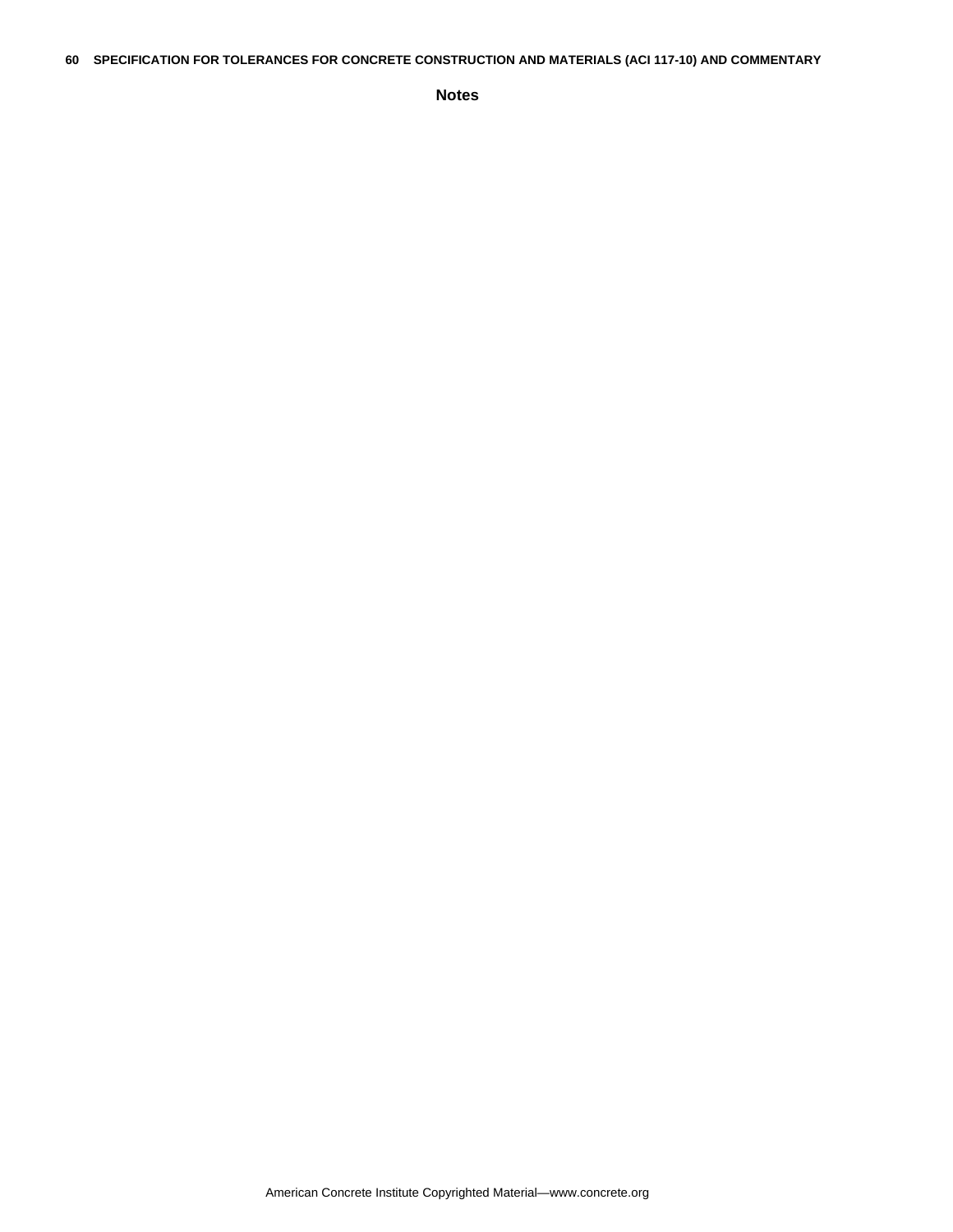## Notes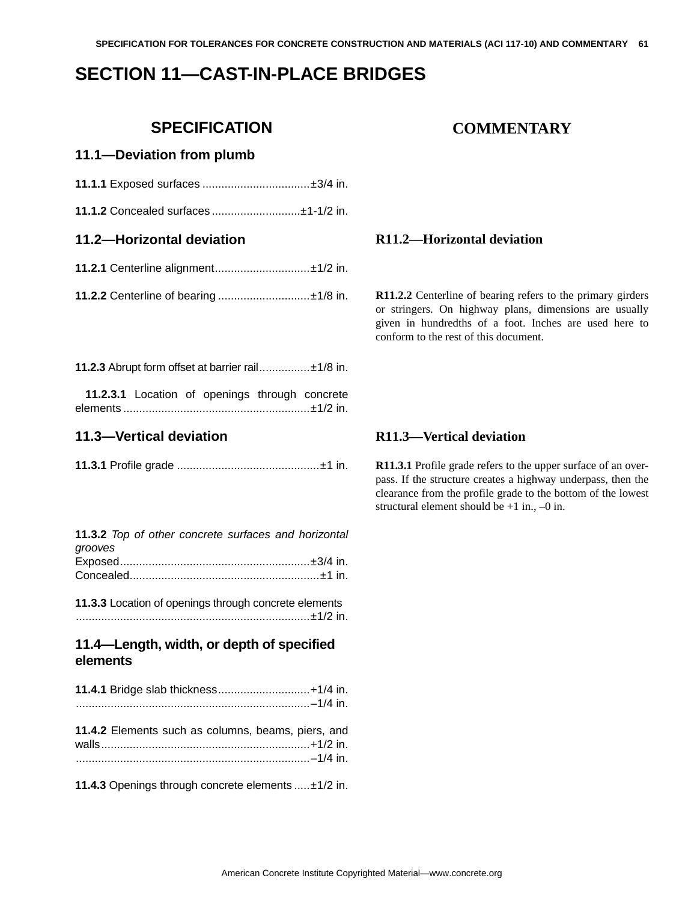# SECTION 11—CAST-IN-PLACE BRIDGES

## SPECIFICATION

### 11.1—Deviation from plumb

**11.1.1** Exposed surfaces .................................. ±3/4 in.

**11.1.2** Concealed surfaces ............................ ±1-1/2 in.

### 11.2—Horizontal deviation

**11.2.1** Centerline alignment .............................. ±1/2 in.

**11.2.2** Centerline of bearing ............................. ±1/8 in.

**11.2.3** Abrupt form offset at barrier rail ................ ±1/8 in.

**11.2.3.1** Location of openings through concrete elements ........................................................... ±1/2 in.

### 11.3—Vertical deviation

**11.3.1** Profile grade ............................................. ±1 in.

**11.3.2** *Top of other concrete surfaces and horizontal grooves*
Exposed ............................................................ ±3/4 in.
Concealed ............................................................ ±1 in.

**11.3.3** Location of openings through concrete elements .......................................................................... ±1/2 in.

### 11.4—Length, width, or depth of specified elements

**11.4.1** Bridge slab thickness ............................. +1/4 in.
.......................................................................... –1/4 in.

**11.4.2** Elements such as columns, beams, piers, and walls .................................................................. +1/2 in.
.......................................................................... –1/4 in.

**11.4.3** Openings through concrete elements ..... ±1/2 in.

## COMMENTARY

### R11.2—Horizontal deviation

**R11.2.2** Centerline of bearing refers to the primary girders or stringers. On highway plans, dimensions are usually given in hundredths of a foot. Inches are used here to conform to the rest of this document.

### R11.3—Vertical deviation

**R11.3.1** Profile grade refers to the upper surface of an overpass. If the structure creates a highway underpass, then the clearance from the profile grade to the bottom of the lowest structural element should be +1 in., –0 in.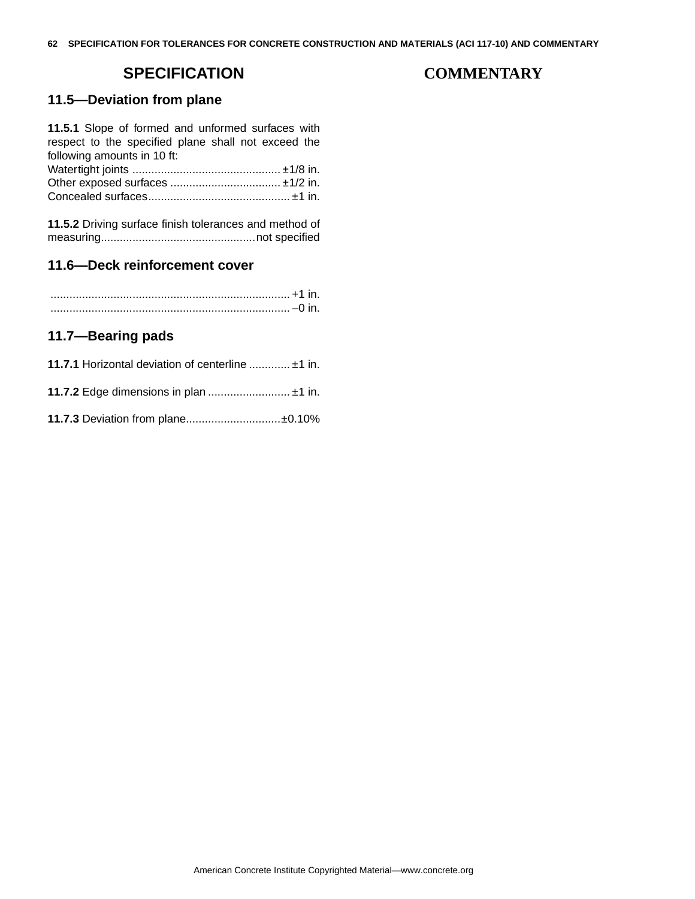## SPECIFICATION

## COMMENTARY

### 11.5—Deviation from plane

**11.5.1** Slope of formed and unformed surfaces with respect to the specified plane shall not exceed the following amounts in 10 ft:

Watertight joints .............................................. ±1/8 in.
Other exposed surfaces .................................. ±1/2 in.
Concealed surfaces............................................ ±1 in.

**11.5.2** Driving surface finish tolerances and method of measuring................................................not specified

### 11.6—Deck reinforcement cover

........................................................................... +1 in.
........................................................................... –0 in.

### 11.7—Bearing pads

**11.7.1** Horizontal deviation of centerline ............. ±1 in.

**11.7.2** Edge dimensions in plan .......................... ±1 in.

**11.7.3** Deviation from plane.............................±0.10%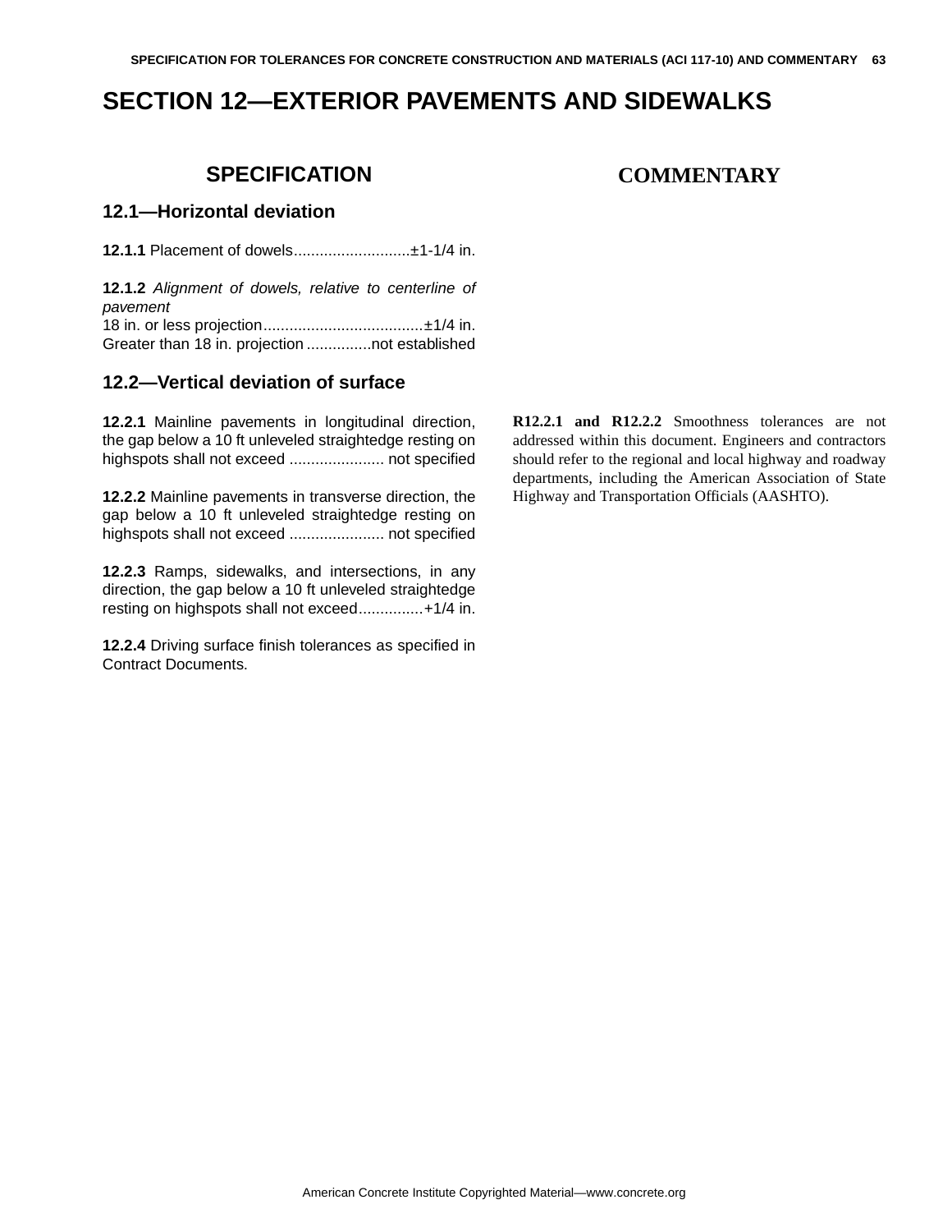# SECTION 12—EXTERIOR PAVEMENTS AND SIDEWALKS

## SPECIFICATION

### 12.1—Horizontal deviation

**12.1.1** Placement of dowels...........................±1-1/4 in.

**12.1.2** *Alignment of dowels, relative to centerline of pavement*
18 in. or less projection.....................................±1/4 in.
Greater than 18 in. projection ...............not established

### 12.2—Vertical deviation of surface

**12.2.1** Mainline pavements in longitudinal direction, the gap below a 10 ft unleveled straightedge resting on highspots shall not exceed ...................... not specified

**12.2.2** Mainline pavements in transverse direction, the gap below a 10 ft unleveled straightedge resting on highspots shall not exceed ...................... not specified

**12.2.3** Ramps, sidewalks, and intersections, in any direction, the gap below a 10 ft unleveled straightedge resting on highspots shall not exceed...............+1/4 in.

**12.2.4** Driving surface finish tolerances as specified in Contract Documents.

## COMMENTARY

**R12.2.1 and R12.2.2** Smoothness tolerances are not addressed within this document. Engineers and contractors should refer to the regional and local highway and roadway departments, including the American Association of State Highway and Transportation Officials (AASHTO).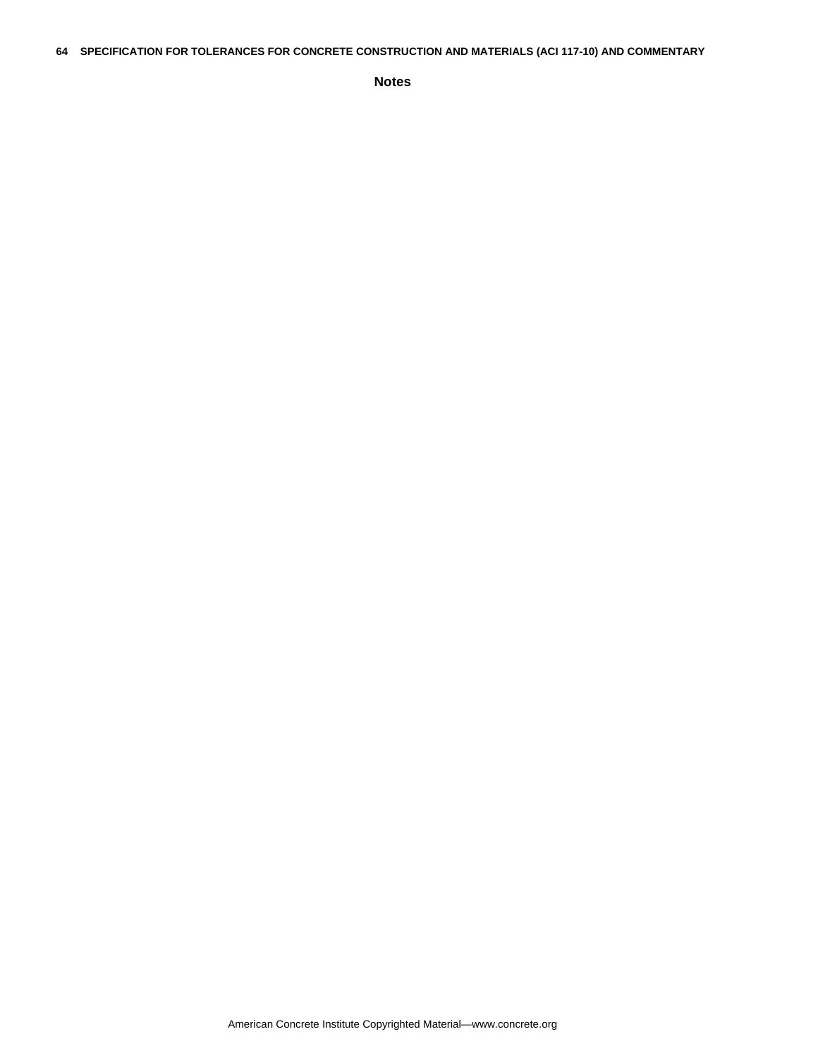**Notes**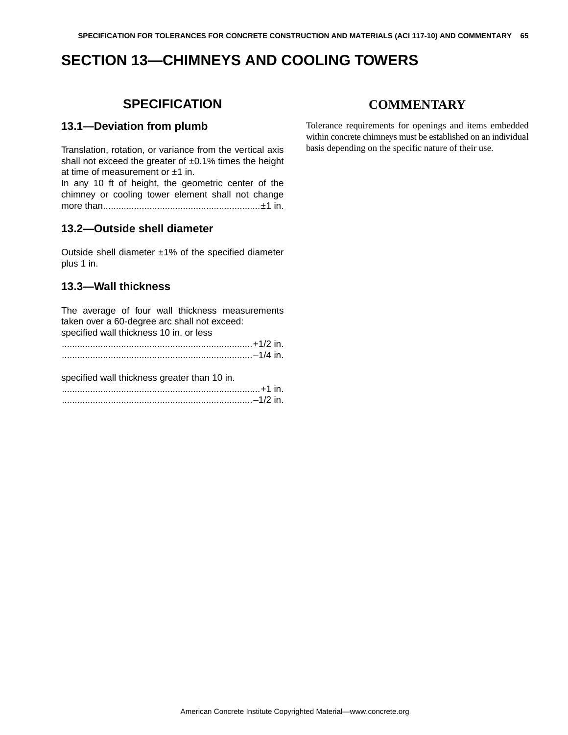# SECTION 13—CHIMNEYS AND COOLING TOWERS

## SPECIFICATION

### 13.1—Deviation from plumb

Translation, rotation, or variance from the vertical axis shall not exceed the greater of ±0.1% times the height at time of measurement or ±1 in.

In any 10 ft of height, the geometric center of the chimney or cooling tower element shall not change more than............................................................±1 in.

### 13.2—Outside shell diameter

Outside shell diameter ±1% of the specified diameter plus 1 in.

### 13.3—Wall thickness

The average of four wall thickness measurements taken over a 60-degree arc shall not exceed:

specified wall thickness 10 in. or less

..........................................................................+1/2 in.

..........................................................................–1/4 in.

specified wall thickness greater than 10 in.

............................................................................+1 in.

..........................................................................–1/2 in.

## COMMENTARY

Tolerance requirements for openings and items embedded within concrete chimneys must be established on an individual basis depending on the specific nature of their use.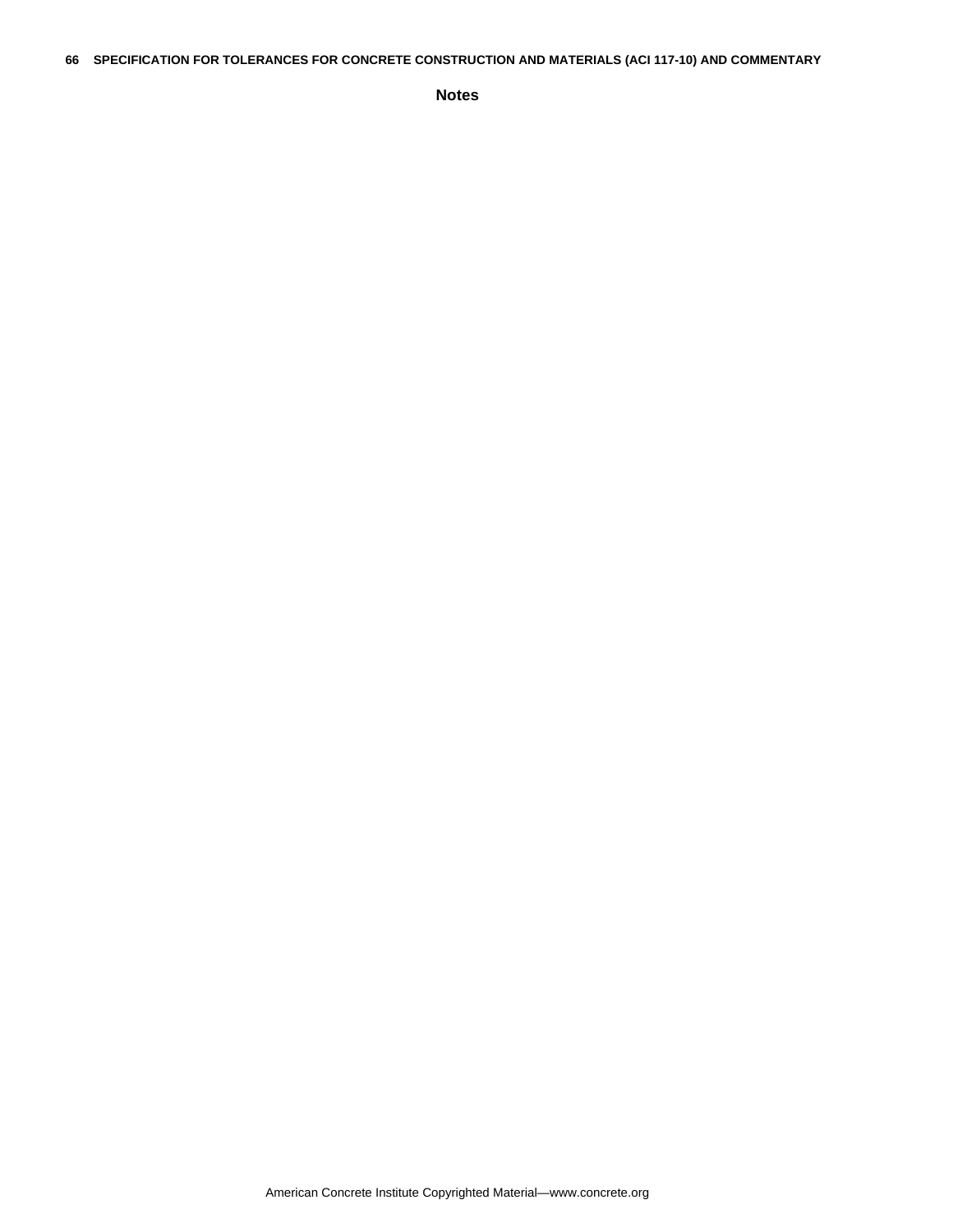**Notes**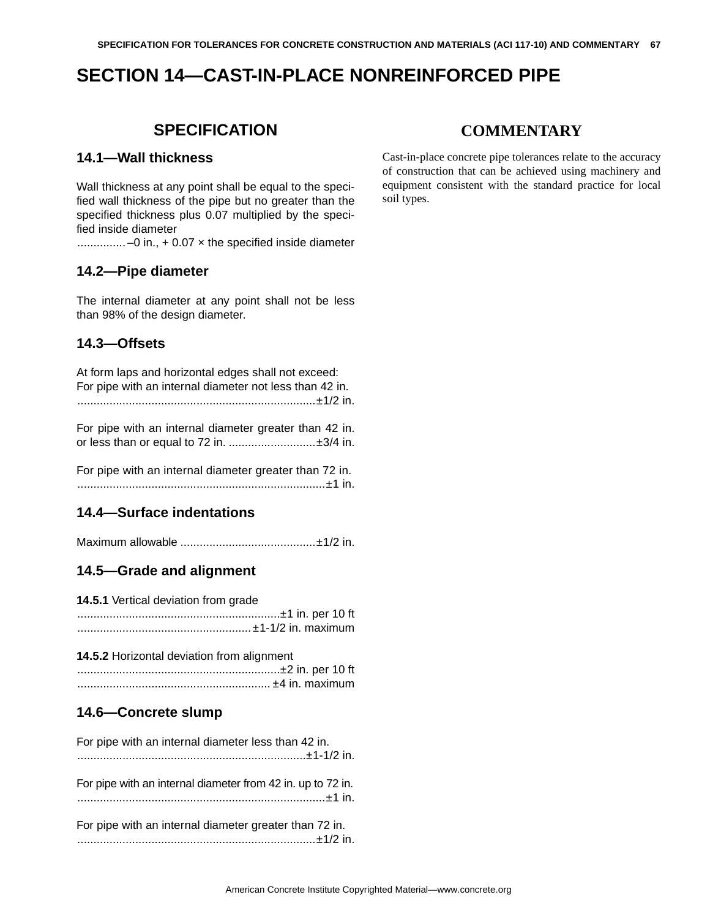# SECTION 14—CAST-IN-PLACE NONREINFORCED PIPE

## SPECIFICATION

### 14.1—Wall thickness

Wall thickness at any point shall be equal to the specified wall thickness of the pipe but no greater than the specified thickness plus 0.07 multiplied by the specified inside diameter
............... –0 in., + 0.07 × the specified inside diameter

### 14.2—Pipe diameter

The internal diameter at any point shall not be less than 98% of the design diameter.

### 14.3—Offsets

At form laps and horizontal edges shall not exceed:
For pipe with an internal diameter not less than 42 in.
.......................................................................... ±1/2 in.

For pipe with an internal diameter greater than 42 in. or less than or equal to 72 in. ........................... ±3/4 in.

For pipe with an internal diameter greater than 72 in.
............................................................................. ±1 in.

### 14.4—Surface indentations

Maximum allowable .......................................... ±1/2 in.

### 14.5—Grade and alignment

**14.5.1** Vertical deviation from grade
.............................................................. ±1 in. per 10 ft
...................................................... ±1-1/2 in. maximum

**14.5.2** Horizontal deviation from alignment
.............................................................. ±2 in. per 10 ft
............................................................ ±4 in. maximum

### 14.6—Concrete slump

For pipe with an internal diameter less than 42 in.
...................................................................... ±1-1/2 in.

For pipe with an internal diameter from 42 in. up to 72 in.
............................................................................ ±1 in.

For pipe with an internal diameter greater than 72 in.
.......................................................................... ±1/2 in.

## COMMENTARY

Cast-in-place concrete pipe tolerances relate to the accuracy of construction that can be achieved using machinery and equipment consistent with the standard practice for local soil types.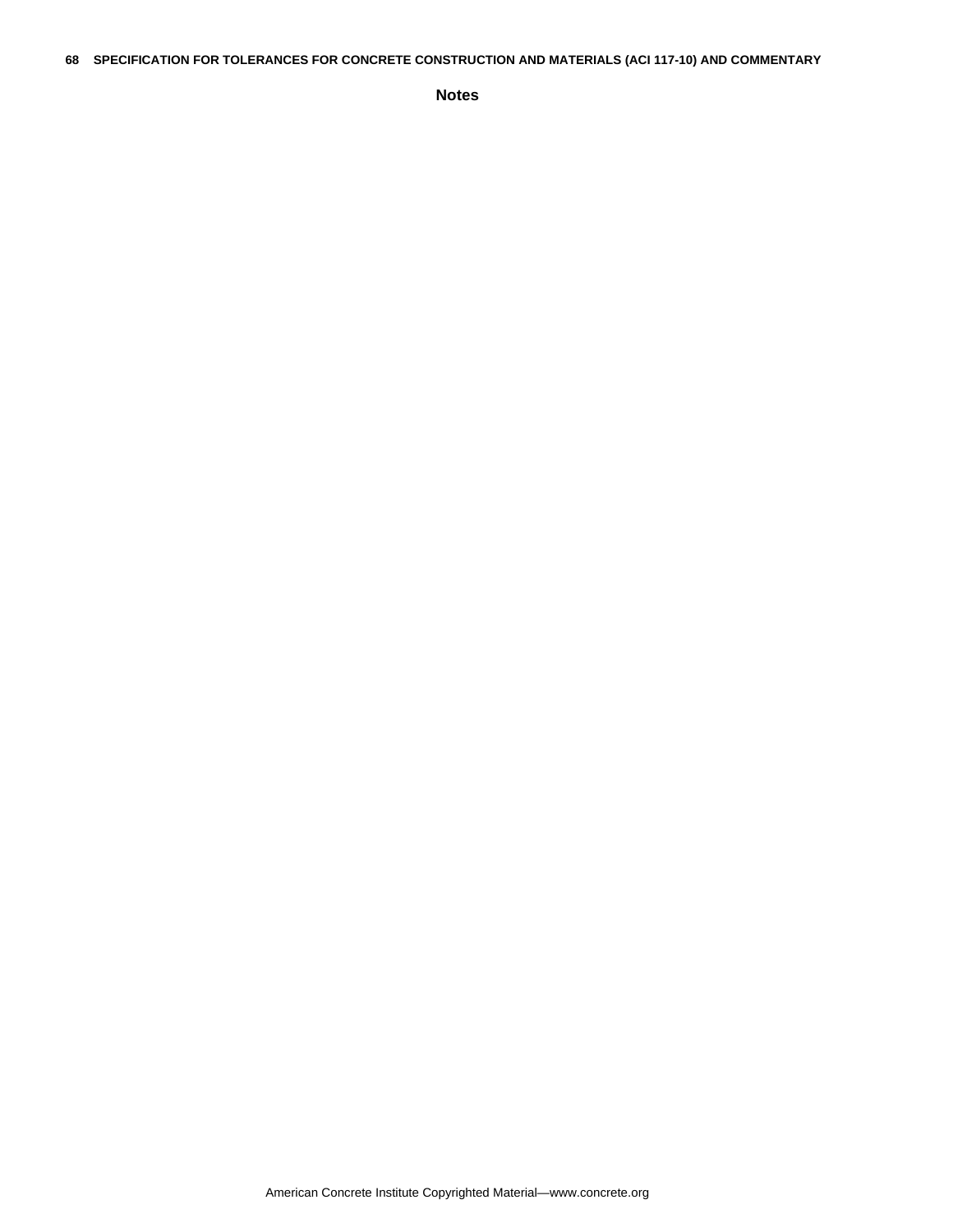**Notes**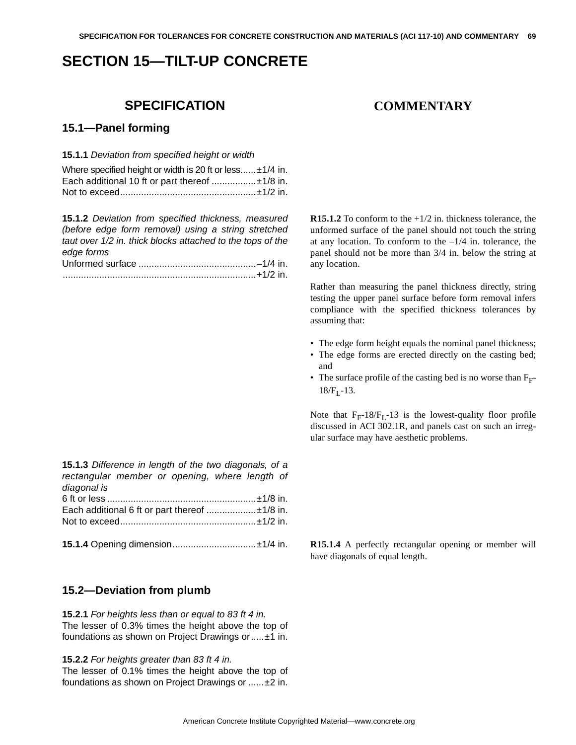# SECTION 15—TILT-UP CONCRETE

## SPECIFICATION

## COMMENTARY

### 15.1—Panel forming

**15.1.1** *Deviation from specified height or width*

Where specified height or width is 20 ft or less......±1/4 in.
Each additional 10 ft or part thereof .................±1/8 in.
Not to exceed....................................................±1/2 in.

**15.1.2** *Deviation from specified thickness, measured (before edge form removal) using a string stretched taut over 1/2 in. thick blocks attached to the tops of the edge forms*

Unformed surface .............................................–1/4 in.
..........................................................................+1/2 in.

**R15.1.2** To conform to the +1/2 in. thickness tolerance, the unformed surface of the panel should not touch the string at any location. To conform to the –1/4 in. tolerance, the panel should not be more than 3/4 in. below the string at any location.

Rather than measuring the panel thickness directly, string testing the upper panel surface before form removal infers compliance with the specified thickness tolerances by assuming that:

- The edge form height equals the nominal panel thickness;
- The edge forms are erected directly on the casting bed; and
- The surface profile of the casting bed is no worse than $F_F$-18/$F_L$-13.

Note that $F_F$-18/$F_L$-13 is the lowest-quality floor profile discussed in ACI 302.1R, and panels cast on such an irregular surface may have aesthetic problems.

**15.1.3** *Difference in length of the two diagonals, of a rectangular member or opening, where length of diagonal is*

6 ft or less .........................................................±1/8 in.
Each additional 6 ft or part thereof ...................±1/8 in.
Not to exceed....................................................±1/2 in.

**15.1.4** Opening dimension................................±1/4 in.

**R15.1.4** A perfectly rectangular opening or member will have diagonals of equal length.

### 15.2—Deviation from plumb

**15.2.1** *For heights less than or equal to 83 ft 4 in.*
The lesser of 0.3% times the height above the top of foundations as shown on Project Drawings or.....±1 in.

**15.2.2** *For heights greater than 83 ft 4 in.*
The lesser of 0.1% times the height above the top of foundations as shown on Project Drawings or ......±2 in.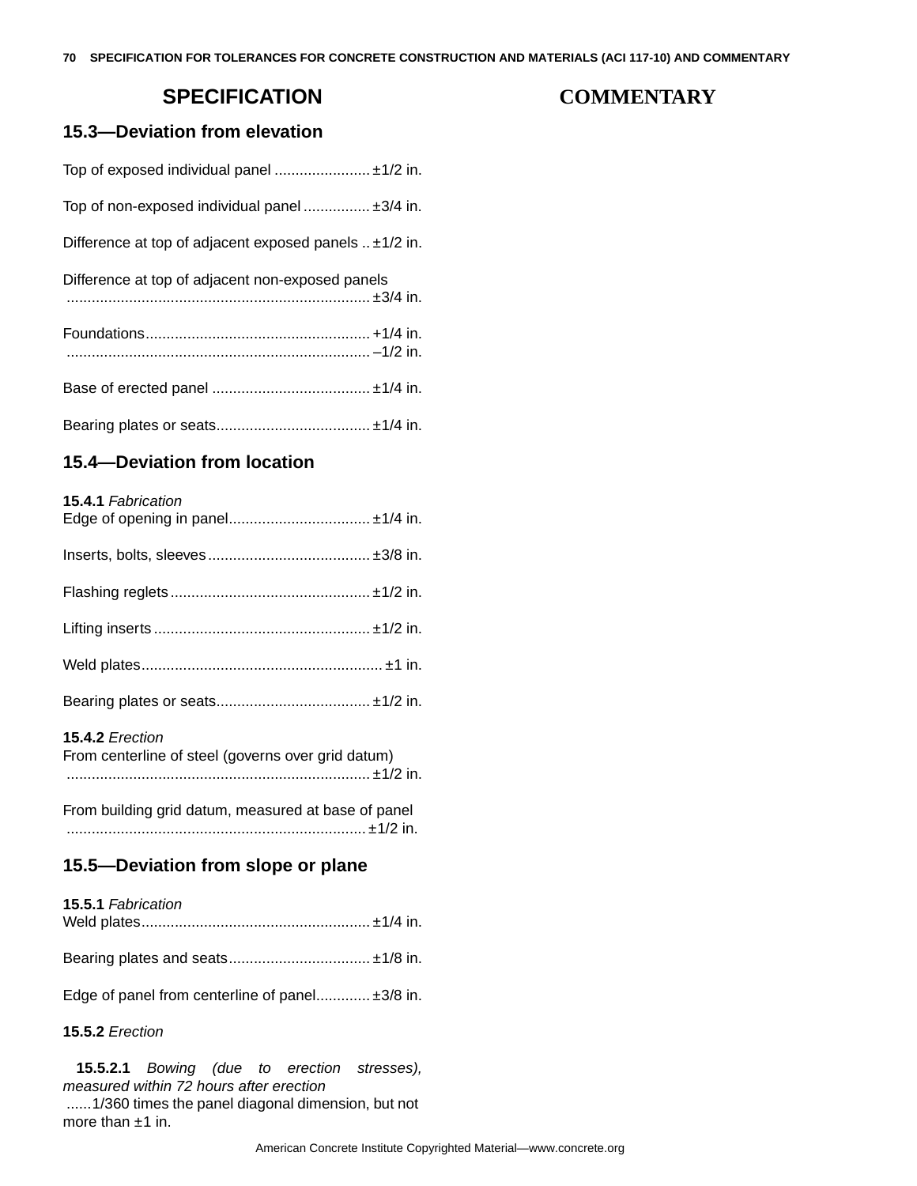## SPECIFICATION

## COMMENTARY

## 15.3—Deviation from elevation

Top of exposed individual panel ....................... ±1/2 in.

Top of non-exposed individual panel ................ ±3/4 in.

Difference at top of adjacent exposed panels .. ±1/2 in.

Difference at top of adjacent non-exposed panels ......................................................................... ±3/4 in.

Foundations...................................................... +1/4 in.
......................................................................... –1/2 in.

Base of erected panel ...................................... ±1/4 in.

Bearing plates or seats..................................... ±1/4 in.

## 15.4—Deviation from location

**15.4.1** *Fabrication*
Edge of opening in panel.................................. ±1/4 in.

Inserts, bolts, sleeves....................................... ±3/8 in.

Flashing reglets ................................................ ±1/2 in.

Lifting inserts .................................................... ±1/2 in.

Weld plates.......................................................... ±1 in.

Bearing plates or seats..................................... ±1/2 in.

**15.4.2** *Erection*
From centerline of steel (governs over grid datum) ......................................................................... ±1/2 in.

From building grid datum, measured at base of panel ........................................................................ ±1/2 in.

## 15.5—Deviation from slope or plane

**15.5.1** *Fabrication*
Weld plates....................................................... ±1/4 in.

Bearing plates and seats.................................. ±1/8 in.

Edge of panel from centerline of panel............. ±3/8 in.

**15.5.2** *Erection*

**15.5.2.1** *Bowing (due to erection stresses), measured within 72 hours after erection*
......1/360 times the panel diagonal dimension, but not more than ±1 in.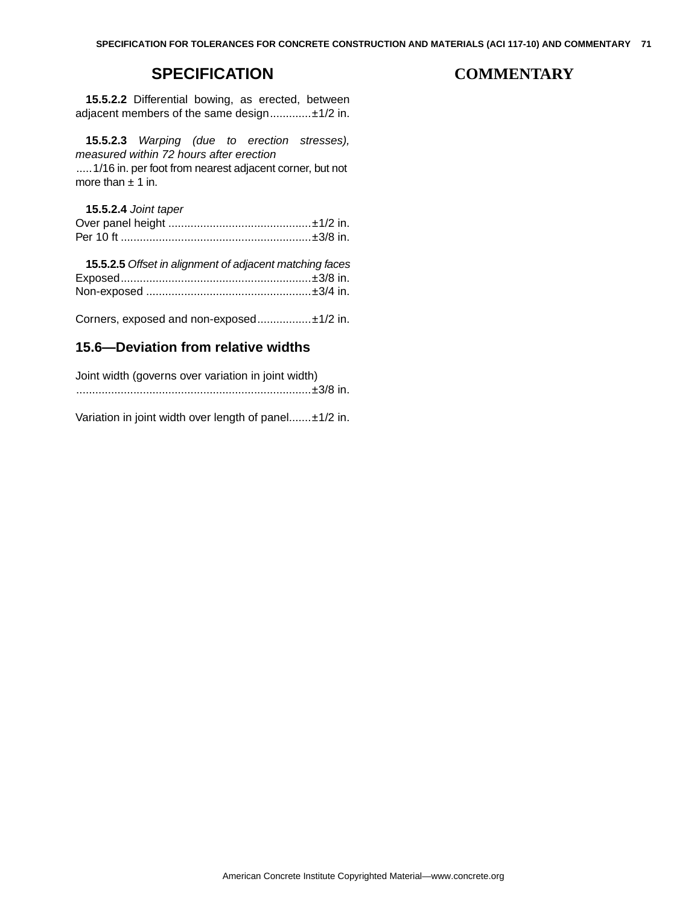## SPECIFICATION

## COMMENTARY

**15.5.2.2** Differential bowing, as erected, between adjacent members of the same design.............±1/2 in.

**15.5.2.3** *Warping (due to erection stresses), measured within 72 hours after erection*
.....1/16 in. per foot from nearest adjacent corner, but not more than ± 1 in.

**15.5.2.4** *Joint taper*
Over panel height .............................................±1/2 in.
Per 10 ft ............................................................±3/8 in.

**15.5.2.5** *Offset in alignment of adjacent matching faces*
Exposed............................................................±3/8 in.
Non-exposed ....................................................±3/4 in.

Corners, exposed and non-exposed.................±1/2 in.

## 15.6—Deviation from relative widths

Joint width (governs over variation in joint width)
..........................................................................±3/8 in.

Variation in joint width over length of panel.......±1/2 in.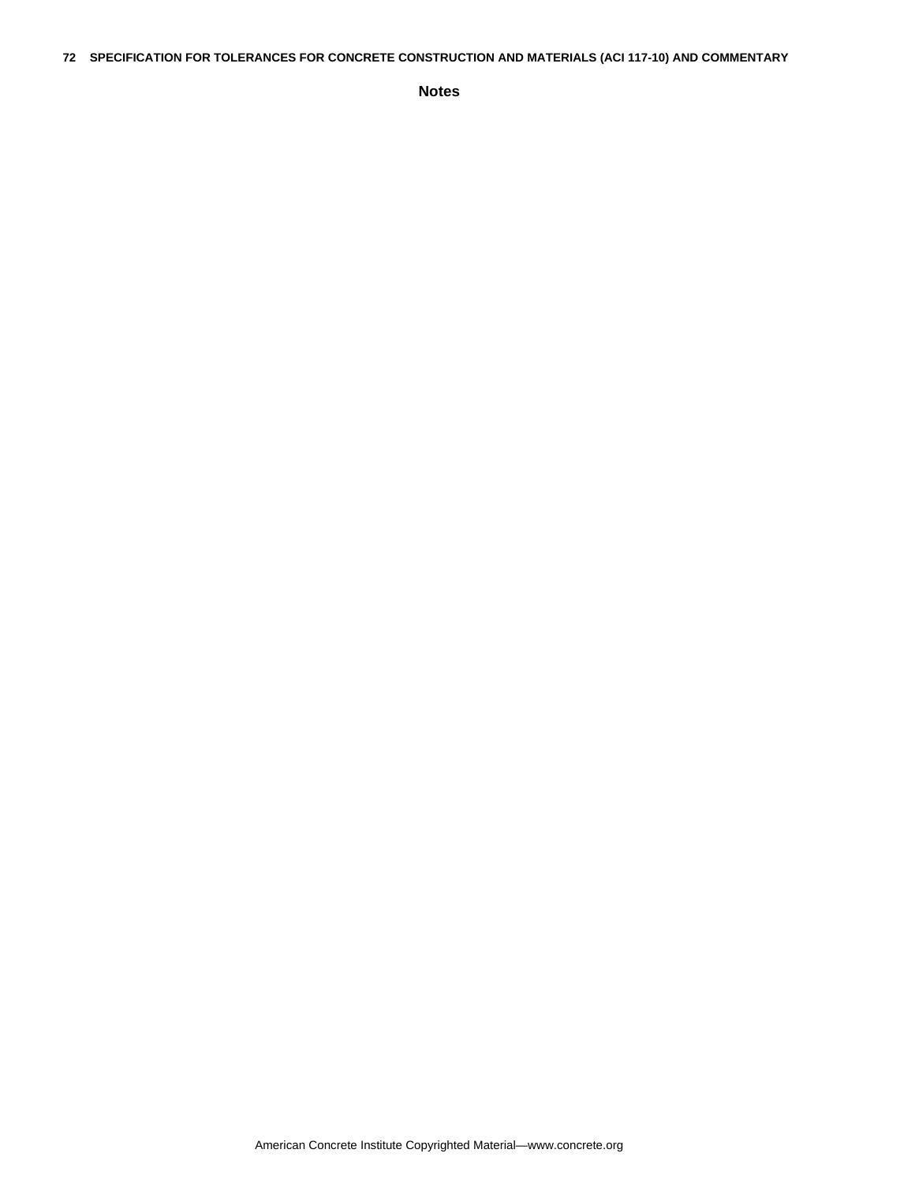**Notes**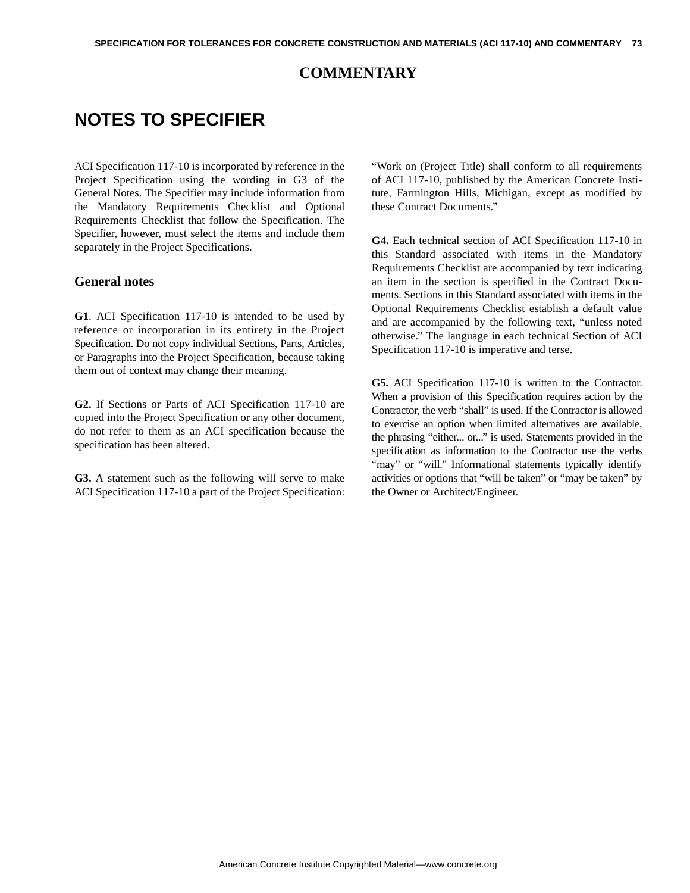# COMMENTARY

## NOTES TO SPECIFIER

ACI Specification 117-10 is incorporated by reference in the Project Specification using the wording in G3 of the General Notes. The Specifier may include information from the Mandatory Requirements Checklist and Optional Requirements Checklist that follow the Specification. The Specifier, however, must select the items and include them separately in the Project Specifications.

### General notes

**G1**. ACI Specification 117-10 is intended to be used by reference or incorporation in its entirety in the Project Specification. Do not copy individual Sections, Parts, Articles, or Paragraphs into the Project Specification, because taking them out of context may change their meaning.

**G2.** If Sections or Parts of ACI Specification 117-10 are copied into the Project Specification or any other document, do not refer to them as an ACI specification because the specification has been altered.

**G3.** A statement such as the following will serve to make ACI Specification 117-10 a part of the Project Specification:

"Work on (Project Title) shall conform to all requirements of ACI 117-10, published by the American Concrete Institute, Farmington Hills, Michigan, except as modified by these Contract Documents."

**G4.** Each technical section of ACI Specification 117-10 in this Standard associated with items in the Mandatory Requirements Checklist are accompanied by text indicating an item in the section is specified in the Contract Documents. Sections in this Standard associated with items in the Optional Requirements Checklist establish a default value and are accompanied by the following text, "unless noted otherwise." The language in each technical Section of ACI Specification 117-10 is imperative and terse.

**G5.** ACI Specification 117-10 is written to the Contractor. When a provision of this Specification requires action by the Contractor, the verb "shall" is used. If the Contractor is allowed to exercise an option when limited alternatives are available, the phrasing "either... or..." is used. Statements provided in the specification as information to the Contractor use the verbs "may" or "will." Informational statements typically identify activities or options that "will be taken" or "may be taken" by the Owner or Architect/Engineer.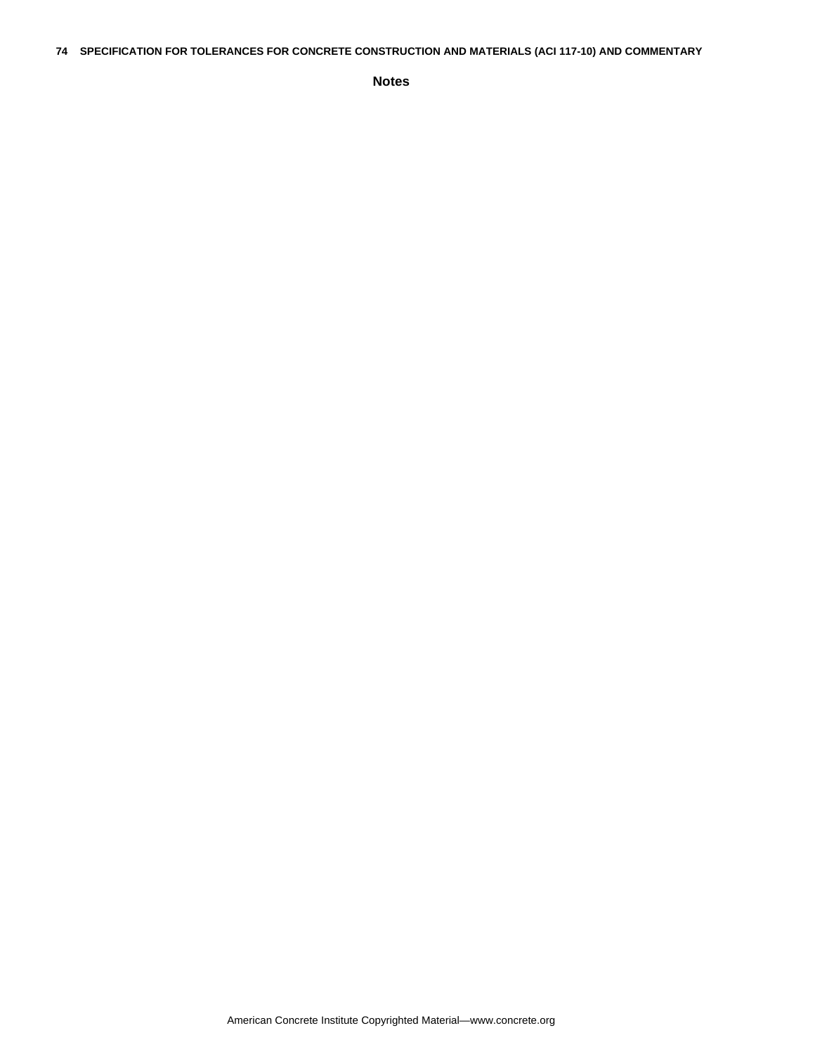**Notes**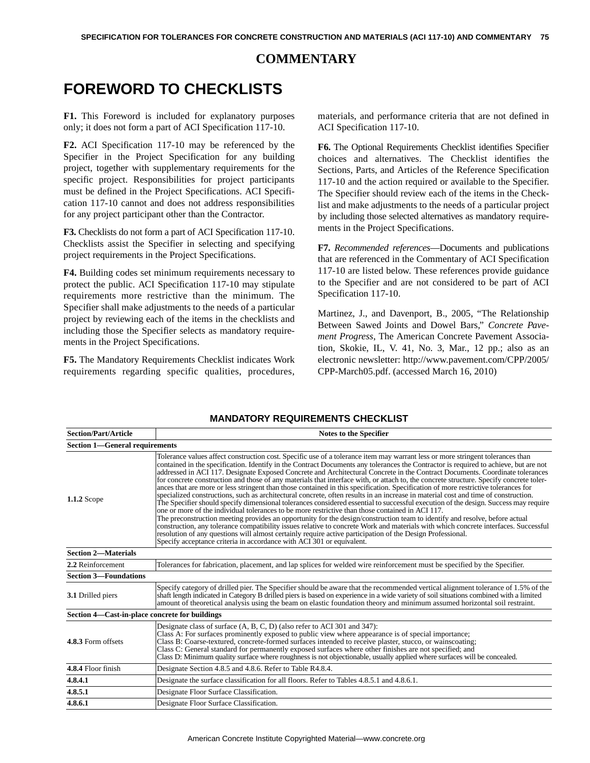# COMMENTARY

# FOREWORD TO CHECKLISTS

**F1.** This Foreword is included for explanatory purposes only; it does not form a part of ACI Specification 117-10.

**F2.** ACI Specification 117-10 may be referenced by the Specifier in the Project Specification for any building project, together with supplementary requirements for the specific project. Responsibilities for project participants must be defined in the Project Specifications. ACI Specification 117-10 cannot and does not address responsibilities for any project participant other than the Contractor.

**F3.** Checklists do not form a part of ACI Specification 117-10. Checklists assist the Specifier in selecting and specifying project requirements in the Project Specifications.

**F4.** Building codes set minimum requirements necessary to protect the public. ACI Specification 117-10 may stipulate requirements more restrictive than the minimum. The Specifier shall make adjustments to the needs of a particular project by reviewing each of the items in the checklists and including those the Specifier selects as mandatory requirements in the Project Specifications.

**F5.** The Mandatory Requirements Checklist indicates Work requirements regarding specific qualities, procedures, materials, and performance criteria that are not defined in ACI Specification 117-10.

**F6.** The Optional Requirements Checklist identifies Specifier choices and alternatives. The Checklist identifies the Sections, Parts, and Articles of the Reference Specification 117-10 and the action required or available to the Specifier. The Specifier should review each of the items in the Checklist and make adjustments to the needs of a particular project by including those selected alternatives as mandatory requirements in the Project Specifications.

**F7.** *Recommended references*—Documents and publications that are referenced in the Commentary of ACI Specification 117-10 are listed below. These references provide guidance to the Specifier and are not considered to be part of ACI Specification 117-10.

Martinez, J., and Davenport, B., 2005, "The Relationship Between Sawed Joints and Dowel Bars," *Concrete Pavement Progress*, The American Concrete Pavement Association, Skokie, IL, V. 41, No. 3, Mar., 12 pp.; also as an electronic newsletter: http://www.pavement.com/CPP/2005/CPP-March05.pdf. (accessed March 16, 2010)

## MANDATORY REQUIREMENTS CHECKLIST

| Section/Part/Article | Notes to the Specifier |
|---|---|
| **Section 1—General requirements** | |
| **1.1.2** Scope | Tolerance values affect construction cost. Specific use of a tolerance item may warrant less or more stringent tolerances than contained in the specification. Identify in the Contract Documents any tolerances the Contractor is required to achieve, but are not addressed in ACI 117. Designate Exposed Concrete and Architectural Concrete in the Contract Documents. Coordinate tolerances for concrete construction and those of any materials that interface with, or attach to, the concrete structure. Specify concrete tolerances that are more or less stringent than those contained in this specification. Specification of more restrictive tolerances for specialized constructions, such as architectural concrete, often results in an increase in material cost and time of construction. The Specifier should specify dimensional tolerances considered essential to successful execution of the design. Success may require one or more of the individual tolerances to be more restrictive than those contained in ACI 117. The preconstruction meeting provides an opportunity for the design/construction team to identify and resolve, before actual construction, any tolerance compatibility issues relative to concrete Work and materials with which concrete interfaces. Successful resolution of any questions will almost certainly require active participation of the Design Professional. Specify acceptance criteria in accordance with ACI 301 or equivalent. |
| **Section 2—Materials** | |
| **2.2** Reinforcement | Tolerances for fabrication, placement, and lap splices for welded wire reinforcement must be specified by the Specifier. |
| **Section 3—Foundations** | |
| **3.1** Drilled piers | Specify category of drilled pier. The Specifier should be aware that the recommended vertical alignment tolerance of 1.5% of the shaft length indicated in Category B drilled piers is based on experience in a wide variety of soil situations combined with a limited amount of theoretical analysis using the beam on elastic foundation theory and minimum assumed horizontal soil restraint. |
| **Section 4—Cast-in-place concrete for buildings** | |
| **4.8.3** Form offsets | Designate class of surface (A, B, C, D) (also refer to ACI 301 and 347):<br>Class A: For surfaces prominently exposed to public view where appearance is of special importance;<br>Class B: Coarse-textured, concrete-formed surfaces intended to receive plaster, stucco, or wainscoating;<br>Class C: General standard for permanently exposed surfaces where other finishes are not specified; and<br>Class D: Minimum quality surface where roughness is not objectionable, usually applied where surfaces will be concealed. |
| **4.8.4** Floor finish | Designate Section 4.8.5 and 4.8.6. Refer to Table R4.8.4. |
| **4.8.4.1** | Designate the surface classification for all floors. Refer to Tables 4.8.5.1 and 4.8.6.1. |
| **4.8.5.1** | Designate Floor Surface Classification. |
| **4.8.6.1** | Designate Floor Surface Classification. |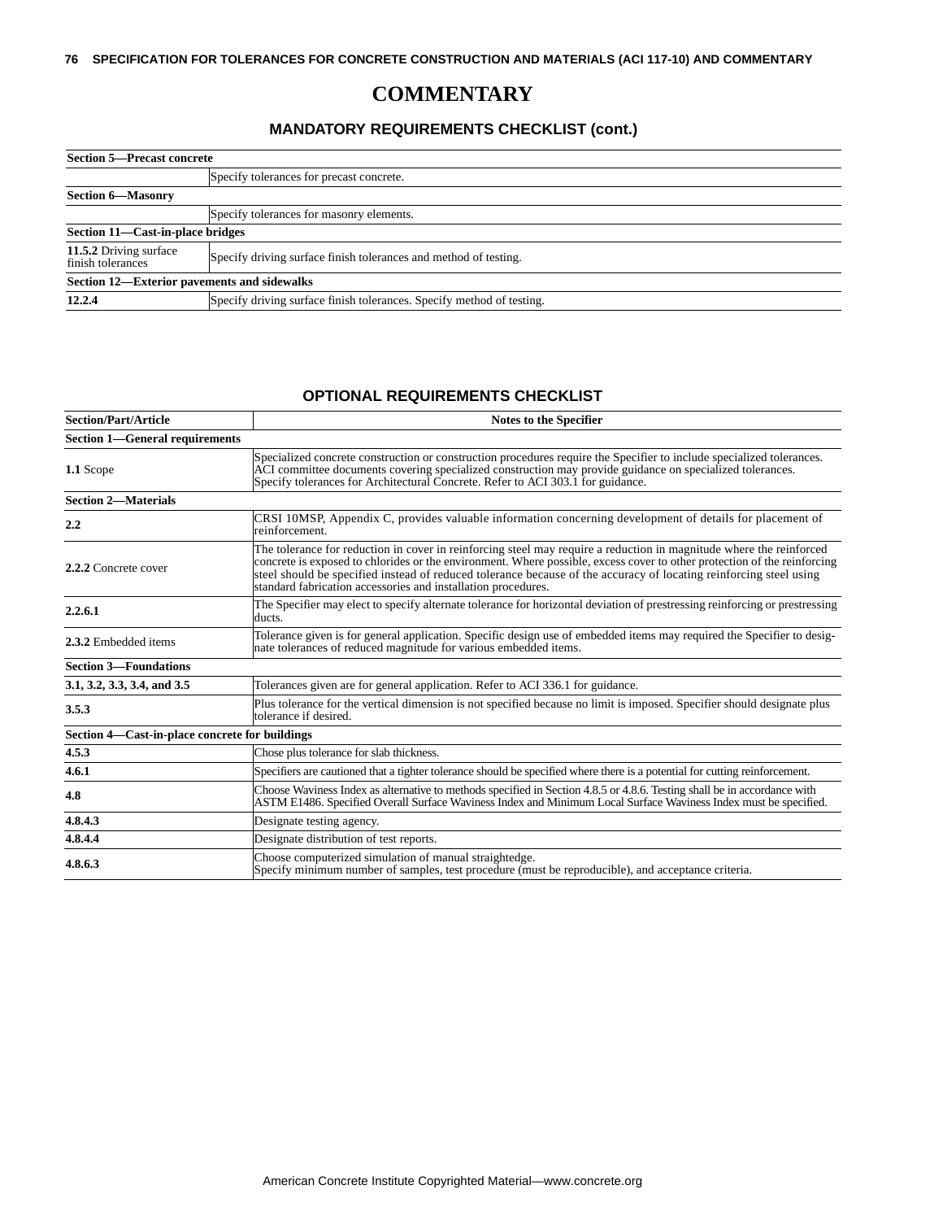# COMMENTARY

## MANDATORY REQUIREMENTS CHECKLIST (cont.)

| | |
|---|---|
| **Section 5—Precast concrete** | |
| | Specify tolerances for precast concrete. |
| **Section 6—Masonry** | |
| | Specify tolerances for masonry elements. |
| **Section 11—Cast-in-place bridges** | |
| **11.5.2** Driving surface finish tolerances | Specify driving surface finish tolerances and method of testing. |
| **Section 12—Exterior pavements and sidewalks** | |
| **12.2.4** | Specify driving surface finish tolerances. Specify method of testing. |

## OPTIONAL REQUIREMENTS CHECKLIST

| Section/Part/Article | Notes to the Specifier |
|---|---|
| **Section 1—General requirements** | |
| **1.1** Scope | Specialized concrete construction or construction procedures require the Specifier to include specialized tolerances. ACI committee documents covering specialized construction may provide guidance on specialized tolerances. Specify tolerances for Architectural Concrete. Refer to ACI 303.1 for guidance. |
| **Section 2—Materials** | |
| **2.2** | CRSI 10MSP, Appendix C, provides valuable information concerning development of details for placement of reinforcement. |
| **2.2.2** Concrete cover | The tolerance for reduction in cover in reinforcing steel may require a reduction in magnitude where the reinforced concrete is exposed to chlorides or the environment. Where possible, excess cover to other protection of the reinforcing steel should be specified instead of reduced tolerance because of the accuracy of locating reinforcing steel using standard fabrication accessories and installation procedures. |
| **2.2.6.1** | The Specifier may elect to specify alternate tolerance for horizontal deviation of prestressing reinforcing or prestressing ducts. |
| **2.3.2** Embedded items | Tolerance given is for general application. Specific design use of embedded items may required the Specifier to designate tolerances of reduced magnitude for various embedded items. |
| **Section 3—Foundations** | |
| **3.1, 3.2, 3.3, 3.4, and 3.5** | Tolerances given are for general application. Refer to ACI 336.1 for guidance. |
| **3.5.3** | Plus tolerance for the vertical dimension is not specified because no limit is imposed. Specifier should designate plus tolerance if desired. |
| **Section 4—Cast-in-place concrete for buildings** | |
| **4.5.3** | Chose plus tolerance for slab thickness. |
| **4.6.1** | Specifiers are cautioned that a tighter tolerance should be specified where there is a potential for cutting reinforcement. |
| **4.8** | Choose Waviness Index as alternative to methods specified in Section 4.8.5 or 4.8.6. Testing shall be in accordance with ASTM E1486. Specified Overall Surface Waviness Index and Minimum Local Surface Waviness Index must be specified. |
| **4.8.4.3** | Designate testing agency. |
| **4.8.4.4** | Designate distribution of test reports. |
| **4.8.6.3** | Choose computerized simulation of manual straightedge. Specify minimum number of samples, test procedure (must be reproducible), and acceptance criteria. |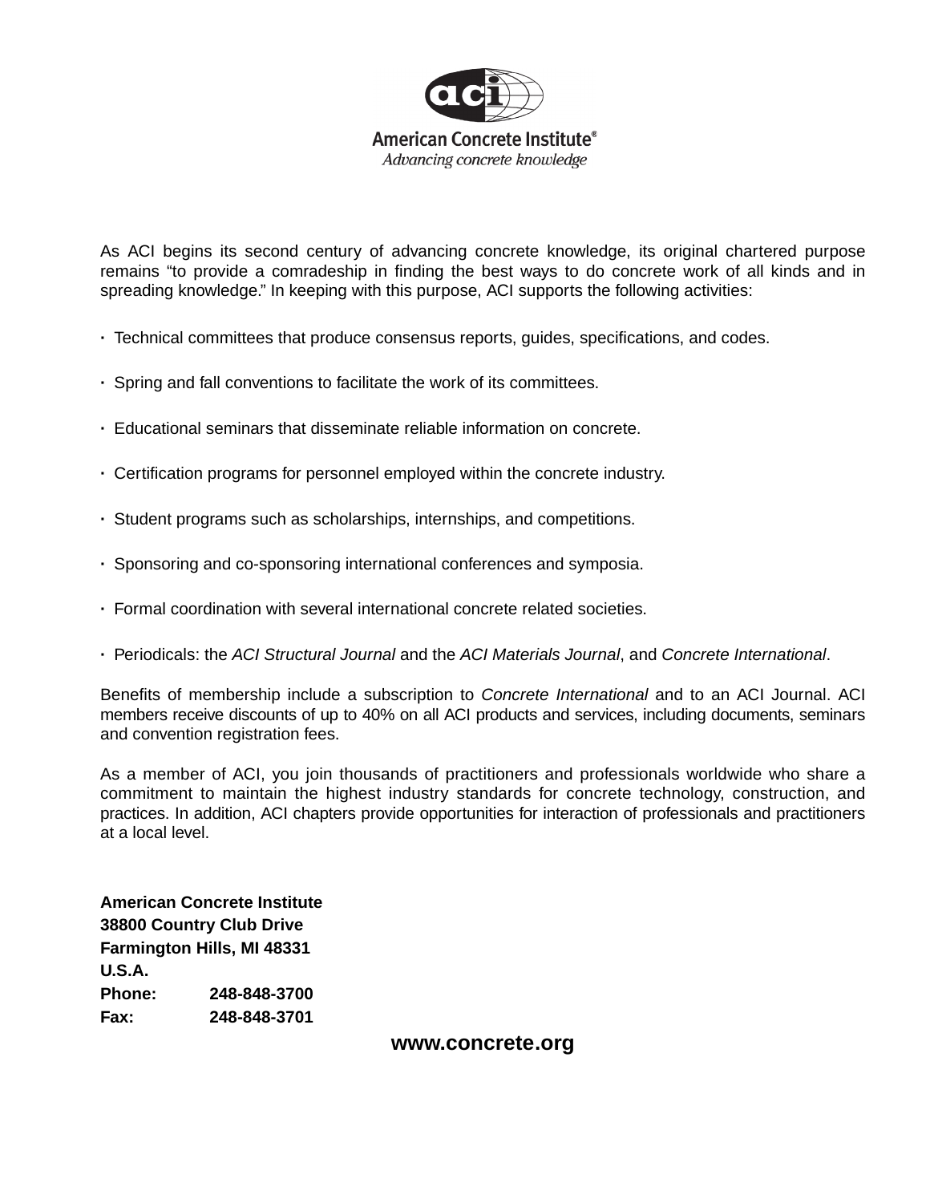American Concrete Institute®
*Advancing concrete knowledge*

As ACI begins its second century of advancing concrete knowledge, its original chartered purpose remains “to provide a comradeship in finding the best ways to do concrete work of all kinds and in spreading knowledge.” In keeping with this purpose, ACI supports the following activities:

- Technical committees that produce consensus reports, guides, specifications, and codes.
- Spring and fall conventions to facilitate the work of its committees.
- Educational seminars that disseminate reliable information on concrete.
- Certification programs for personnel employed within the concrete industry.
- Student programs such as scholarships, internships, and competitions.
- Sponsoring and co-sponsoring international conferences and symposia.
- Formal coordination with several international concrete related societies.
- Periodicals: the *ACI Structural Journal* and the *ACI Materials Journal*, and *Concrete International*.

Benefits of membership include a subscription to *Concrete International* and to an ACI Journal. ACI members receive discounts of up to 40% on all ACI products and services, including documents, seminars and convention registration fees.

As a member of ACI, you join thousands of practitioners and professionals worldwide who share a commitment to maintain the highest industry standards for concrete technology, construction, and practices. In addition, ACI chapters provide opportunities for interaction of professionals and practitioners at a local level.

**American Concrete Institute**
**38800 Country Club Drive**
**Farmington Hills, MI 48331**
**U.S.A.**
**Phone: 248-848-3700**
**Fax: 248-848-3701**

**www.concrete.org**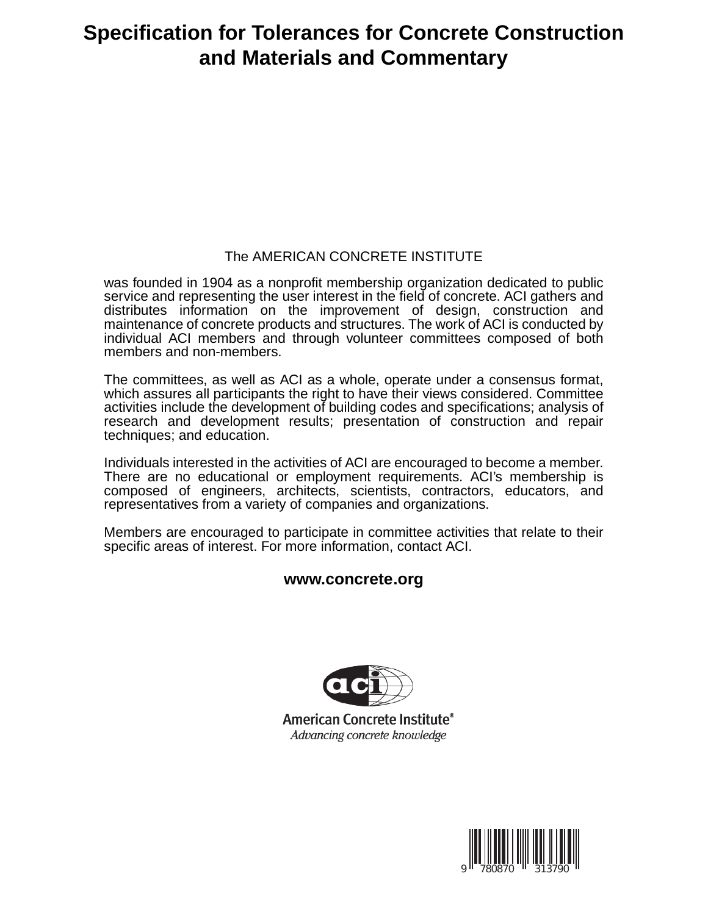# Specification for Tolerances for Concrete Construction and Materials and Commentary

The AMERICAN CONCRETE INSTITUTE

was founded in 1904 as a nonprofit membership organization dedicated to public service and representing the user interest in the field of concrete. ACI gathers and distributes information on the improvement of design, construction and maintenance of concrete products and structures. The work of ACI is conducted by individual ACI members and through volunteer committees composed of both members and non-members.

The committees, as well as ACI as a whole, operate under a consensus format, which assures all participants the right to have their views considered. Committee activities include the development of building codes and specifications; analysis of research and development results; presentation of construction and repair techniques; and education.

Individuals interested in the activities of ACI are encouraged to become a member. There are no educational or employment requirements. ACI's membership is composed of engineers, architects, scientists, contractors, educators, and representatives from a variety of companies and organizations.

Members are encouraged to participate in committee activities that relate to their specific areas of interest. For more information, contact ACI.

**www.concrete.org**

American Concrete Institute®
*Advancing concrete knowledge*

9 780870 313790